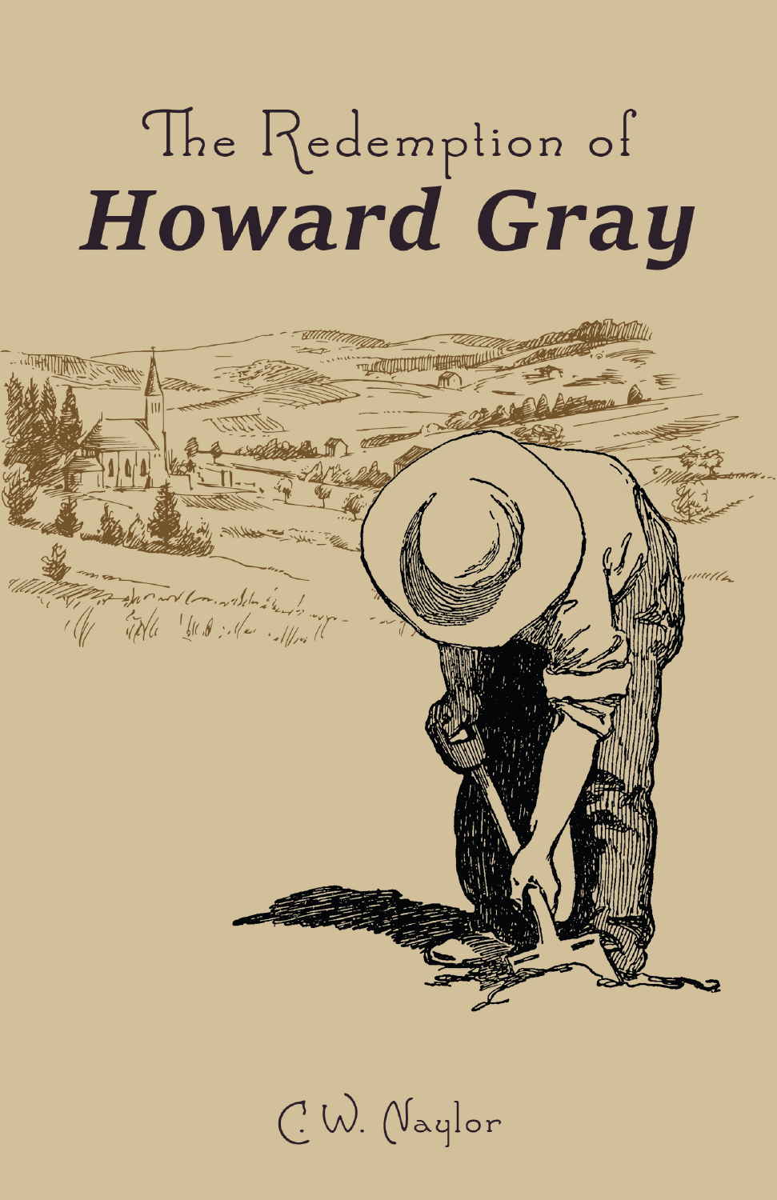# The Redemption of *Howard Gray*

C. W. Naylor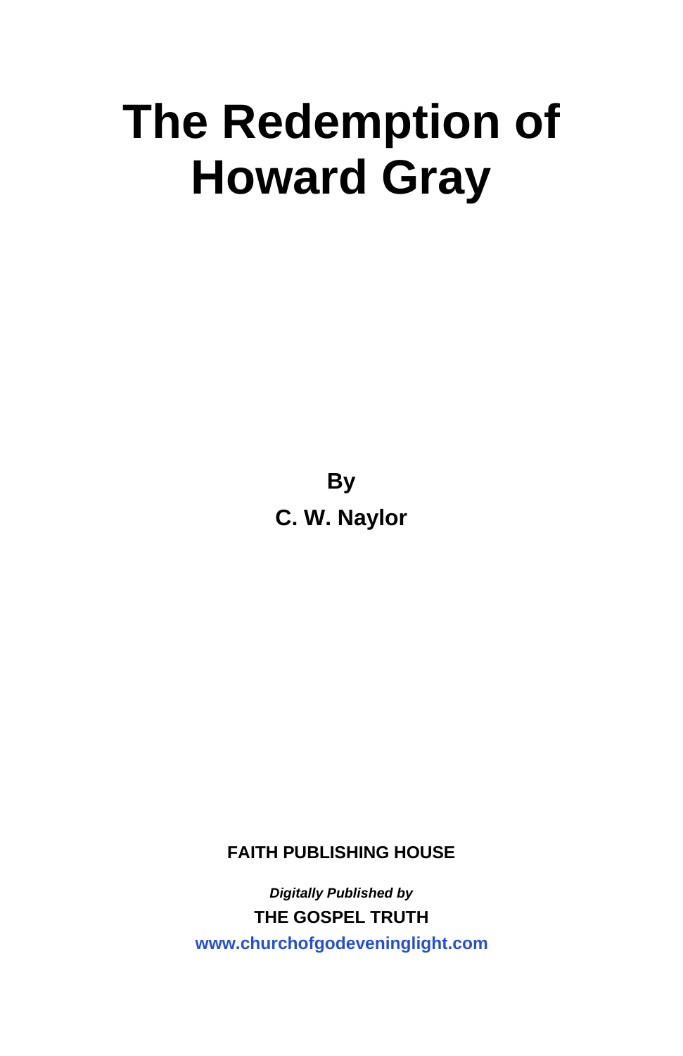# The Redemption of Howard Gray

**By**

**C. W. Naylor**

**FAITH PUBLISHING HOUSE**

***Digitally Published by***

**THE GOSPEL TRUTH**

**www.churchofgodeveninglight.com**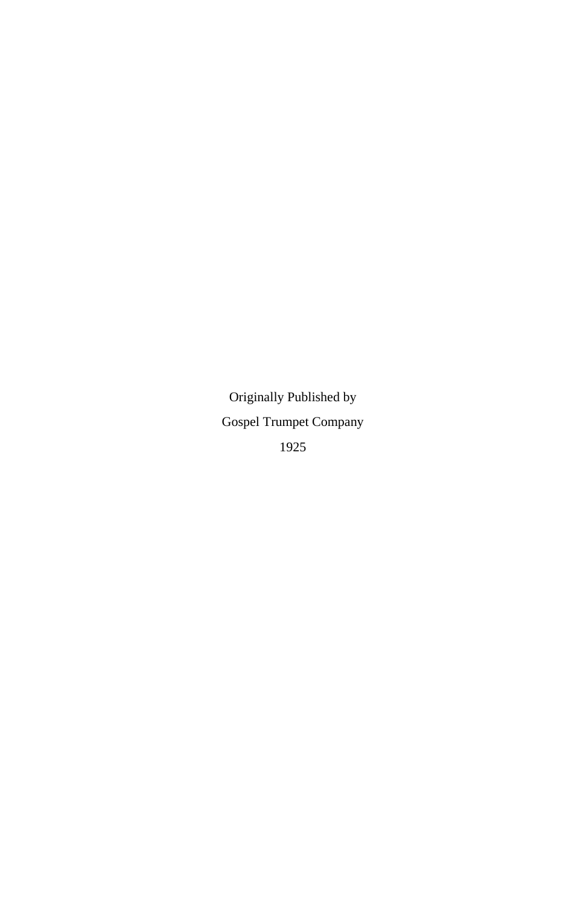Originally Published by

Gospel Trumpet Company

1925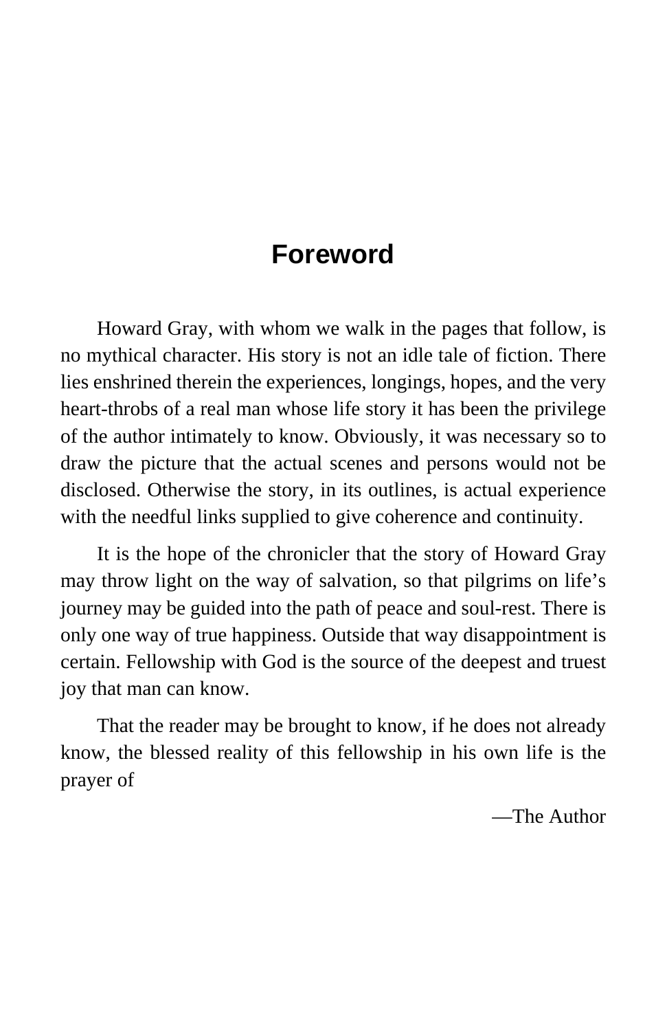# Foreword

Howard Gray, with whom we walk in the pages that follow, is no mythical character. His story is not an idle tale of fiction. There lies enshrined therein the experiences, longings, hopes, and the very heart-throbs of a real man whose life story it has been the privilege of the author intimately to know. Obviously, it was necessary so to draw the picture that the actual scenes and persons would not be disclosed. Otherwise the story, in its outlines, is actual experience with the needful links supplied to give coherence and continuity.

It is the hope of the chronicler that the story of Howard Gray may throw light on the way of salvation, so that pilgrims on life's journey may be guided into the path of peace and soul-rest. There is only one way of true happiness. Outside that way disappointment is certain. Fellowship with God is the source of the deepest and truest joy that man can know.

That the reader may be brought to know, if he does not already know, the blessed reality of this fellowship in his own life is the prayer of

—The Author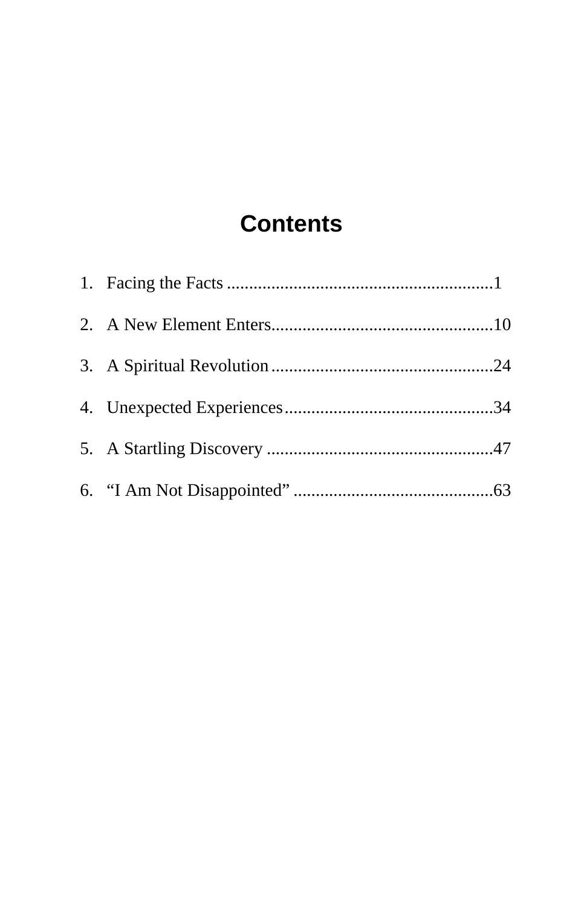# Contents

1. Facing the Facts ............................................................1
2. A New Element Enters..................................................10
3. A Spiritual Revolution..................................................24
4. Unexpected Experiences...............................................34
5. A Startling Discovery ...................................................47
6. "I Am Not Disappointed" .............................................63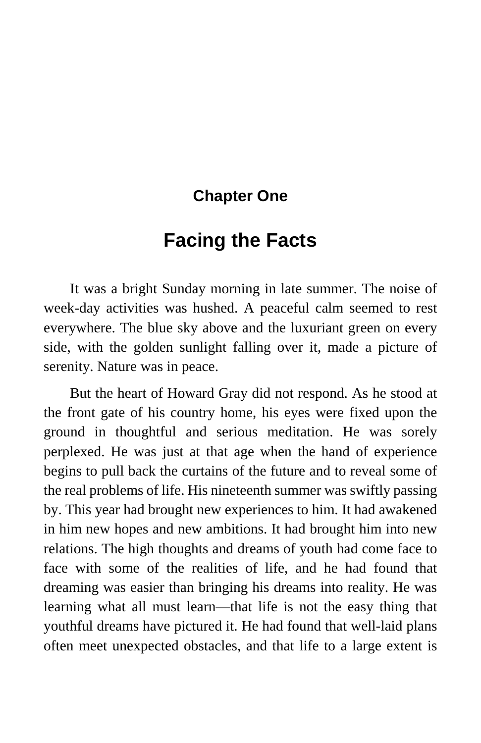## Chapter One

# Facing the Facts

It was a bright Sunday morning in late summer. The noise of week-day activities was hushed. A peaceful calm seemed to rest everywhere. The blue sky above and the luxuriant green on every side, with the golden sunlight falling over it, made a picture of serenity. Nature was in peace.

But the heart of Howard Gray did not respond. As he stood at the front gate of his country home, his eyes were fixed upon the ground in thoughtful and serious meditation. He was sorely perplexed. He was just at that age when the hand of experience begins to pull back the curtains of the future and to reveal some of the real problems of life. His nineteenth summer was swiftly passing by. This year had brought new experiences to him. It had awakened in him new hopes and new ambitions. It had brought him into new relations. The high thoughts and dreams of youth had come face to face with some of the realities of life, and he had found that dreaming was easier than bringing his dreams into reality. He was learning what all must learn—that life is not the easy thing that youthful dreams have pictured it. He had found that well-laid plans often meet unexpected obstacles, and that life to a large extent is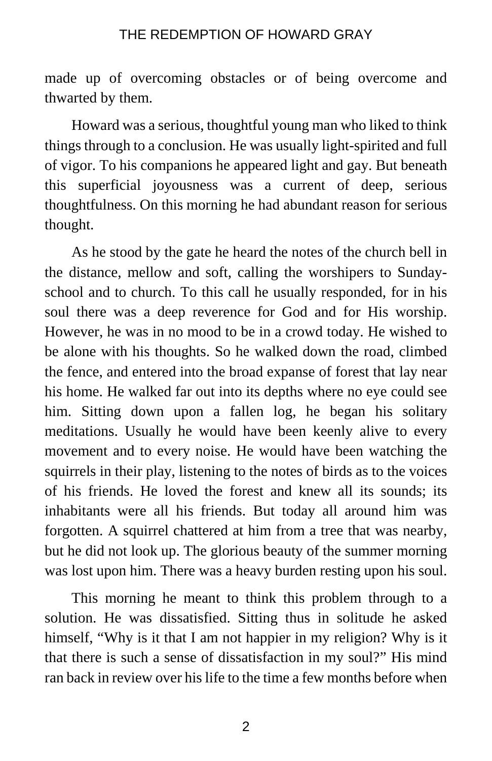made up of overcoming obstacles or of being overcome and thwarted by them.

Howard was a serious, thoughtful young man who liked to think things through to a conclusion. He was usually light-spirited and full of vigor. To his companions he appeared light and gay. But beneath this superficial joyousness was a current of deep, serious thoughtfulness. On this morning he had abundant reason for serious thought.

As he stood by the gate he heard the notes of the church bell in the distance, mellow and soft, calling the worshipers to Sunday-school and to church. To this call he usually responded, for in his soul there was a deep reverence for God and for His worship. However, he was in no mood to be in a crowd today. He wished to be alone with his thoughts. So he walked down the road, climbed the fence, and entered into the broad expanse of forest that lay near his home. He walked far out into its depths where no eye could see him. Sitting down upon a fallen log, he began his solitary meditations. Usually he would have been keenly alive to every movement and to every noise. He would have been watching the squirrels in their play, listening to the notes of birds as to the voices of his friends. He loved the forest and knew all its sounds; its inhabitants were all his friends. But today all around him was forgotten. A squirrel chattered at him from a tree that was nearby, but he did not look up. The glorious beauty of the summer morning was lost upon him. There was a heavy burden resting upon his soul.

This morning he meant to think this problem through to a solution. He was dissatisfied. Sitting thus in solitude he asked himself, "Why is it that I am not happier in my religion? Why is it that there is such a sense of dissatisfaction in my soul?" His mind ran back in review over his life to the time a few months before when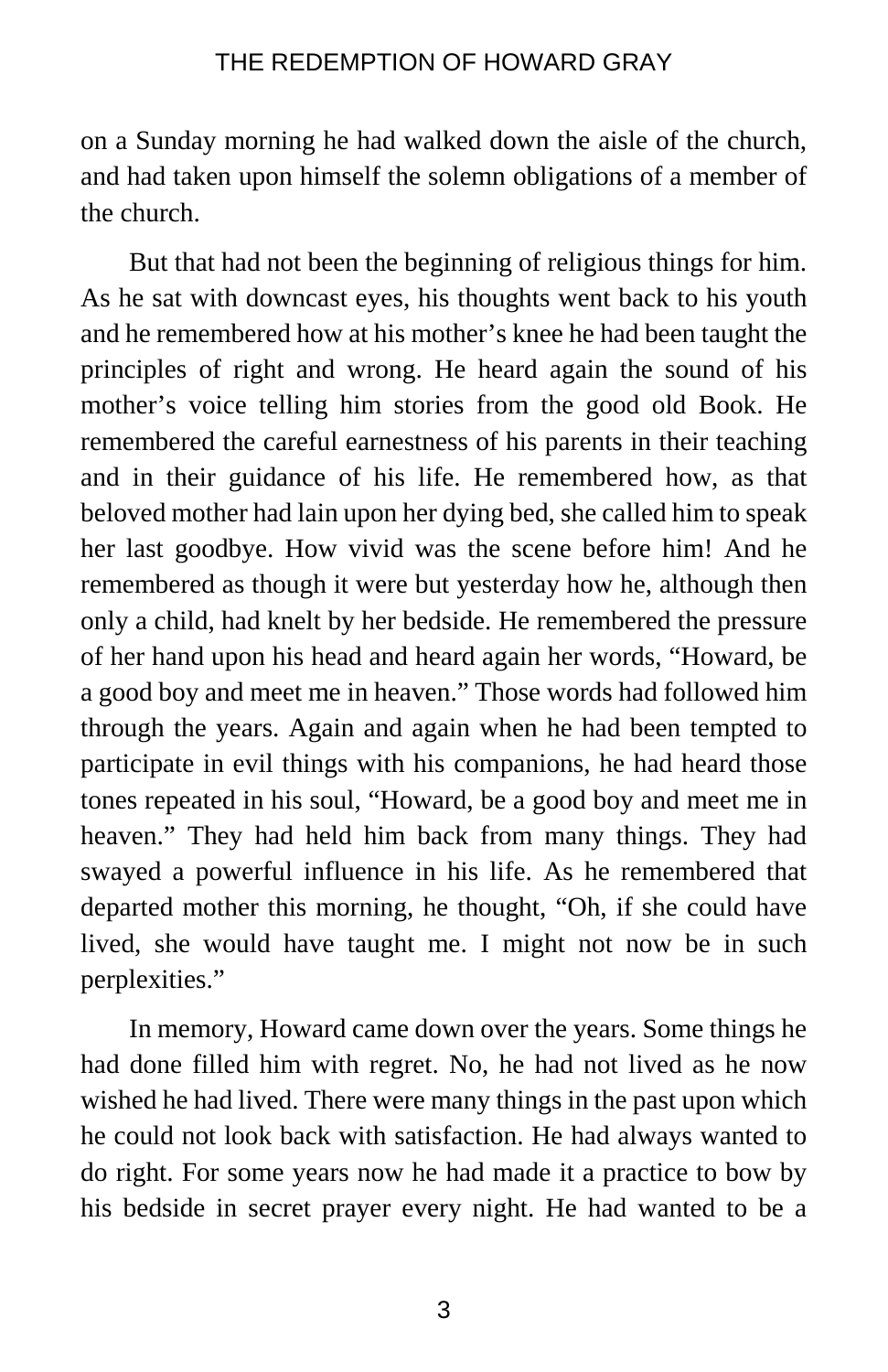on a Sunday morning he had walked down the aisle of the church, and had taken upon himself the solemn obligations of a member of the church.

But that had not been the beginning of religious things for him. As he sat with downcast eyes, his thoughts went back to his youth and he remembered how at his mother's knee he had been taught the principles of right and wrong. He heard again the sound of his mother's voice telling him stories from the good old Book. He remembered the careful earnestness of his parents in their teaching and in their guidance of his life. He remembered how, as that beloved mother had lain upon her dying bed, she called him to speak her last goodbye. How vivid was the scene before him! And he remembered as though it were but yesterday how he, although then only a child, had knelt by her bedside. He remembered the pressure of her hand upon his head and heard again her words, "Howard, be a good boy and meet me in heaven." Those words had followed him through the years. Again and again when he had been tempted to participate in evil things with his companions, he had heard those tones repeated in his soul, "Howard, be a good boy and meet me in heaven." They had held him back from many things. They had swayed a powerful influence in his life. As he remembered that departed mother this morning, he thought, "Oh, if she could have lived, she would have taught me. I might not now be in such perplexities."

In memory, Howard came down over the years. Some things he had done filled him with regret. No, he had not lived as he now wished he had lived. There were many things in the past upon which he could not look back with satisfaction. He had always wanted to do right. For some years now he had made it a practice to bow by his bedside in secret prayer every night. He had wanted to be a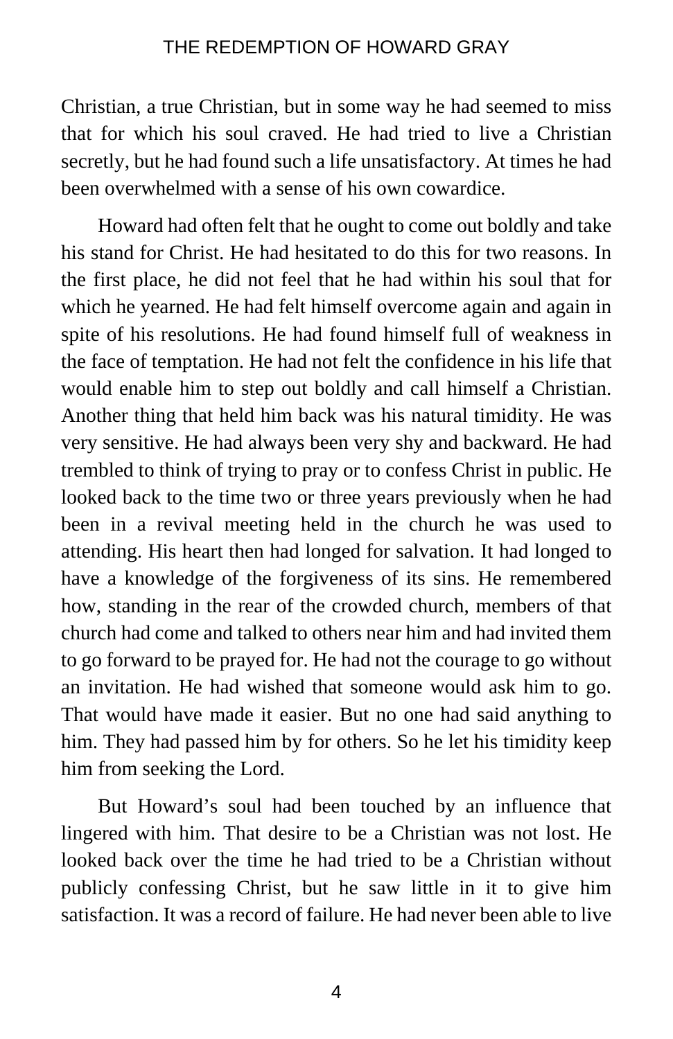Christian, a true Christian, but in some way he had seemed to miss that for which his soul craved. He had tried to live a Christian secretly, but he had found such a life unsatisfactory. At times he had been overwhelmed with a sense of his own cowardice.

Howard had often felt that he ought to come out boldly and take his stand for Christ. He had hesitated to do this for two reasons. In the first place, he did not feel that he had within his soul that for which he yearned. He had felt himself overcome again and again in spite of his resolutions. He had found himself full of weakness in the face of temptation. He had not felt the confidence in his life that would enable him to step out boldly and call himself a Christian. Another thing that held him back was his natural timidity. He was very sensitive. He had always been very shy and backward. He had trembled to think of trying to pray or to confess Christ in public. He looked back to the time two or three years previously when he had been in a revival meeting held in the church he was used to attending. His heart then had longed for salvation. It had longed to have a knowledge of the forgiveness of its sins. He remembered how, standing in the rear of the crowded church, members of that church had come and talked to others near him and had invited them to go forward to be prayed for. He had not the courage to go without an invitation. He had wished that someone would ask him to go. That would have made it easier. But no one had said anything to him. They had passed him by for others. So he let his timidity keep him from seeking the Lord.

But Howard's soul had been touched by an influence that lingered with him. That desire to be a Christian was not lost. He looked back over the time he had tried to be a Christian without publicly confessing Christ, but he saw little in it to give him satisfaction. It was a record of failure. He had never been able to live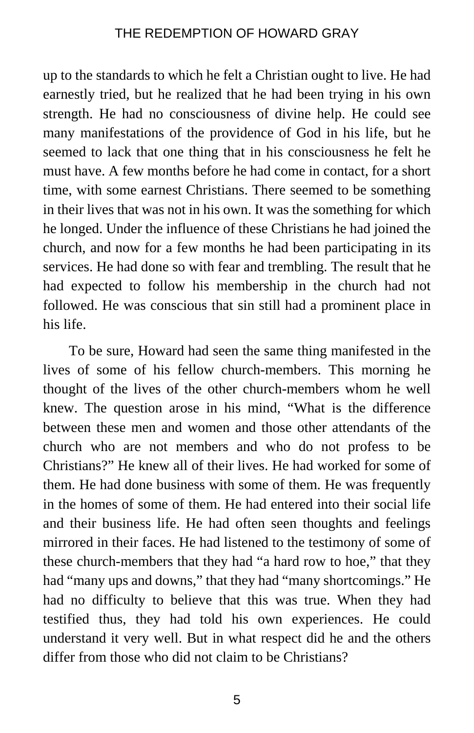up to the standards to which he felt a Christian ought to live. He had earnestly tried, but he realized that he had been trying in his own strength. He had no consciousness of divine help. He could see many manifestations of the providence of God in his life, but he seemed to lack that one thing that in his consciousness he felt he must have. A few months before he had come in contact, for a short time, with some earnest Christians. There seemed to be something in their lives that was not in his own. It was the something for which he longed. Under the influence of these Christians he had joined the church, and now for a few months he had been participating in its services. He had done so with fear and trembling. The result that he had expected to follow his membership in the church had not followed. He was conscious that sin still had a prominent place in his life.

To be sure, Howard had seen the same thing manifested in the lives of some of his fellow church-members. This morning he thought of the lives of the other church-members whom he well knew. The question arose in his mind, "What is the difference between these men and women and those other attendants of the church who are not members and who do not profess to be Christians?" He knew all of their lives. He had worked for some of them. He had done business with some of them. He was frequently in the homes of some of them. He had entered into their social life and their business life. He had often seen thoughts and feelings mirrored in their faces. He had listened to the testimony of some of these church-members that they had "a hard row to hoe," that they had "many ups and downs," that they had "many shortcomings." He had no difficulty to believe that this was true. When they had testified thus, they had told his own experiences. He could understand it very well. But in what respect did he and the others differ from those who did not claim to be Christians?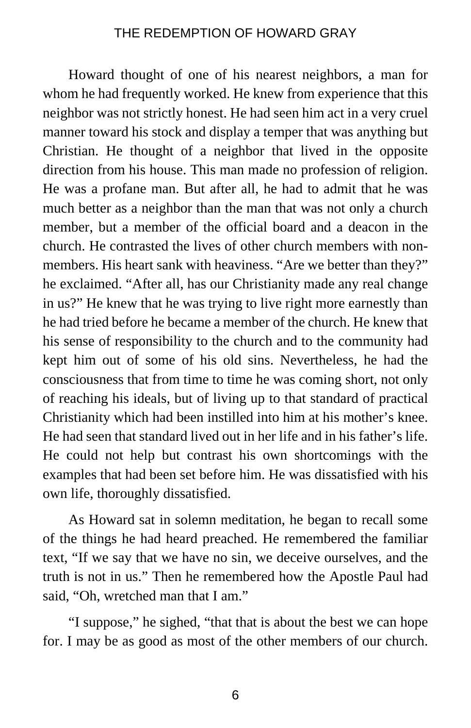Howard thought of one of his nearest neighbors, a man for whom he had frequently worked. He knew from experience that this neighbor was not strictly honest. He had seen him act in a very cruel manner toward his stock and display a temper that was anything but Christian. He thought of a neighbor that lived in the opposite direction from his house. This man made no profession of religion. He was a profane man. But after all, he had to admit that he was much better as a neighbor than the man that was not only a church member, but a member of the official board and a deacon in the church. He contrasted the lives of other church members with non-members. His heart sank with heaviness. "Are we better than they?" he exclaimed. "After all, has our Christianity made any real change in us?" He knew that he was trying to live right more earnestly than he had tried before he became a member of the church. He knew that his sense of responsibility to the church and to the community had kept him out of some of his old sins. Nevertheless, he had the consciousness that from time to time he was coming short, not only of reaching his ideals, but of living up to that standard of practical Christianity which had been instilled into him at his mother's knee. He had seen that standard lived out in her life and in his father's life. He could not help but contrast his own shortcomings with the examples that had been set before him. He was dissatisfied with his own life, thoroughly dissatisfied.

As Howard sat in solemn meditation, he began to recall some of the things he had heard preached. He remembered the familiar text, "If we say that we have no sin, we deceive ourselves, and the truth is not in us." Then he remembered how the Apostle Paul had said, "Oh, wretched man that I am."

"I suppose," he sighed, "that that is about the best we can hope for. I may be as good as most of the other members of our church.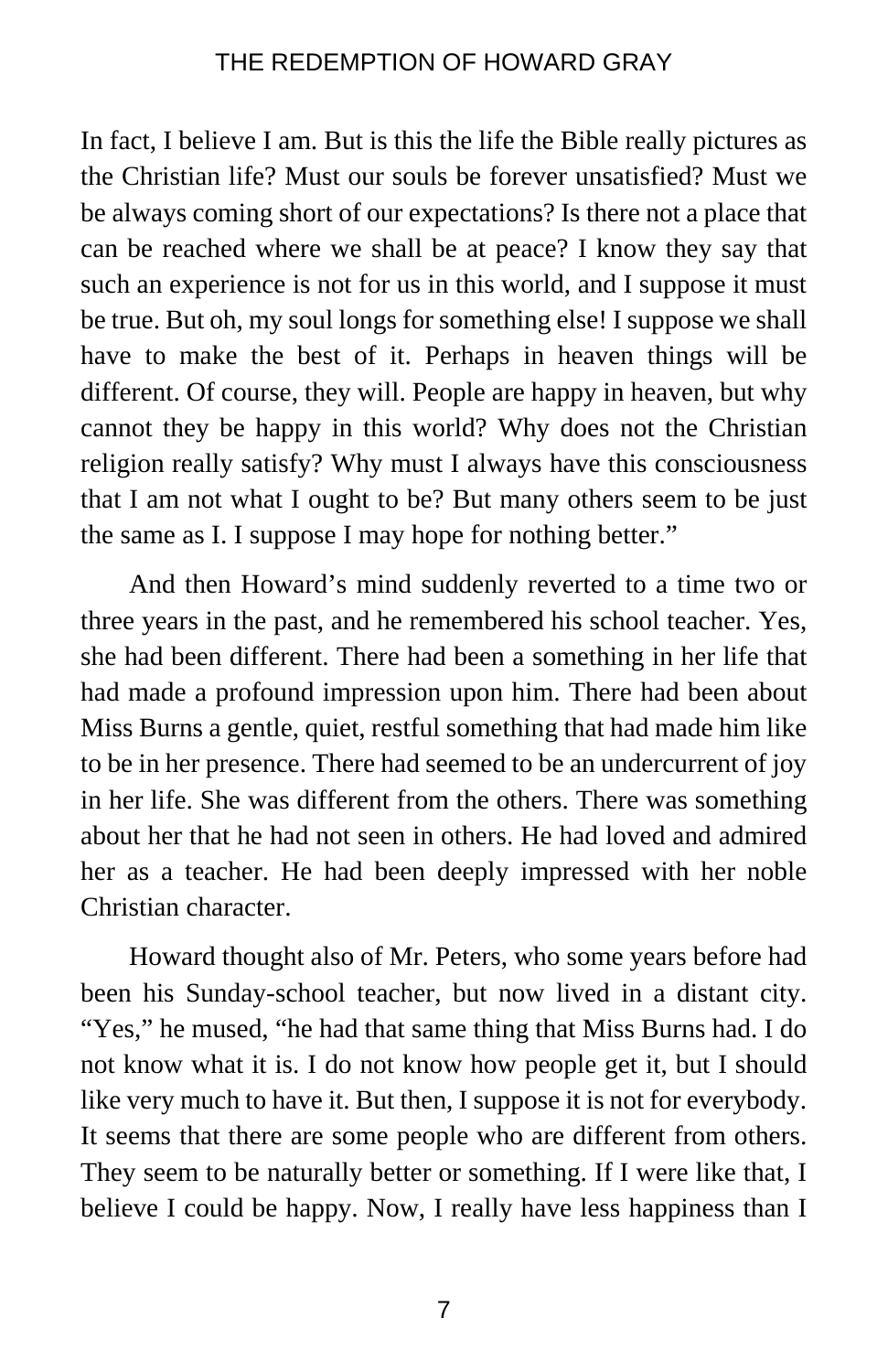In fact, I believe I am. But is this the life the Bible really pictures as the Christian life? Must our souls be forever unsatisfied? Must we be always coming short of our expectations? Is there not a place that can be reached where we shall be at peace? I know they say that such an experience is not for us in this world, and I suppose it must be true. But oh, my soul longs for something else! I suppose we shall have to make the best of it. Perhaps in heaven things will be different. Of course, they will. People are happy in heaven, but why cannot they be happy in this world? Why does not the Christian religion really satisfy? Why must I always have this consciousness that I am not what I ought to be? But many others seem to be just the same as I. I suppose I may hope for nothing better."

And then Howard's mind suddenly reverted to a time two or three years in the past, and he remembered his school teacher. Yes, she had been different. There had been a something in her life that had made a profound impression upon him. There had been about Miss Burns a gentle, quiet, restful something that had made him like to be in her presence. There had seemed to be an undercurrent of joy in her life. She was different from the others. There was something about her that he had not seen in others. He had loved and admired her as a teacher. He had been deeply impressed with her noble Christian character.

Howard thought also of Mr. Peters, who some years before had been his Sunday-school teacher, but now lived in a distant city. "Yes," he mused, "he had that same thing that Miss Burns had. I do not know what it is. I do not know how people get it, but I should like very much to have it. But then, I suppose it is not for everybody. It seems that there are some people who are different from others. They seem to be naturally better or something. If I were like that, I believe I could be happy. Now, I really have less happiness than I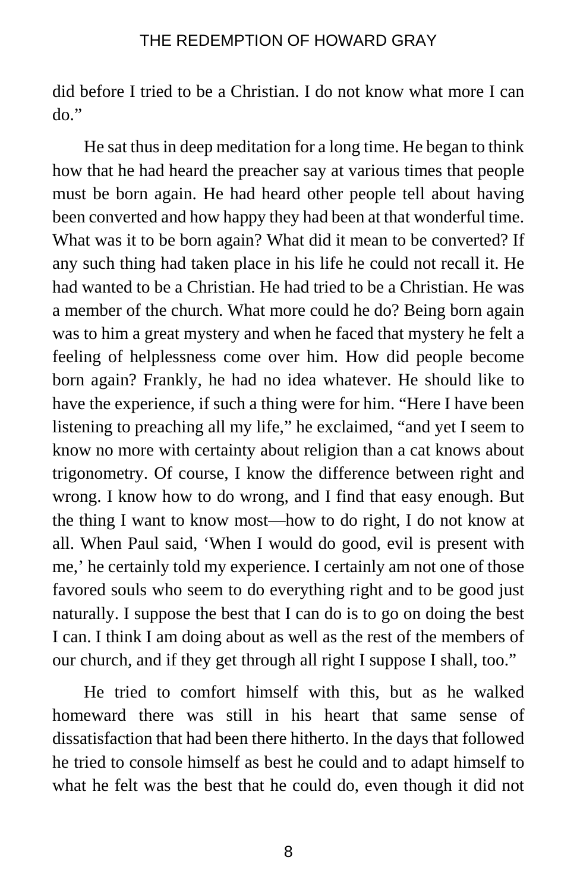did before I tried to be a Christian. I do not know what more I can do."

He sat thus in deep meditation for a long time. He began to think how that he had heard the preacher say at various times that people must be born again. He had heard other people tell about having been converted and how happy they had been at that wonderful time. What was it to be born again? What did it mean to be converted? If any such thing had taken place in his life he could not recall it. He had wanted to be a Christian. He had tried to be a Christian. He was a member of the church. What more could he do? Being born again was to him a great mystery and when he faced that mystery he felt a feeling of helplessness come over him. How did people become born again? Frankly, he had no idea whatever. He should like to have the experience, if such a thing were for him. "Here I have been listening to preaching all my life," he exclaimed, "and yet I seem to know no more with certainty about religion than a cat knows about trigonometry. Of course, I know the difference between right and wrong. I know how to do wrong, and I find that easy enough. But the thing I want to know most—how to do right, I do not know at all. When Paul said, 'When I would do good, evil is present with me,' he certainly told my experience. I certainly am not one of those favored souls who seem to do everything right and to be good just naturally. I suppose the best that I can do is to go on doing the best I can. I think I am doing about as well as the rest of the members of our church, and if they get through all right I suppose I shall, too."

He tried to comfort himself with this, but as he walked homeward there was still in his heart that same sense of dissatisfaction that had been there hitherto. In the days that followed he tried to console himself as best he could and to adapt himself to what he felt was the best that he could do, even though it did not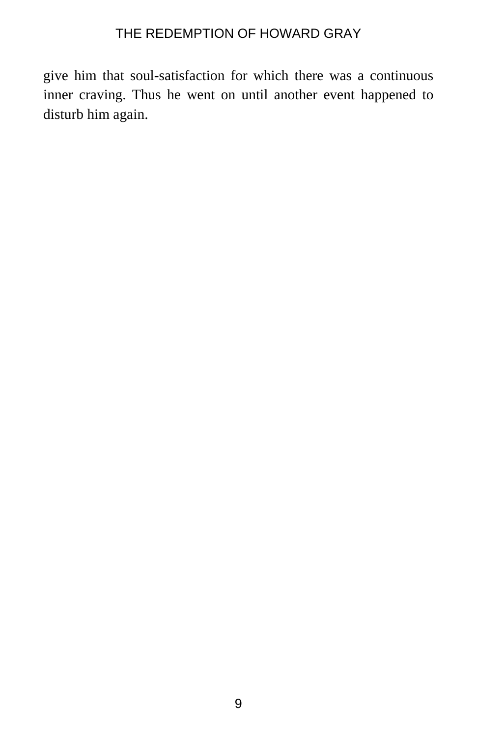give him that soul-satisfaction for which there was a continuous inner craving. Thus he went on until another event happened to disturb him again.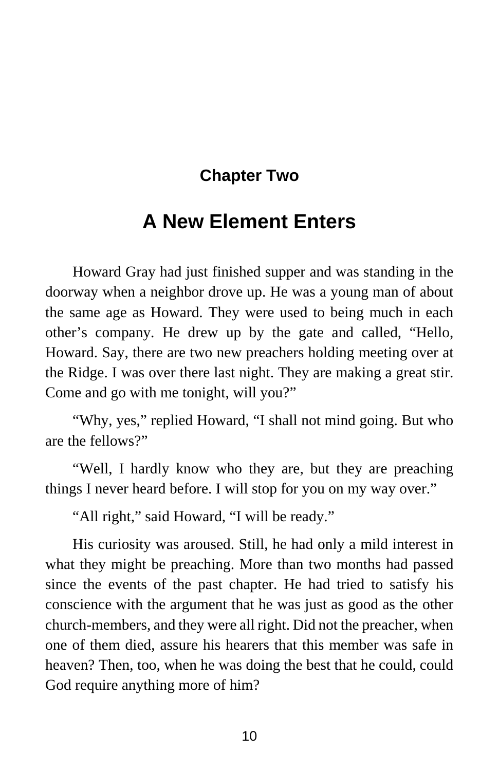## Chapter Two

# A New Element Enters

Howard Gray had just finished supper and was standing in the doorway when a neighbor drove up. He was a young man of about the same age as Howard. They were used to being much in each other's company. He drew up by the gate and called, "Hello, Howard. Say, there are two new preachers holding meeting over at the Ridge. I was over there last night. They are making a great stir. Come and go with me tonight, will you?"

"Why, yes," replied Howard, "I shall not mind going. But who are the fellows?"

"Well, I hardly know who they are, but they are preaching things I never heard before. I will stop for you on my way over."

"All right," said Howard, "I will be ready."

His curiosity was aroused. Still, he had only a mild interest in what they might be preaching. More than two months had passed since the events of the past chapter. He had tried to satisfy his conscience with the argument that he was just as good as the other church-members, and they were all right. Did not the preacher, when one of them died, assure his hearers that this member was safe in heaven? Then, too, when he was doing the best that he could, could God require anything more of him?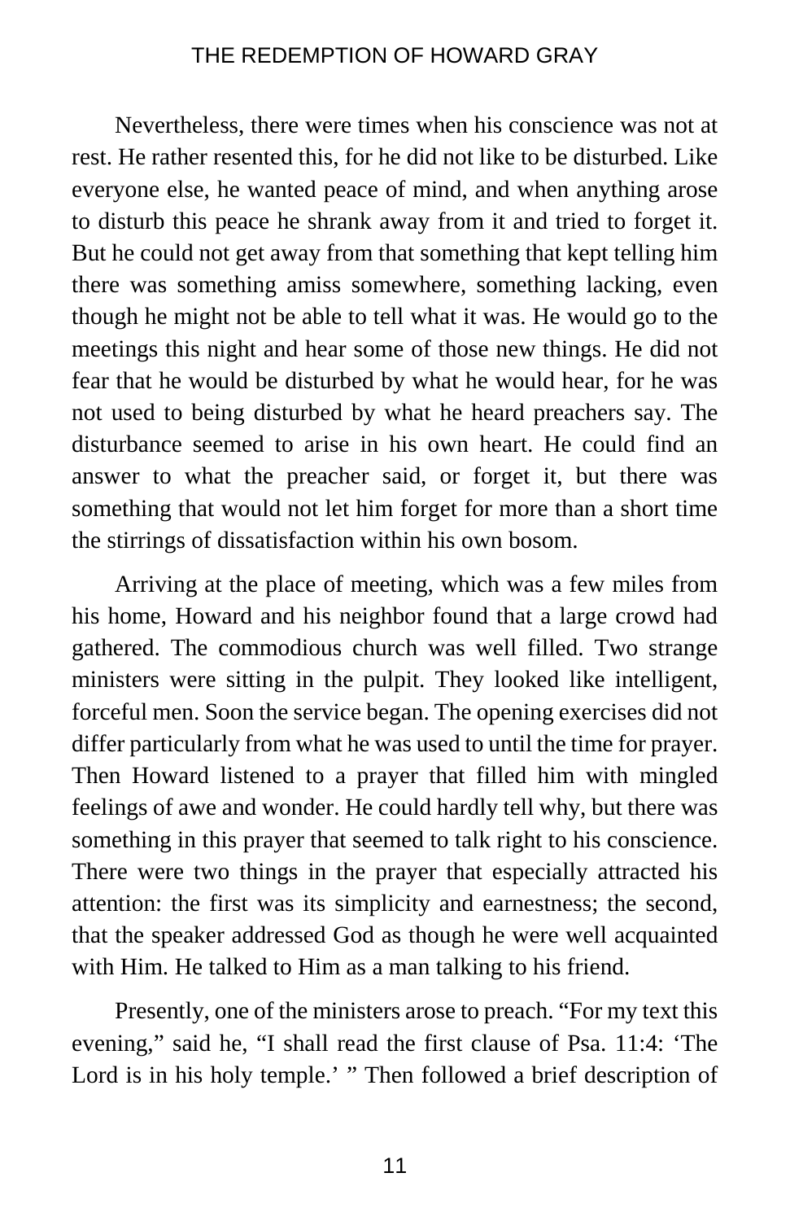Nevertheless, there were times when his conscience was not at rest. He rather resented this, for he did not like to be disturbed. Like everyone else, he wanted peace of mind, and when anything arose to disturb this peace he shrank away from it and tried to forget it. But he could not get away from that something that kept telling him there was something amiss somewhere, something lacking, even though he might not be able to tell what it was. He would go to the meetings this night and hear some of those new things. He did not fear that he would be disturbed by what he would hear, for he was not used to being disturbed by what he heard preachers say. The disturbance seemed to arise in his own heart. He could find an answer to what the preacher said, or forget it, but there was something that would not let him forget for more than a short time the stirrings of dissatisfaction within his own bosom.

Arriving at the place of meeting, which was a few miles from his home, Howard and his neighbor found that a large crowd had gathered. The commodious church was well filled. Two strange ministers were sitting in the pulpit. They looked like intelligent, forceful men. Soon the service began. The opening exercises did not differ particularly from what he was used to until the time for prayer. Then Howard listened to a prayer that filled him with mingled feelings of awe and wonder. He could hardly tell why, but there was something in this prayer that seemed to talk right to his conscience. There were two things in the prayer that especially attracted his attention: the first was its simplicity and earnestness; the second, that the speaker addressed God as though he were well acquainted with Him. He talked to Him as a man talking to his friend.

Presently, one of the ministers arose to preach. "For my text this evening," said he, "I shall read the first clause of Psa. 11:4: 'The Lord is in his holy temple.' " Then followed a brief description of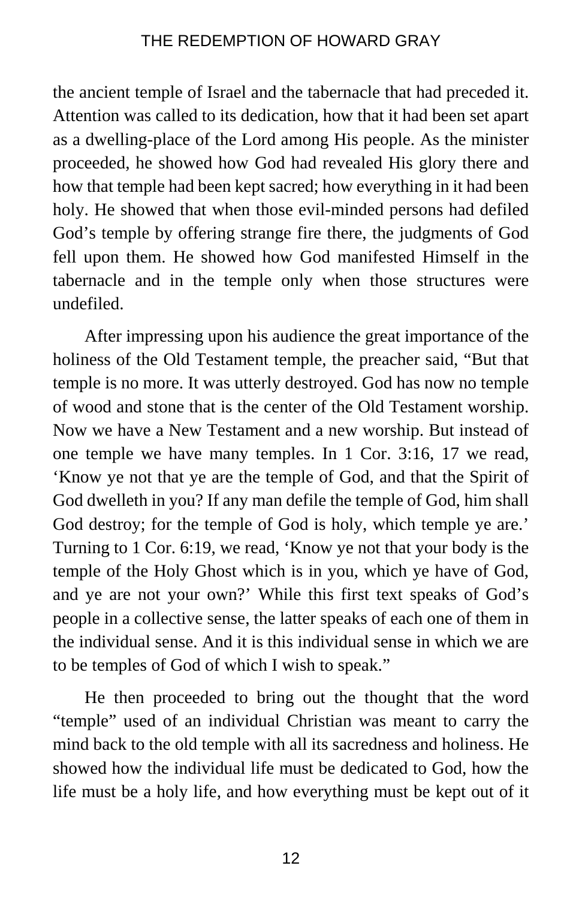the ancient temple of Israel and the tabernacle that had preceded it. Attention was called to its dedication, how that it had been set apart as a dwelling-place of the Lord among His people. As the minister proceeded, he showed how God had revealed His glory there and how that temple had been kept sacred; how everything in it had been holy. He showed that when those evil-minded persons had defiled God's temple by offering strange fire there, the judgments of God fell upon them. He showed how God manifested Himself in the tabernacle and in the temple only when those structures were undefiled.

After impressing upon his audience the great importance of the holiness of the Old Testament temple, the preacher said, "But that temple is no more. It was utterly destroyed. God has now no temple of wood and stone that is the center of the Old Testament worship. Now we have a New Testament and a new worship. But instead of one temple we have many temples. In 1 Cor. 3:16, 17 we read, 'Know ye not that ye are the temple of God, and that the Spirit of God dwelleth in you? If any man defile the temple of God, him shall God destroy; for the temple of God is holy, which temple ye are.' Turning to 1 Cor. 6:19, we read, 'Know ye not that your body is the temple of the Holy Ghost which is in you, which ye have of God, and ye are not your own?' While this first text speaks of God's people in a collective sense, the latter speaks of each one of them in the individual sense. And it is this individual sense in which we are to be temples of God of which I wish to speak."

He then proceeded to bring out the thought that the word "temple" used of an individual Christian was meant to carry the mind back to the old temple with all its sacredness and holiness. He showed how the individual life must be dedicated to God, how the life must be a holy life, and how everything must be kept out of it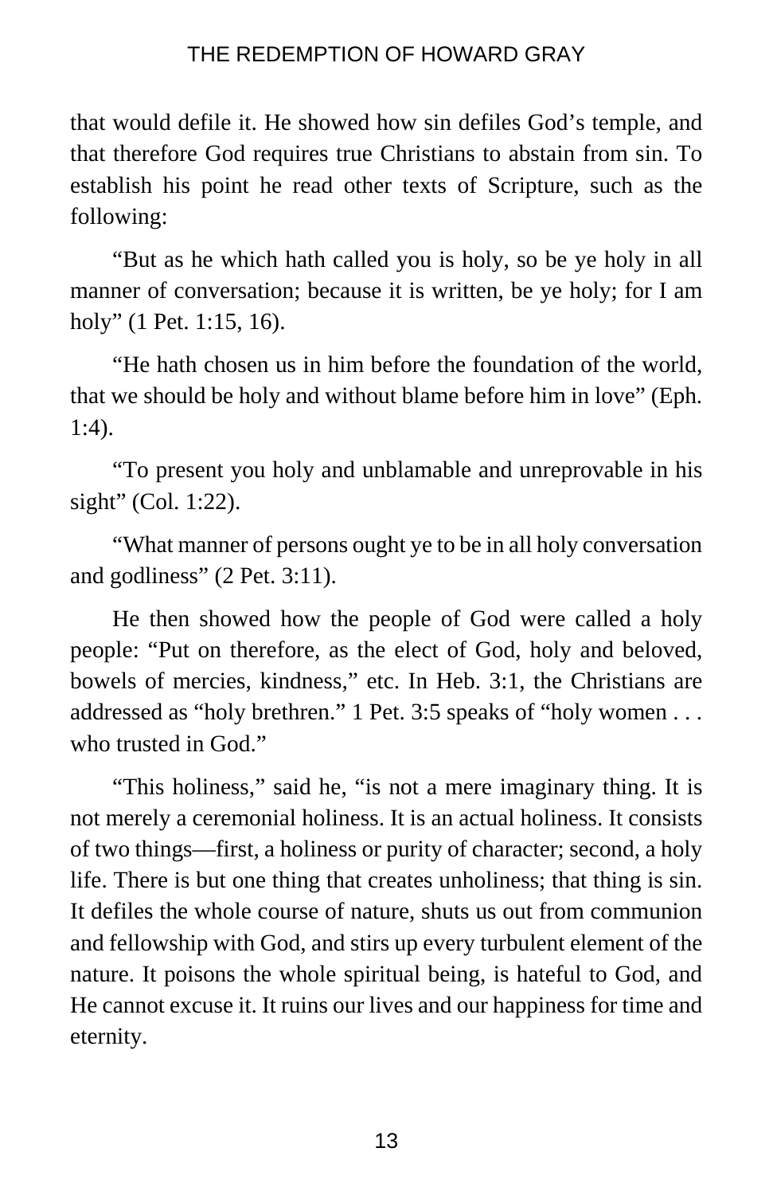that would defile it. He showed how sin defiles God's temple, and that therefore God requires true Christians to abstain from sin. To establish his point he read other texts of Scripture, such as the following:

"But as he which hath called you is holy, so be ye holy in all manner of conversation; because it is written, be ye holy; for I am holy" (1 Pet. 1:15, 16).

"He hath chosen us in him before the foundation of the world, that we should be holy and without blame before him in love" (Eph. 1:4).

"To present you holy and unblamable and unreprovable in his sight" (Col. 1:22).

"What manner of persons ought ye to be in all holy conversation and godliness" (2 Pet. 3:11).

He then showed how the people of God were called a holy people: "Put on therefore, as the elect of God, holy and beloved, bowels of mercies, kindness," etc. In Heb. 3:1, the Christians are addressed as "holy brethren." 1 Pet. 3:5 speaks of "holy women . . . who trusted in God."

"This holiness," said he, "is not a mere imaginary thing. It is not merely a ceremonial holiness. It is an actual holiness. It consists of two things—first, a holiness or purity of character; second, a holy life. There is but one thing that creates unholiness; that thing is sin. It defiles the whole course of nature, shuts us out from communion and fellowship with God, and stirs up every turbulent element of the nature. It poisons the whole spiritual being, is hateful to God, and He cannot excuse it. It ruins our lives and our happiness for time and eternity.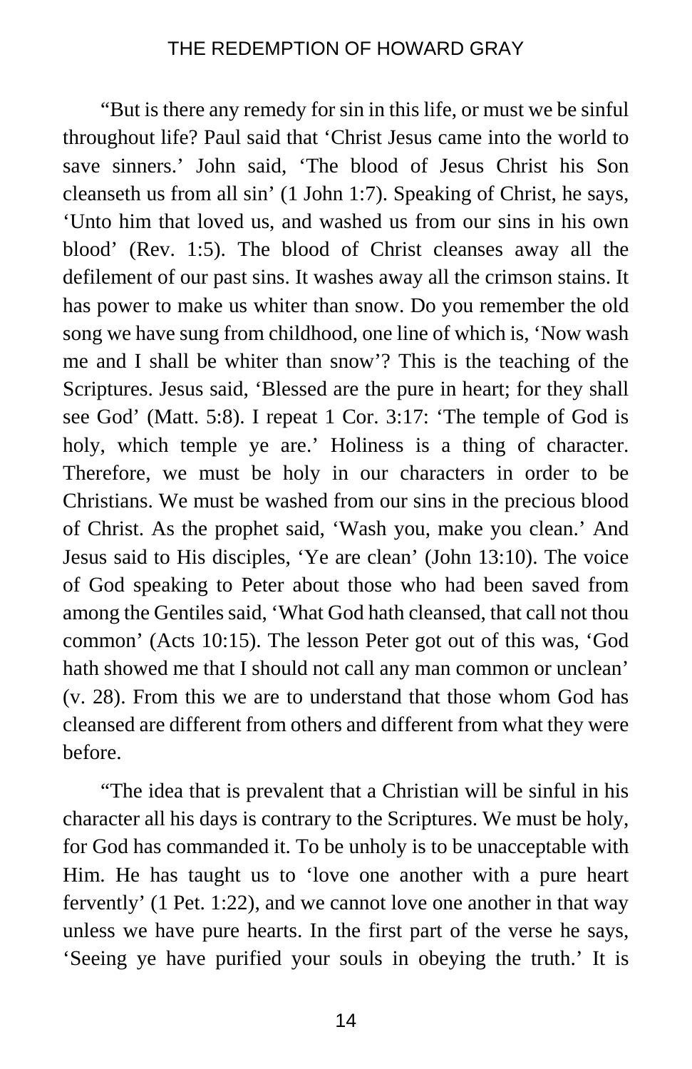"But is there any remedy for sin in this life, or must we be sinful throughout life? Paul said that 'Christ Jesus came into the world to save sinners.' John said, 'The blood of Jesus Christ his Son cleanseth us from all sin' (1 John 1:7). Speaking of Christ, he says, 'Unto him that loved us, and washed us from our sins in his own blood' (Rev. 1:5). The blood of Christ cleanses away all the defilement of our past sins. It washes away all the crimson stains. It has power to make us whiter than snow. Do you remember the old song we have sung from childhood, one line of which is, 'Now wash me and I shall be whiter than snow'? This is the teaching of the Scriptures. Jesus said, 'Blessed are the pure in heart; for they shall see God' (Matt. 5:8). I repeat 1 Cor. 3:17: 'The temple of God is holy, which temple ye are.' Holiness is a thing of character. Therefore, we must be holy in our characters in order to be Christians. We must be washed from our sins in the precious blood of Christ. As the prophet said, 'Wash you, make you clean.' And Jesus said to His disciples, 'Ye are clean' (John 13:10). The voice of God speaking to Peter about those who had been saved from among the Gentiles said, 'What God hath cleansed, that call not thou common' (Acts 10:15). The lesson Peter got out of this was, 'God hath showed me that I should not call any man common or unclean' (v. 28). From this we are to understand that those whom God has cleansed are different from others and different from what they were before.

"The idea that is prevalent that a Christian will be sinful in his character all his days is contrary to the Scriptures. We must be holy, for God has commanded it. To be unholy is to be unacceptable with Him. He has taught us to 'love one another with a pure heart fervently' (1 Pet. 1:22), and we cannot love one another in that way unless we have pure hearts. In the first part of the verse he says, 'Seeing ye have purified your souls in obeying the truth.' It is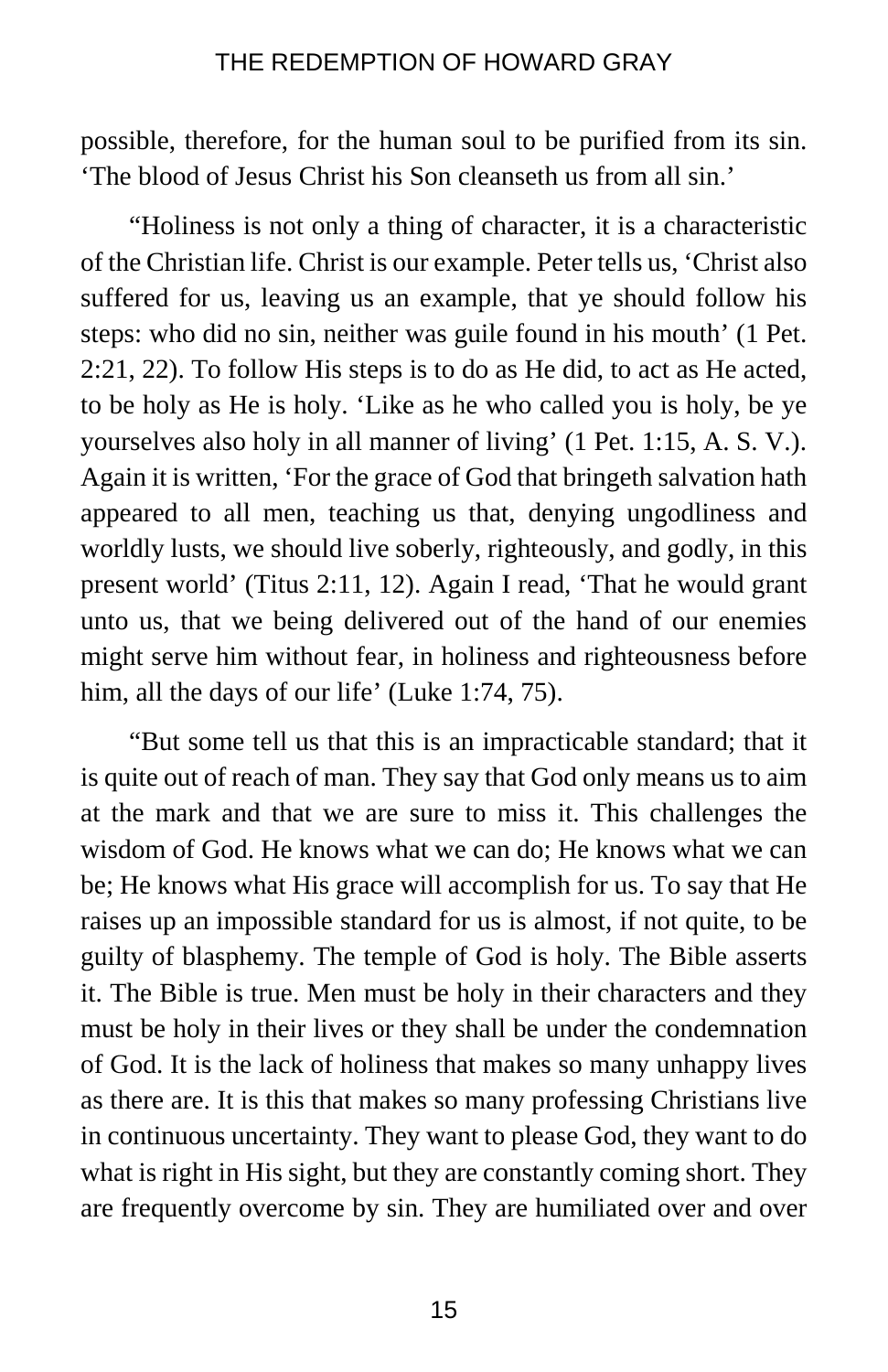possible, therefore, for the human soul to be purified from its sin. 'The blood of Jesus Christ his Son cleanseth us from all sin.'

"Holiness is not only a thing of character, it is a characteristic of the Christian life. Christ is our example. Peter tells us, 'Christ also suffered for us, leaving us an example, that ye should follow his steps: who did no sin, neither was guile found in his mouth' (1 Pet. 2:21, 22). To follow His steps is to do as He did, to act as He acted, to be holy as He is holy. 'Like as he who called you is holy, be ye yourselves also holy in all manner of living' (1 Pet. 1:15, A. S. V.). Again it is written, 'For the grace of God that bringeth salvation hath appeared to all men, teaching us that, denying ungodliness and worldly lusts, we should live soberly, righteously, and godly, in this present world' (Titus 2:11, 12). Again I read, 'That he would grant unto us, that we being delivered out of the hand of our enemies might serve him without fear, in holiness and righteousness before him, all the days of our life' (Luke 1:74, 75).

"But some tell us that this is an impracticable standard; that it is quite out of reach of man. They say that God only means us to aim at the mark and that we are sure to miss it. This challenges the wisdom of God. He knows what we can do; He knows what we can be; He knows what His grace will accomplish for us. To say that He raises up an impossible standard for us is almost, if not quite, to be guilty of blasphemy. The temple of God is holy. The Bible asserts it. The Bible is true. Men must be holy in their characters and they must be holy in their lives or they shall be under the condemnation of God. It is the lack of holiness that makes so many unhappy lives as there are. It is this that makes so many professing Christians live in continuous uncertainty. They want to please God, they want to do what is right in His sight, but they are constantly coming short. They are frequently overcome by sin. They are humiliated over and over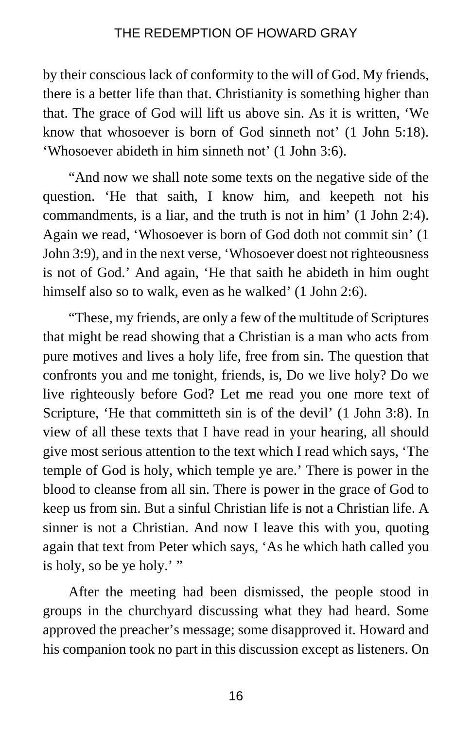by their conscious lack of conformity to the will of God. My friends, there is a better life than that. Christianity is something higher than that. The grace of God will lift us above sin. As it is written, 'We know that whosoever is born of God sinneth not' (1 John 5:18). 'Whosoever abideth in him sinneth not' (1 John 3:6).

"And now we shall note some texts on the negative side of the question. 'He that saith, I know him, and keepeth not his commandments, is a liar, and the truth is not in him' (1 John 2:4). Again we read, 'Whosoever is born of God doth not commit sin' (1 John 3:9), and in the next verse, 'Whosoever doest not righteousness is not of God.' And again, 'He that saith he abideth in him ought himself also so to walk, even as he walked' (1 John 2:6).

"These, my friends, are only a few of the multitude of Scriptures that might be read showing that a Christian is a man who acts from pure motives and lives a holy life, free from sin. The question that confronts you and me tonight, friends, is, Do we live holy? Do we live righteously before God? Let me read you one more text of Scripture, 'He that committeth sin is of the devil' (1 John 3:8). In view of all these texts that I have read in your hearing, all should give most serious attention to the text which I read which says, 'The temple of God is holy, which temple ye are.' There is power in the blood to cleanse from all sin. There is power in the grace of God to keep us from sin. But a sinful Christian life is not a Christian life. A sinner is not a Christian. And now I leave this with you, quoting again that text from Peter which says, 'As he which hath called you is holy, so be ye holy.' "

After the meeting had been dismissed, the people stood in groups in the churchyard discussing what they had heard. Some approved the preacher's message; some disapproved it. Howard and his companion took no part in this discussion except as listeners. On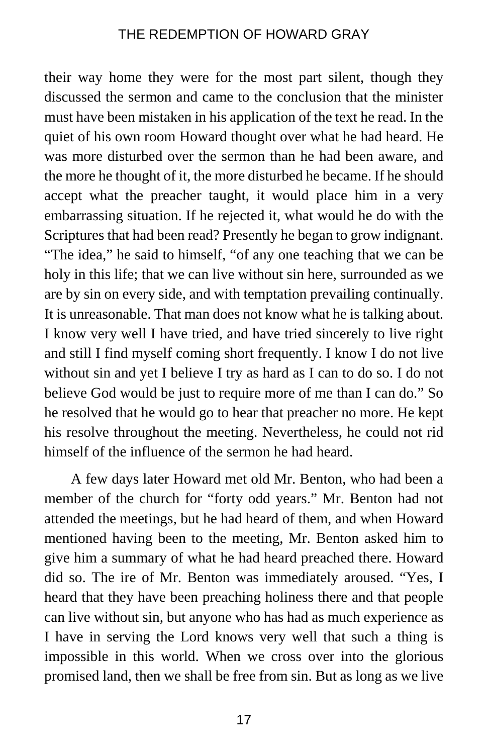their way home they were for the most part silent, though they discussed the sermon and came to the conclusion that the minister must have been mistaken in his application of the text he read. In the quiet of his own room Howard thought over what he had heard. He was more disturbed over the sermon than he had been aware, and the more he thought of it, the more disturbed he became. If he should accept what the preacher taught, it would place him in a very embarrassing situation. If he rejected it, what would he do with the Scriptures that had been read? Presently he began to grow indignant. "The idea," he said to himself, "of any one teaching that we can be holy in this life; that we can live without sin here, surrounded as we are by sin on every side, and with temptation prevailing continually. It is unreasonable. That man does not know what he is talking about. I know very well I have tried, and have tried sincerely to live right and still I find myself coming short frequently. I know I do not live without sin and yet I believe I try as hard as I can to do so. I do not believe God would be just to require more of me than I can do." So he resolved that he would go to hear that preacher no more. He kept his resolve throughout the meeting. Nevertheless, he could not rid himself of the influence of the sermon he had heard.

A few days later Howard met old Mr. Benton, who had been a member of the church for "forty odd years." Mr. Benton had not attended the meetings, but he had heard of them, and when Howard mentioned having been to the meeting, Mr. Benton asked him to give him a summary of what he had heard preached there. Howard did so. The ire of Mr. Benton was immediately aroused. "Yes, I heard that they have been preaching holiness there and that people can live without sin, but anyone who has had as much experience as I have in serving the Lord knows very well that such a thing is impossible in this world. When we cross over into the glorious promised land, then we shall be free from sin. But as long as we live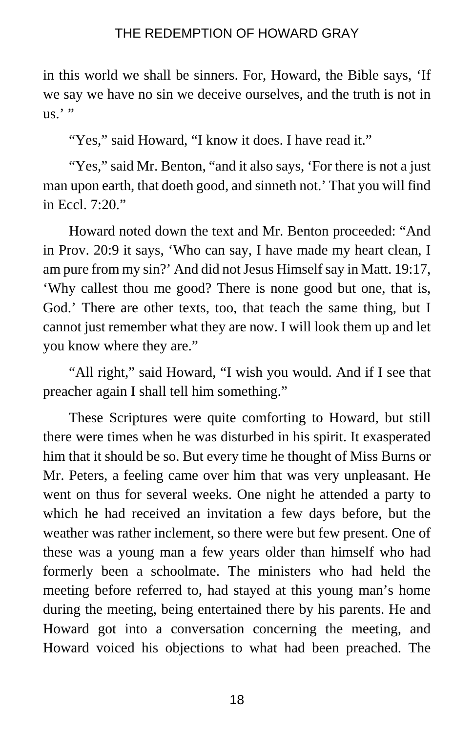in this world we shall be sinners. For, Howard, the Bible says, 'If we say we have no sin we deceive ourselves, and the truth is not in us.' "

"Yes," said Howard, "I know it does. I have read it."

"Yes," said Mr. Benton, "and it also says, 'For there is not a just man upon earth, that doeth good, and sinneth not.' That you will find in Eccl. 7:20."

Howard noted down the text and Mr. Benton proceeded: "And in Prov. 20:9 it says, 'Who can say, I have made my heart clean, I am pure from my sin?' And did not Jesus Himself say in Matt. 19:17, 'Why callest thou me good? There is none good but one, that is, God.' There are other texts, too, that teach the same thing, but I cannot just remember what they are now. I will look them up and let you know where they are."

"All right," said Howard, "I wish you would. And if I see that preacher again I shall tell him something."

These Scriptures were quite comforting to Howard, but still there were times when he was disturbed in his spirit. It exasperated him that it should be so. But every time he thought of Miss Burns or Mr. Peters, a feeling came over him that was very unpleasant. He went on thus for several weeks. One night he attended a party to which he had received an invitation a few days before, but the weather was rather inclement, so there were but few present. One of these was a young man a few years older than himself who had formerly been a schoolmate. The ministers who had held the meeting before referred to, had stayed at this young man's home during the meeting, being entertained there by his parents. He and Howard got into a conversation concerning the meeting, and Howard voiced his objections to what had been preached. The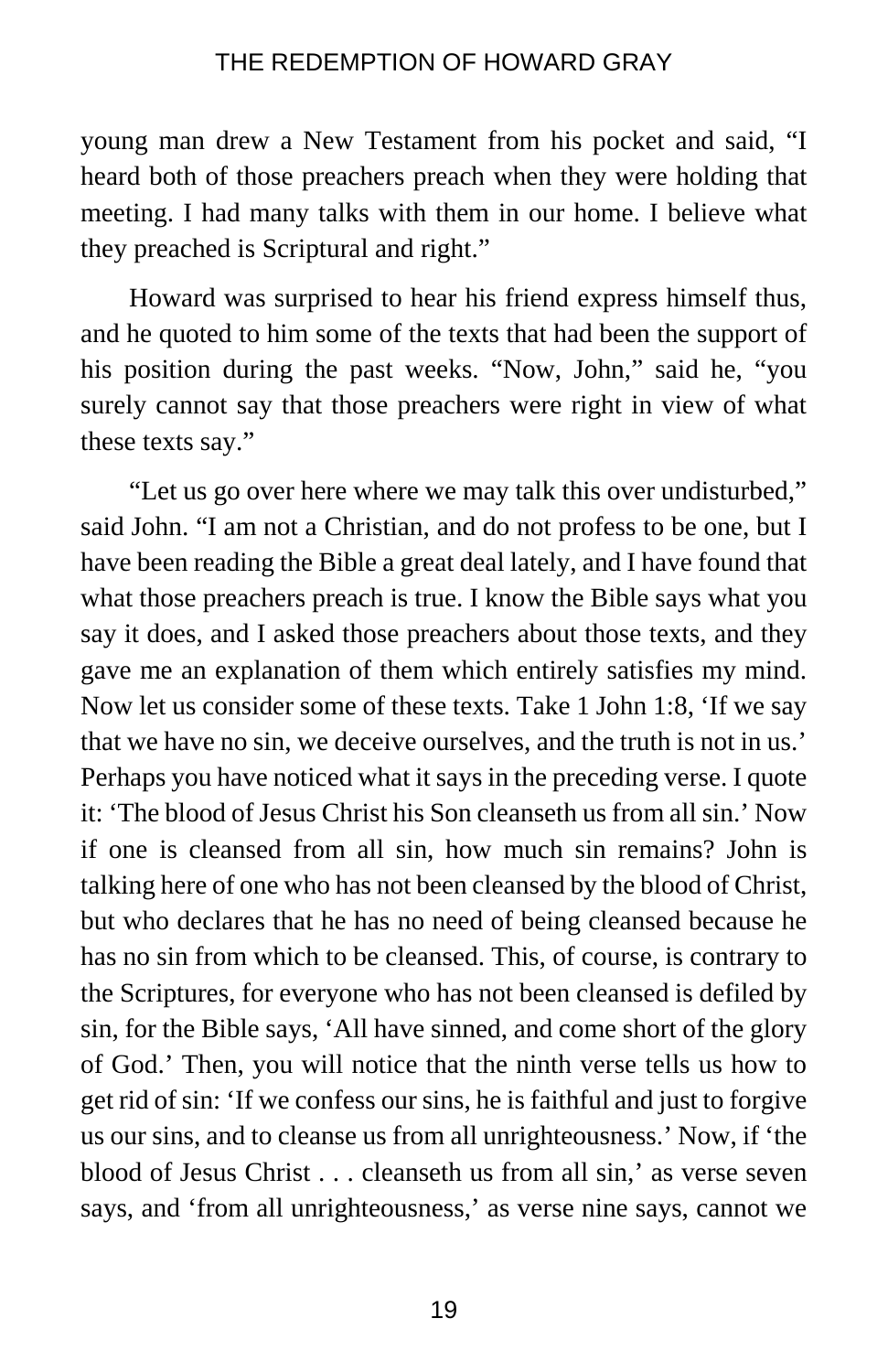young man drew a New Testament from his pocket and said, "I heard both of those preachers preach when they were holding that meeting. I had many talks with them in our home. I believe what they preached is Scriptural and right."

Howard was surprised to hear his friend express himself thus, and he quoted to him some of the texts that had been the support of his position during the past weeks. "Now, John," said he, "you surely cannot say that those preachers were right in view of what these texts say."

"Let us go over here where we may talk this over undisturbed," said John. "I am not a Christian, and do not profess to be one, but I have been reading the Bible a great deal lately, and I have found that what those preachers preach is true. I know the Bible says what you say it does, and I asked those preachers about those texts, and they gave me an explanation of them which entirely satisfies my mind. Now let us consider some of these texts. Take 1 John 1:8, 'If we say that we have no sin, we deceive ourselves, and the truth is not in us.' Perhaps you have noticed what it says in the preceding verse. I quote it: 'The blood of Jesus Christ his Son cleanseth us from all sin.' Now if one is cleansed from all sin, how much sin remains? John is talking here of one who has not been cleansed by the blood of Christ, but who declares that he has no need of being cleansed because he has no sin from which to be cleansed. This, of course, is contrary to the Scriptures, for everyone who has not been cleansed is defiled by sin, for the Bible says, 'All have sinned, and come short of the glory of God.' Then, you will notice that the ninth verse tells us how to get rid of sin: 'If we confess our sins, he is faithful and just to forgive us our sins, and to cleanse us from all unrighteousness.' Now, if 'the blood of Jesus Christ . . . cleanseth us from all sin,' as verse seven says, and 'from all unrighteousness,' as verse nine says, cannot we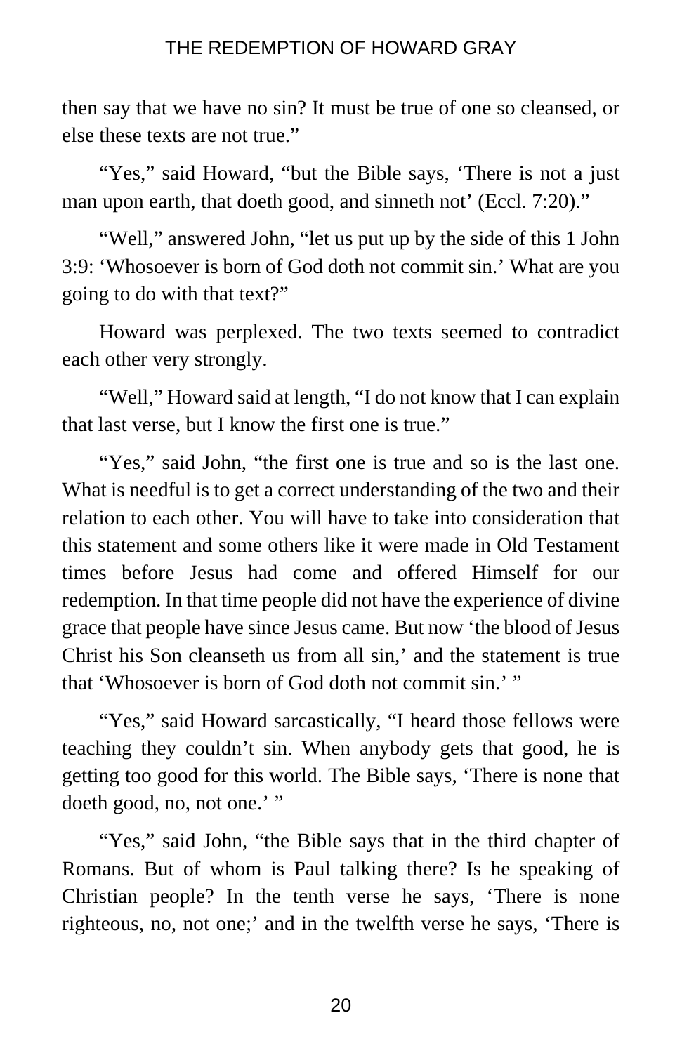then say that we have no sin? It must be true of one so cleansed, or else these texts are not true."

"Yes," said Howard, "but the Bible says, 'There is not a just man upon earth, that doeth good, and sinneth not' (Eccl. 7:20)."

"Well," answered John, "let us put up by the side of this 1 John 3:9: 'Whosoever is born of God doth not commit sin.' What are you going to do with that text?"

Howard was perplexed. The two texts seemed to contradict each other very strongly.

"Well," Howard said at length, "I do not know that I can explain that last verse, but I know the first one is true."

"Yes," said John, "the first one is true and so is the last one. What is needful is to get a correct understanding of the two and their relation to each other. You will have to take into consideration that this statement and some others like it were made in Old Testament times before Jesus had come and offered Himself for our redemption. In that time people did not have the experience of divine grace that people have since Jesus came. But now 'the blood of Jesus Christ his Son cleanseth us from all sin,' and the statement is true that 'Whosoever is born of God doth not commit sin.' "

"Yes," said Howard sarcastically, "I heard those fellows were teaching they couldn't sin. When anybody gets that good, he is getting too good for this world. The Bible says, 'There is none that doeth good, no, not one.' "

"Yes," said John, "the Bible says that in the third chapter of Romans. But of whom is Paul talking there? Is he speaking of Christian people? In the tenth verse he says, 'There is none righteous, no, not one;' and in the twelfth verse he says, 'There is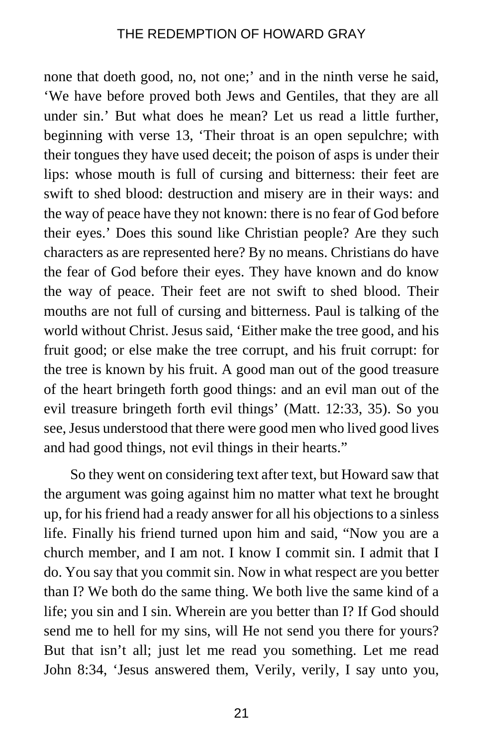none that doeth good, no, not one;' and in the ninth verse he said, 'We have before proved both Jews and Gentiles, that they are all under sin.' But what does he mean? Let us read a little further, beginning with verse 13, 'Their throat is an open sepulchre; with their tongues they have used deceit; the poison of asps is under their lips: whose mouth is full of cursing and bitterness: their feet are swift to shed blood: destruction and misery are in their ways: and the way of peace have they not known: there is no fear of God before their eyes.' Does this sound like Christian people? Are they such characters as are represented here? By no means. Christians do have the fear of God before their eyes. They have known and do know the way of peace. Their feet are not swift to shed blood. Their mouths are not full of cursing and bitterness. Paul is talking of the world without Christ. Jesus said, 'Either make the tree good, and his fruit good; or else make the tree corrupt, and his fruit corrupt: for the tree is known by his fruit. A good man out of the good treasure of the heart bringeth forth good things: and an evil man out of the evil treasure bringeth forth evil things' (Matt. 12:33, 35). So you see, Jesus understood that there were good men who lived good lives and had good things, not evil things in their hearts."

So they went on considering text after text, but Howard saw that the argument was going against him no matter what text he brought up, for his friend had a ready answer for all his objections to a sinless life. Finally his friend turned upon him and said, "Now you are a church member, and I am not. I know I commit sin. I admit that I do. You say that you commit sin. Now in what respect are you better than I? We both do the same thing. We both live the same kind of a life; you sin and I sin. Wherein are you better than I? If God should send me to hell for my sins, will He not send you there for yours? But that isn't all; just let me read you something. Let me read John 8:34, 'Jesus answered them, Verily, verily, I say unto you,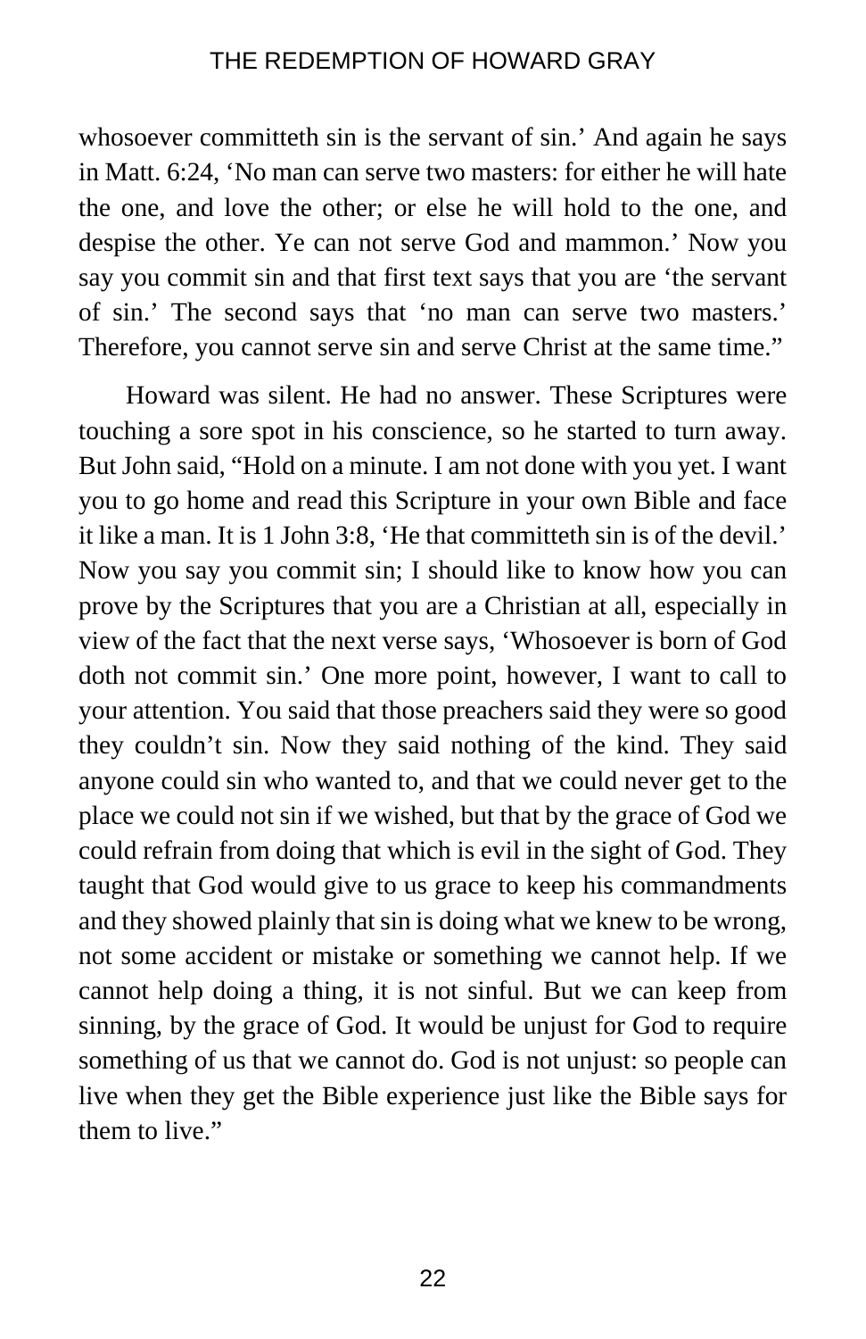whosoever committeth sin is the servant of sin.' And again he says in Matt. 6:24, 'No man can serve two masters: for either he will hate the one, and love the other; or else he will hold to the one, and despise the other. Ye can not serve God and mammon.' Now you say you commit sin and that first text says that you are 'the servant of sin.' The second says that 'no man can serve two masters.' Therefore, you cannot serve sin and serve Christ at the same time."

Howard was silent. He had no answer. These Scriptures were touching a sore spot in his conscience, so he started to turn away. But John said, "Hold on a minute. I am not done with you yet. I want you to go home and read this Scripture in your own Bible and face it like a man. It is 1 John 3:8, 'He that committeth sin is of the devil.' Now you say you commit sin; I should like to know how you can prove by the Scriptures that you are a Christian at all, especially in view of the fact that the next verse says, 'Whosoever is born of God doth not commit sin.' One more point, however, I want to call to your attention. You said that those preachers said they were so good they couldn't sin. Now they said nothing of the kind. They said anyone could sin who wanted to, and that we could never get to the place we could not sin if we wished, but that by the grace of God we could refrain from doing that which is evil in the sight of God. They taught that God would give to us grace to keep his commandments and they showed plainly that sin is doing what we knew to be wrong, not some accident or mistake or something we cannot help. If we cannot help doing a thing, it is not sinful. But we can keep from sinning, by the grace of God. It would be unjust for God to require something of us that we cannot do. God is not unjust: so people can live when they get the Bible experience just like the Bible says for them to live."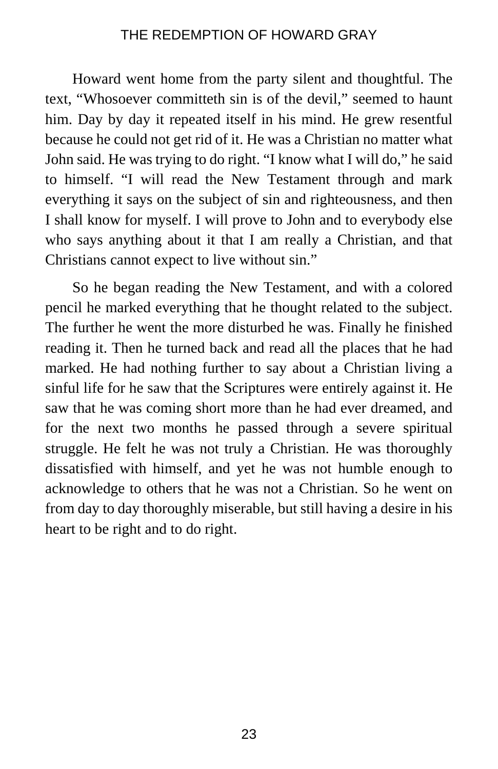Howard went home from the party silent and thoughtful. The text, “Whosoever committeth sin is of the devil,” seemed to haunt him. Day by day it repeated itself in his mind. He grew resentful because he could not get rid of it. He was a Christian no matter what John said. He was trying to do right. “I know what I will do,” he said to himself. “I will read the New Testament through and mark everything it says on the subject of sin and righteousness, and then I shall know for myself. I will prove to John and to everybody else who says anything about it that I am really a Christian, and that Christians cannot expect to live without sin.”

So he began reading the New Testament, and with a colored pencil he marked everything that he thought related to the subject. The further he went the more disturbed he was. Finally he finished reading it. Then he turned back and read all the places that he had marked. He had nothing further to say about a Christian living a sinful life for he saw that the Scriptures were entirely against it. He saw that he was coming short more than he had ever dreamed, and for the next two months he passed through a severe spiritual struggle. He felt he was not truly a Christian. He was thoroughly dissatisfied with himself, and yet he was not humble enough to acknowledge to others that he was not a Christian. So he went on from day to day thoroughly miserable, but still having a desire in his heart to be right and to do right.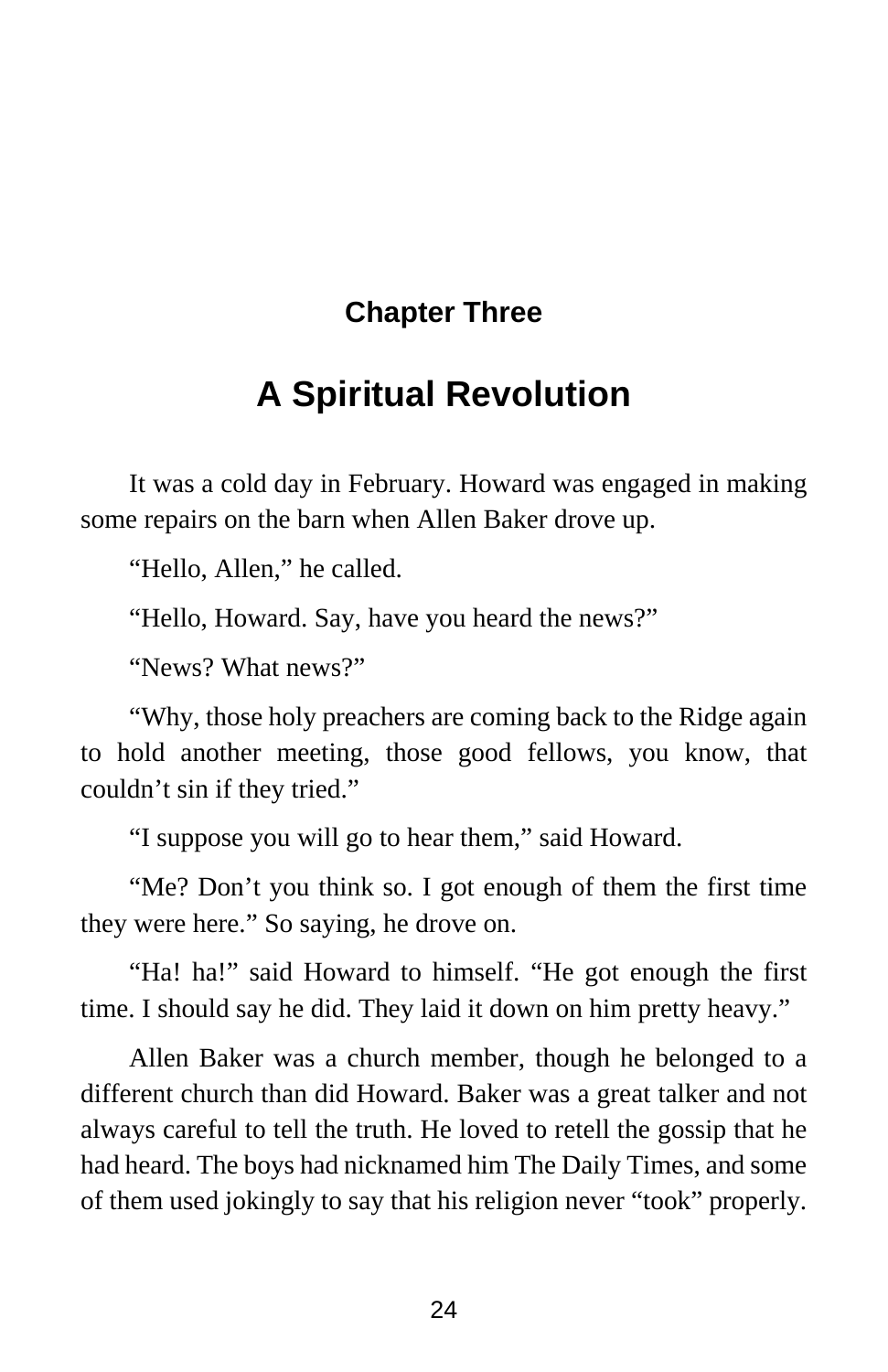## Chapter Three

# A Spiritual Revolution

It was a cold day in February. Howard was engaged in making some repairs on the barn when Allen Baker drove up.

"Hello, Allen," he called.

"Hello, Howard. Say, have you heard the news?"

"News? What news?"

"Why, those holy preachers are coming back to the Ridge again to hold another meeting, those good fellows, you know, that couldn't sin if they tried."

"I suppose you will go to hear them," said Howard.

"Me? Don't you think so. I got enough of them the first time they were here." So saying, he drove on.

"Ha! ha!" said Howard to himself. "He got enough the first time. I should say he did. They laid it down on him pretty heavy."

Allen Baker was a church member, though he belonged to a different church than did Howard. Baker was a great talker and not always careful to tell the truth. He loved to retell the gossip that he had heard. The boys had nicknamed him The Daily Times, and some of them used jokingly to say that his religion never "took" properly.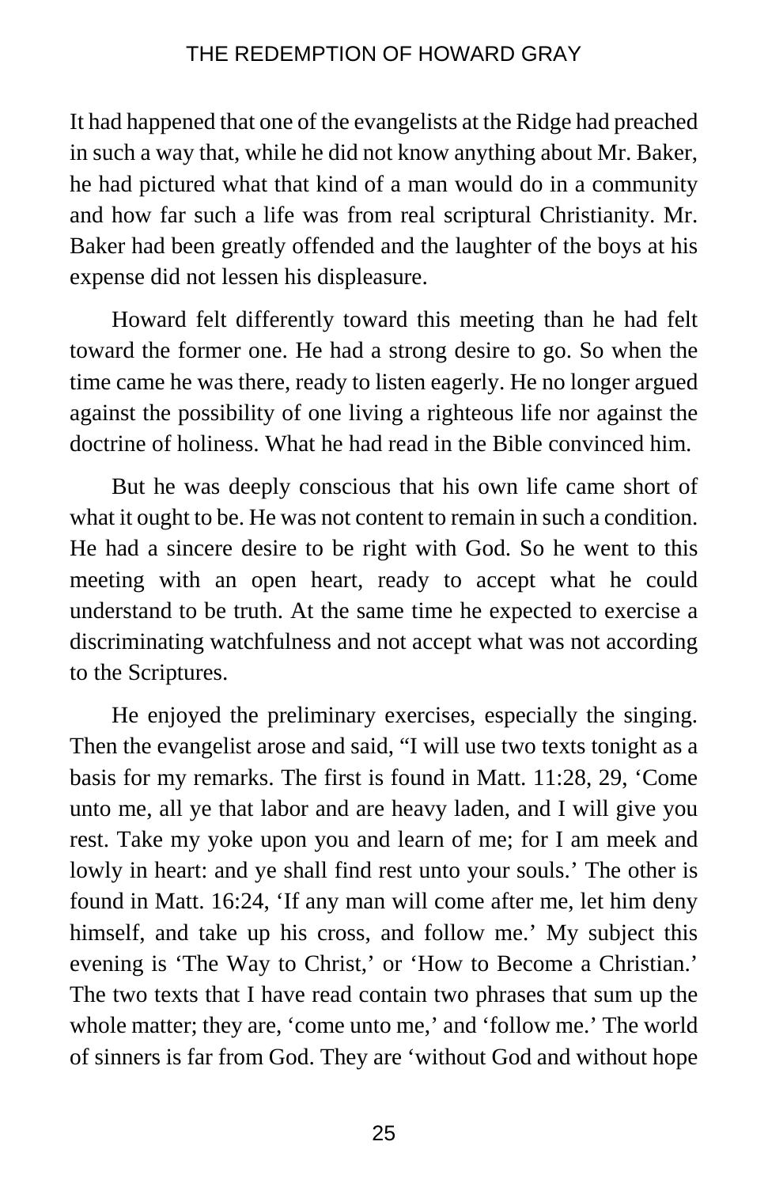It had happened that one of the evangelists at the Ridge had preached in such a way that, while he did not know anything about Mr. Baker, he had pictured what that kind of a man would do in a community and how far such a life was from real scriptural Christianity. Mr. Baker had been greatly offended and the laughter of the boys at his expense did not lessen his displeasure.

Howard felt differently toward this meeting than he had felt toward the former one. He had a strong desire to go. So when the time came he was there, ready to listen eagerly. He no longer argued against the possibility of one living a righteous life nor against the doctrine of holiness. What he had read in the Bible convinced him.

But he was deeply conscious that his own life came short of what it ought to be. He was not content to remain in such a condition. He had a sincere desire to be right with God. So he went to this meeting with an open heart, ready to accept what he could understand to be truth. At the same time he expected to exercise a discriminating watchfulness and not accept what was not according to the Scriptures.

He enjoyed the preliminary exercises, especially the singing. Then the evangelist arose and said, "I will use two texts tonight as a basis for my remarks. The first is found in Matt. 11:28, 29, 'Come unto me, all ye that labor and are heavy laden, and I will give you rest. Take my yoke upon you and learn of me; for I am meek and lowly in heart: and ye shall find rest unto your souls.' The other is found in Matt. 16:24, 'If any man will come after me, let him deny himself, and take up his cross, and follow me.' My subject this evening is 'The Way to Christ,' or 'How to Become a Christian.' The two texts that I have read contain two phrases that sum up the whole matter; they are, 'come unto me,' and 'follow me.' The world of sinners is far from God. They are 'without God and without hope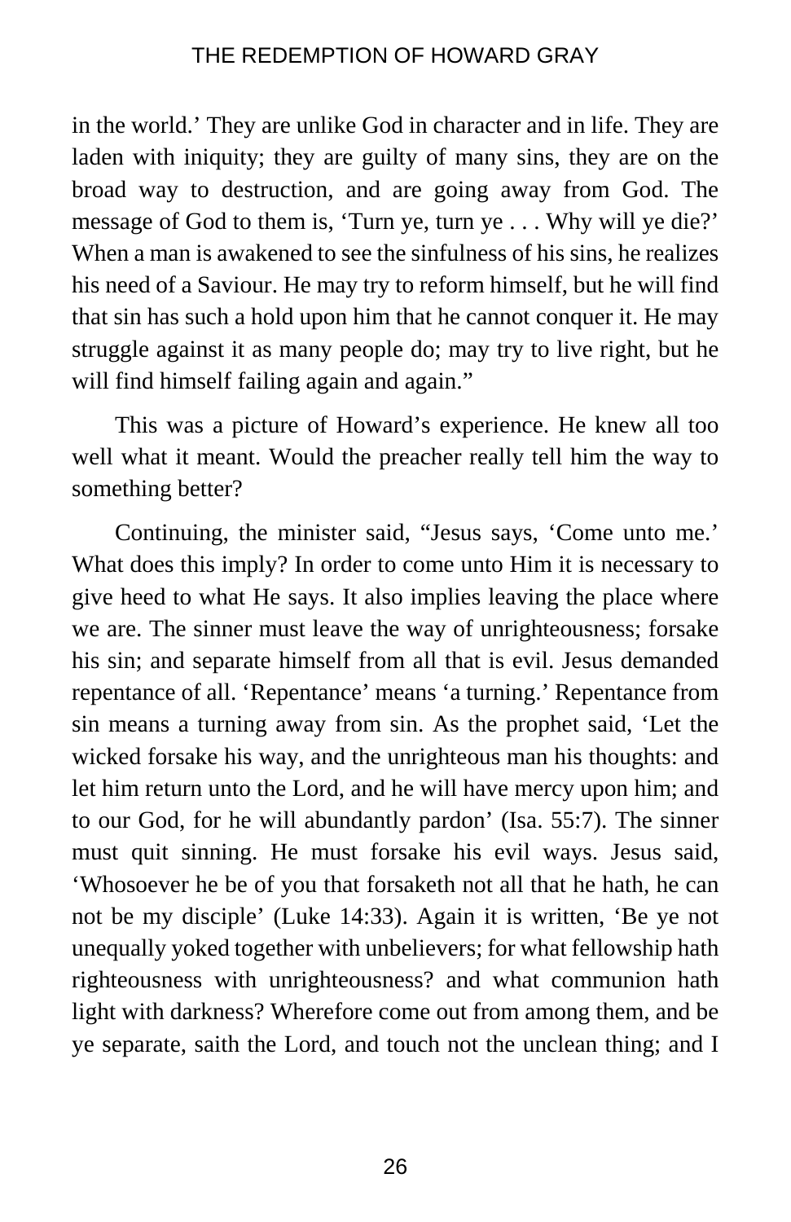in the world.' They are unlike God in character and in life. They are laden with iniquity; they are guilty of many sins, they are on the broad way to destruction, and are going away from God. The message of God to them is, 'Turn ye, turn ye . . . Why will ye die?' When a man is awakened to see the sinfulness of his sins, he realizes his need of a Saviour. He may try to reform himself, but he will find that sin has such a hold upon him that he cannot conquer it. He may struggle against it as many people do; may try to live right, but he will find himself failing again and again."

This was a picture of Howard's experience. He knew all too well what it meant. Would the preacher really tell him the way to something better?

Continuing, the minister said, "Jesus says, 'Come unto me.' What does this imply? In order to come unto Him it is necessary to give heed to what He says. It also implies leaving the place where we are. The sinner must leave the way of unrighteousness; forsake his sin; and separate himself from all that is evil. Jesus demanded repentance of all. 'Repentance' means 'a turning.' Repentance from sin means a turning away from sin. As the prophet said, 'Let the wicked forsake his way, and the unrighteous man his thoughts: and let him return unto the Lord, and he will have mercy upon him; and to our God, for he will abundantly pardon' (Isa. 55:7). The sinner must quit sinning. He must forsake his evil ways. Jesus said, 'Whosoever he be of you that forsaketh not all that he hath, he can not be my disciple' (Luke 14:33). Again it is written, 'Be ye not unequally yoked together with unbelievers; for what fellowship hath righteousness with unrighteousness? and what communion hath light with darkness? Wherefore come out from among them, and be ye separate, saith the Lord, and touch not the unclean thing; and I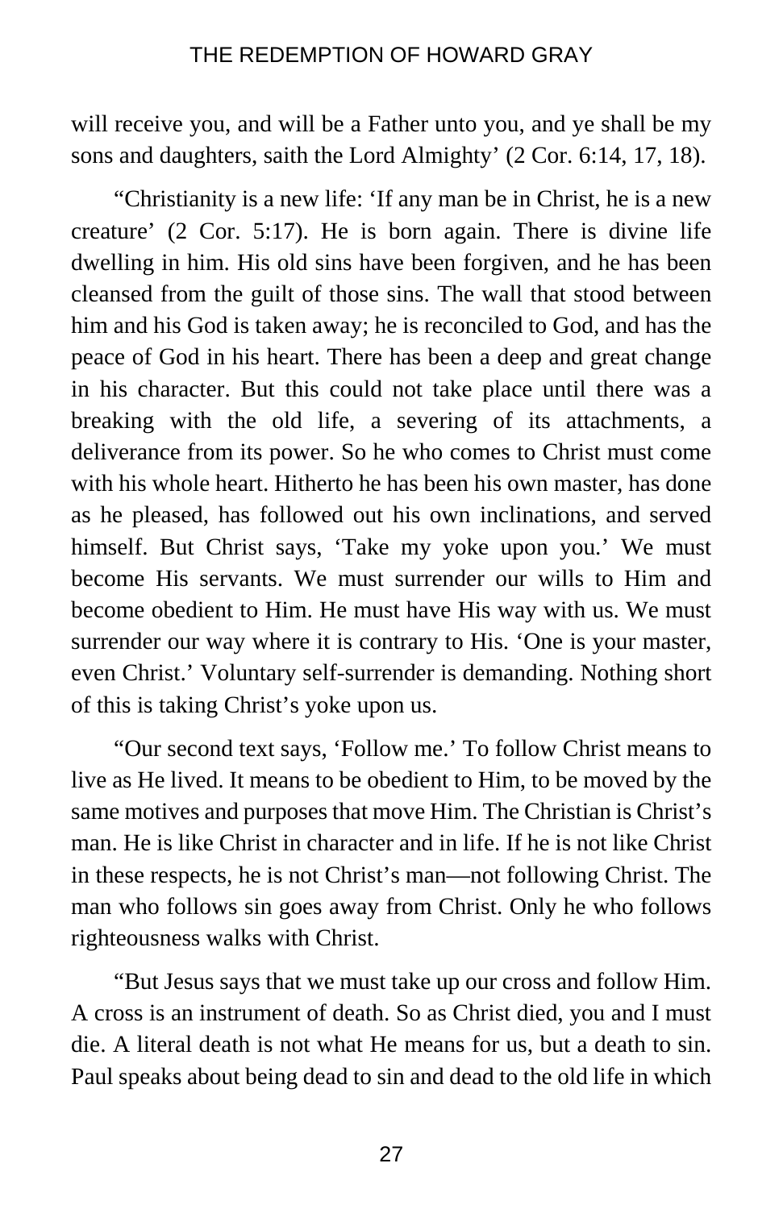will receive you, and will be a Father unto you, and ye shall be my sons and daughters, saith the Lord Almighty' (2 Cor. 6:14, 17, 18).

"Christianity is a new life: 'If any man be in Christ, he is a new creature' (2 Cor. 5:17). He is born again. There is divine life dwelling in him. His old sins have been forgiven, and he has been cleansed from the guilt of those sins. The wall that stood between him and his God is taken away; he is reconciled to God, and has the peace of God in his heart. There has been a deep and great change in his character. But this could not take place until there was a breaking with the old life, a severing of its attachments, a deliverance from its power. So he who comes to Christ must come with his whole heart. Hitherto he has been his own master, has done as he pleased, has followed out his own inclinations, and served himself. But Christ says, 'Take my yoke upon you.' We must become His servants. We must surrender our wills to Him and become obedient to Him. He must have His way with us. We must surrender our way where it is contrary to His. 'One is your master, even Christ.' Voluntary self-surrender is demanding. Nothing short of this is taking Christ's yoke upon us.

"Our second text says, 'Follow me.' To follow Christ means to live as He lived. It means to be obedient to Him, to be moved by the same motives and purposes that move Him. The Christian is Christ's man. He is like Christ in character and in life. If he is not like Christ in these respects, he is not Christ's man—not following Christ. The man who follows sin goes away from Christ. Only he who follows righteousness walks with Christ.

"But Jesus says that we must take up our cross and follow Him. A cross is an instrument of death. So as Christ died, you and I must die. A literal death is not what He means for us, but a death to sin. Paul speaks about being dead to sin and dead to the old life in which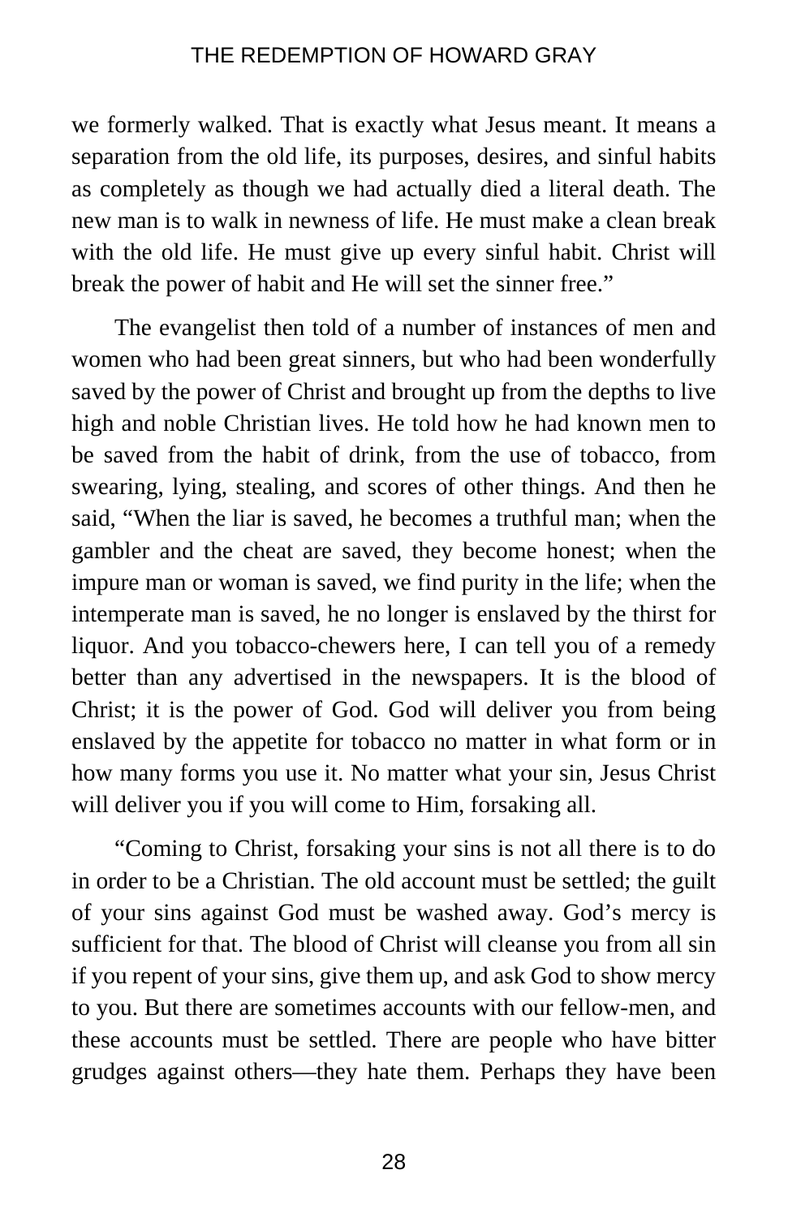we formerly walked. That is exactly what Jesus meant. It means a separation from the old life, its purposes, desires, and sinful habits as completely as though we had actually died a literal death. The new man is to walk in newness of life. He must make a clean break with the old life. He must give up every sinful habit. Christ will break the power of habit and He will set the sinner free."

The evangelist then told of a number of instances of men and women who had been great sinners, but who had been wonderfully saved by the power of Christ and brought up from the depths to live high and noble Christian lives. He told how he had known men to be saved from the habit of drink, from the use of tobacco, from swearing, lying, stealing, and scores of other things. And then he said, "When the liar is saved, he becomes a truthful man; when the gambler and the cheat are saved, they become honest; when the impure man or woman is saved, we find purity in the life; when the intemperate man is saved, he no longer is enslaved by the thirst for liquor. And you tobacco-chewers here, I can tell you of a remedy better than any advertised in the newspapers. It is the blood of Christ; it is the power of God. God will deliver you from being enslaved by the appetite for tobacco no matter in what form or in how many forms you use it. No matter what your sin, Jesus Christ will deliver you if you will come to Him, forsaking all.

"Coming to Christ, forsaking your sins is not all there is to do in order to be a Christian. The old account must be settled; the guilt of your sins against God must be washed away. God's mercy is sufficient for that. The blood of Christ will cleanse you from all sin if you repent of your sins, give them up, and ask God to show mercy to you. But there are sometimes accounts with our fellow-men, and these accounts must be settled. There are people who have bitter grudges against others—they hate them. Perhaps they have been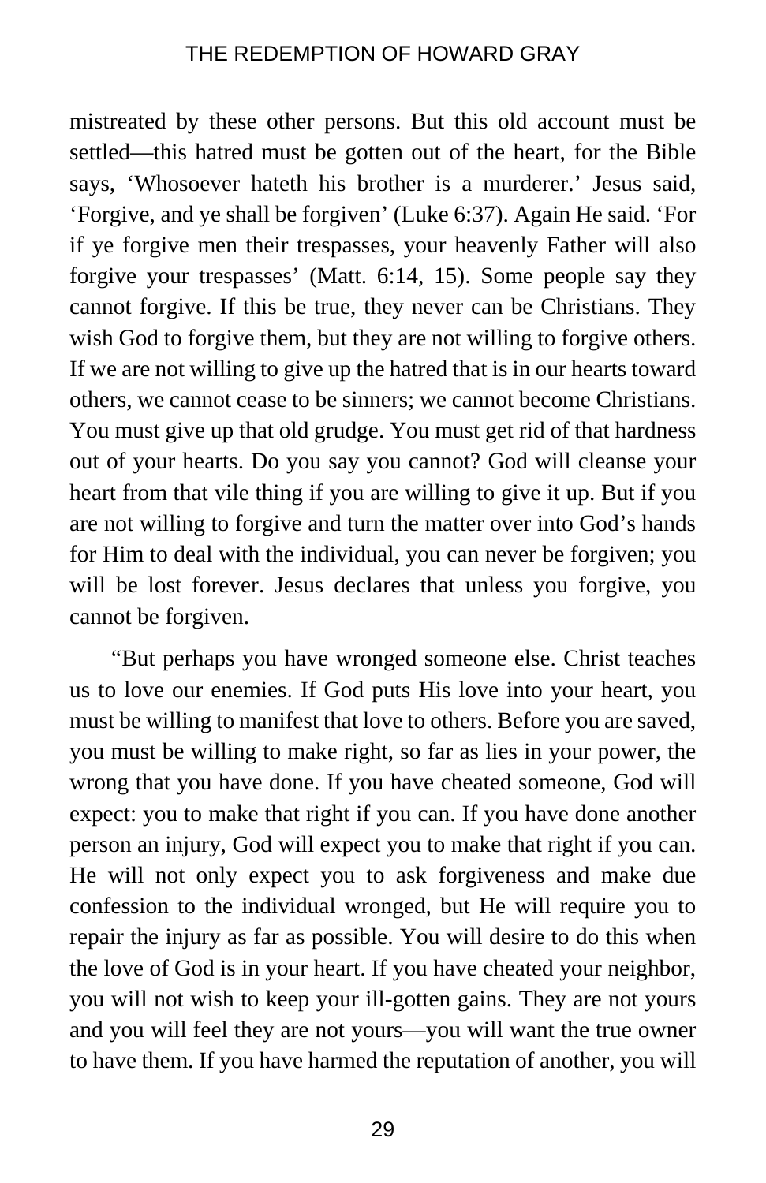mistreated by these other persons. But this old account must be settled—this hatred must be gotten out of the heart, for the Bible says, 'Whosoever hateth his brother is a murderer.' Jesus said, 'Forgive, and ye shall be forgiven' (Luke 6:37). Again He said. 'For if ye forgive men their trespasses, your heavenly Father will also forgive your trespasses' (Matt. 6:14, 15). Some people say they cannot forgive. If this be true, they never can be Christians. They wish God to forgive them, but they are not willing to forgive others. If we are not willing to give up the hatred that is in our hearts toward others, we cannot cease to be sinners; we cannot become Christians. You must give up that old grudge. You must get rid of that hardness out of your hearts. Do you say you cannot? God will cleanse your heart from that vile thing if you are willing to give it up. But if you are not willing to forgive and turn the matter over into God's hands for Him to deal with the individual, you can never be forgiven; you will be lost forever. Jesus declares that unless you forgive, you cannot be forgiven.

"But perhaps you have wronged someone else. Christ teaches us to love our enemies. If God puts His love into your heart, you must be willing to manifest that love to others. Before you are saved, you must be willing to make right, so far as lies in your power, the wrong that you have done. If you have cheated someone, God will expect: you to make that right if you can. If you have done another person an injury, God will expect you to make that right if you can. He will not only expect you to ask forgiveness and make due confession to the individual wronged, but He will require you to repair the injury as far as possible. You will desire to do this when the love of God is in your heart. If you have cheated your neighbor, you will not wish to keep your ill-gotten gains. They are not yours and you will feel they are not yours—you will want the true owner to have them. If you have harmed the reputation of another, you will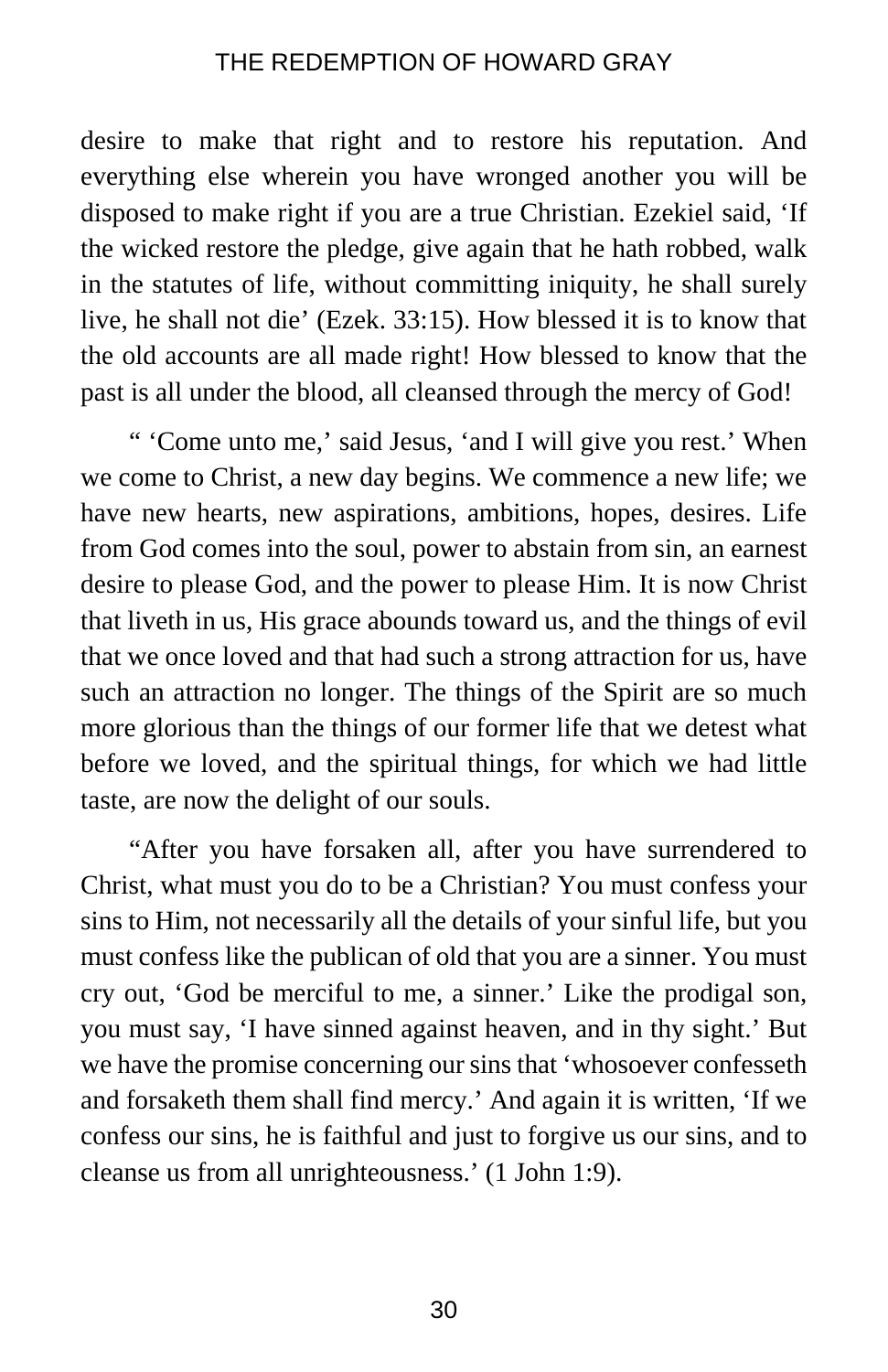desire to make that right and to restore his reputation. And everything else wherein you have wronged another you will be disposed to make right if you are a true Christian. Ezekiel said, 'If the wicked restore the pledge, give again that he hath robbed, walk in the statutes of life, without committing iniquity, he shall surely live, he shall not die' (Ezek. 33:15). How blessed it is to know that the old accounts are all made right! How blessed to know that the past is all under the blood, all cleansed through the mercy of God!

" 'Come unto me,' said Jesus, 'and I will give you rest.' When we come to Christ, a new day begins. We commence a new life; we have new hearts, new aspirations, ambitions, hopes, desires. Life from God comes into the soul, power to abstain from sin, an earnest desire to please God, and the power to please Him. It is now Christ that liveth in us, His grace abounds toward us, and the things of evil that we once loved and that had such a strong attraction for us, have such an attraction no longer. The things of the Spirit are so much more glorious than the things of our former life that we detest what before we loved, and the spiritual things, for which we had little taste, are now the delight of our souls.

"After you have forsaken all, after you have surrendered to Christ, what must you do to be a Christian? You must confess your sins to Him, not necessarily all the details of your sinful life, but you must confess like the publican of old that you are a sinner. You must cry out, 'God be merciful to me, a sinner.' Like the prodigal son, you must say, 'I have sinned against heaven, and in thy sight.' But we have the promise concerning our sins that 'whosoever confesseth and forsaketh them shall find mercy.' And again it is written, 'If we confess our sins, he is faithful and just to forgive us our sins, and to cleanse us from all unrighteousness.' (1 John 1:9).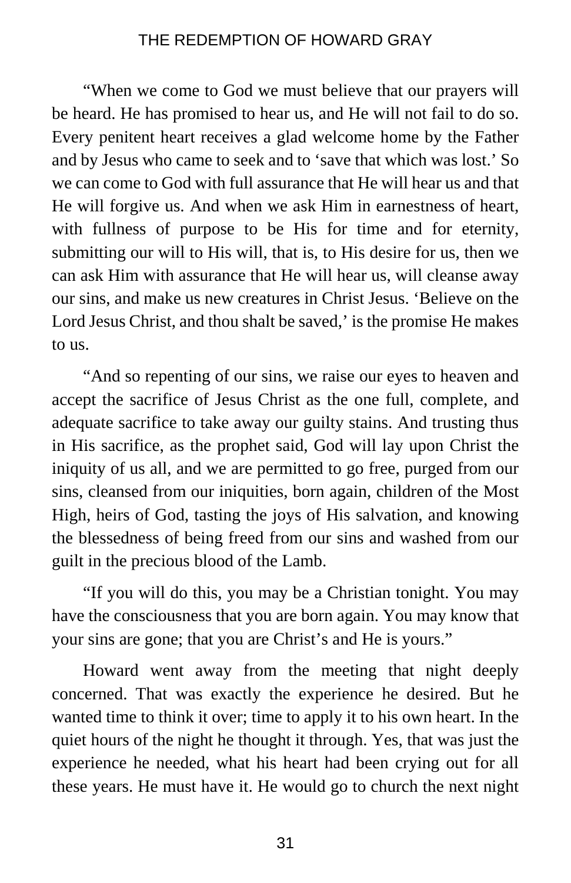"When we come to God we must believe that our prayers will be heard. He has promised to hear us, and He will not fail to do so. Every penitent heart receives a glad welcome home by the Father and by Jesus who came to seek and to 'save that which was lost.' So we can come to God with full assurance that He will hear us and that He will forgive us. And when we ask Him in earnestness of heart, with fullness of purpose to be His for time and for eternity, submitting our will to His will, that is, to His desire for us, then we can ask Him with assurance that He will hear us, will cleanse away our sins, and make us new creatures in Christ Jesus. 'Believe on the Lord Jesus Christ, and thou shalt be saved,' is the promise He makes to us.

"And so repenting of our sins, we raise our eyes to heaven and accept the sacrifice of Jesus Christ as the one full, complete, and adequate sacrifice to take away our guilty stains. And trusting thus in His sacrifice, as the prophet said, God will lay upon Christ the iniquity of us all, and we are permitted to go free, purged from our sins, cleansed from our iniquities, born again, children of the Most High, heirs of God, tasting the joys of His salvation, and knowing the blessedness of being freed from our sins and washed from our guilt in the precious blood of the Lamb.

"If you will do this, you may be a Christian tonight. You may have the consciousness that you are born again. You may know that your sins are gone; that you are Christ's and He is yours."

Howard went away from the meeting that night deeply concerned. That was exactly the experience he desired. But he wanted time to think it over; time to apply it to his own heart. In the quiet hours of the night he thought it through. Yes, that was just the experience he needed, what his heart had been crying out for all these years. He must have it. He would go to church the next night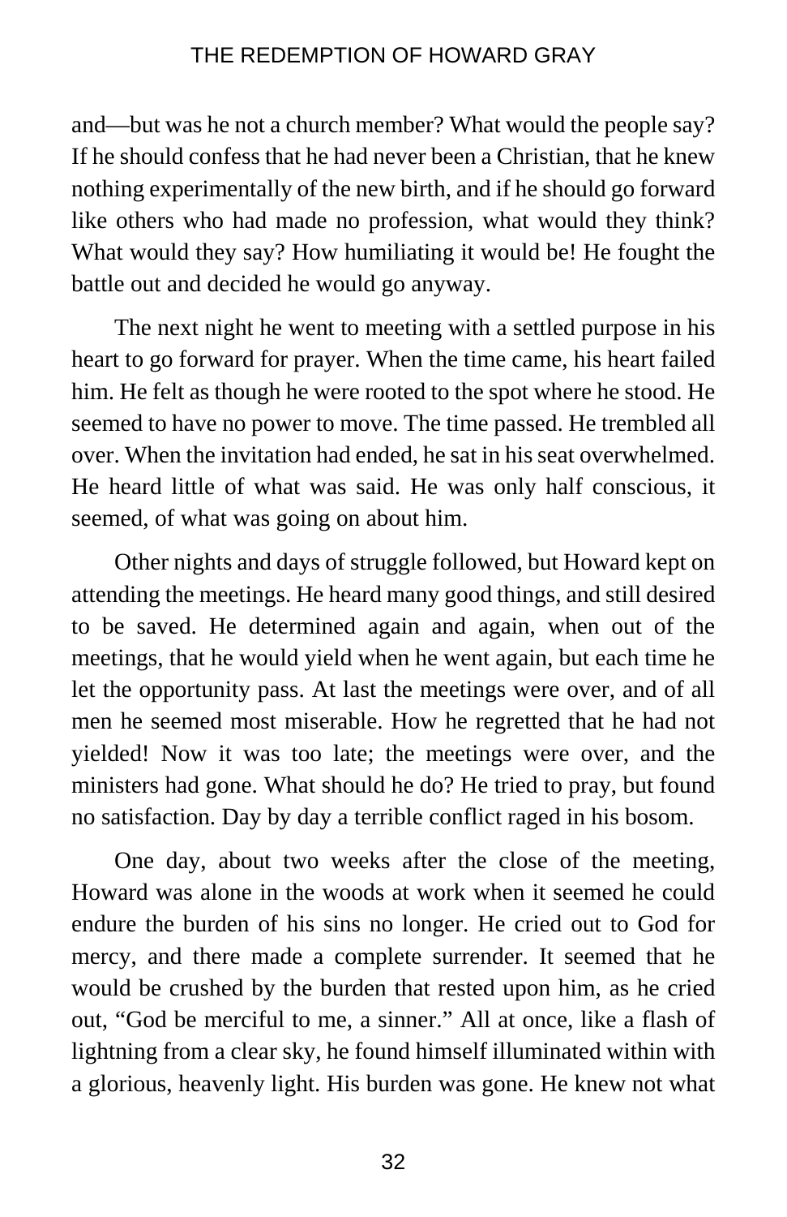and—but was he not a church member? What would the people say? If he should confess that he had never been a Christian, that he knew nothing experimentally of the new birth, and if he should go forward like others who had made no profession, what would they think? What would they say? How humiliating it would be! He fought the battle out and decided he would go anyway.

The next night he went to meeting with a settled purpose in his heart to go forward for prayer. When the time came, his heart failed him. He felt as though he were rooted to the spot where he stood. He seemed to have no power to move. The time passed. He trembled all over. When the invitation had ended, he sat in his seat overwhelmed. He heard little of what was said. He was only half conscious, it seemed, of what was going on about him.

Other nights and days of struggle followed, but Howard kept on attending the meetings. He heard many good things, and still desired to be saved. He determined again and again, when out of the meetings, that he would yield when he went again, but each time he let the opportunity pass. At last the meetings were over, and of all men he seemed most miserable. How he regretted that he had not yielded! Now it was too late; the meetings were over, and the ministers had gone. What should he do? He tried to pray, but found no satisfaction. Day by day a terrible conflict raged in his bosom.

One day, about two weeks after the close of the meeting, Howard was alone in the woods at work when it seemed he could endure the burden of his sins no longer. He cried out to God for mercy, and there made a complete surrender. It seemed that he would be crushed by the burden that rested upon him, as he cried out, "God be merciful to me, a sinner." All at once, like a flash of lightning from a clear sky, he found himself illuminated within with a glorious, heavenly light. His burden was gone. He knew not what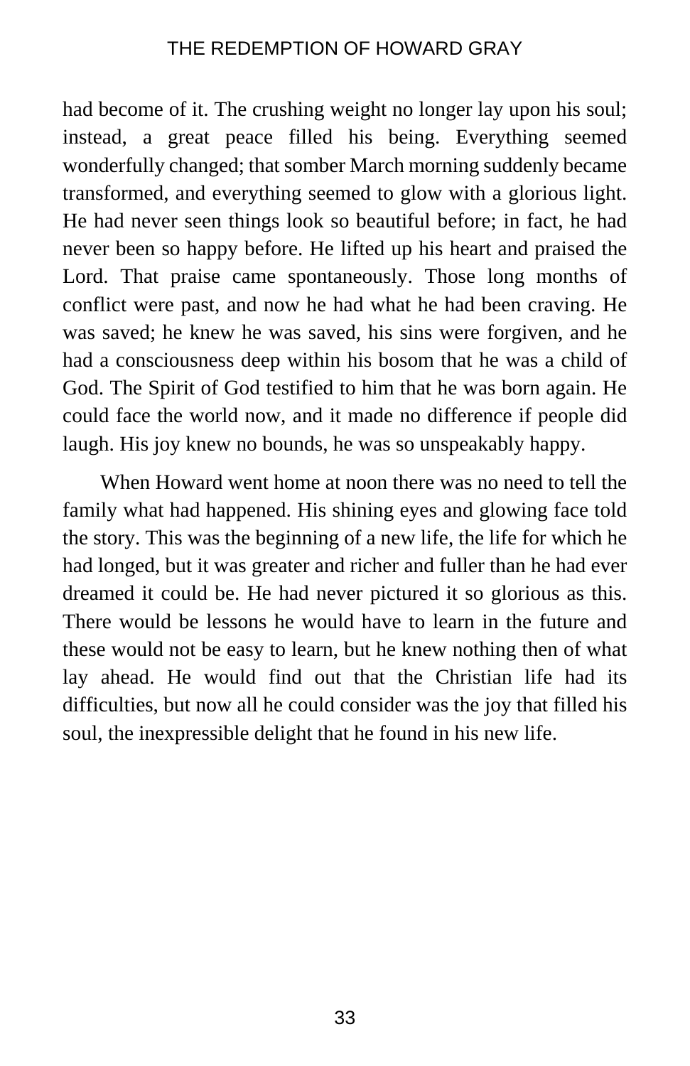had become of it. The crushing weight no longer lay upon his soul; instead, a great peace filled his being. Everything seemed wonderfully changed; that somber March morning suddenly became transformed, and everything seemed to glow with a glorious light. He had never seen things look so beautiful before; in fact, he had never been so happy before. He lifted up his heart and praised the Lord. That praise came spontaneously. Those long months of conflict were past, and now he had what he had been craving. He was saved; he knew he was saved, his sins were forgiven, and he had a consciousness deep within his bosom that he was a child of God. The Spirit of God testified to him that he was born again. He could face the world now, and it made no difference if people did laugh. His joy knew no bounds, he was so unspeakably happy.

When Howard went home at noon there was no need to tell the family what had happened. His shining eyes and glowing face told the story. This was the beginning of a new life, the life for which he had longed, but it was greater and richer and fuller than he had ever dreamed it could be. He had never pictured it so glorious as this. There would be lessons he would have to learn in the future and these would not be easy to learn, but he knew nothing then of what lay ahead. He would find out that the Christian life had its difficulties, but now all he could consider was the joy that filled his soul, the inexpressible delight that he found in his new life.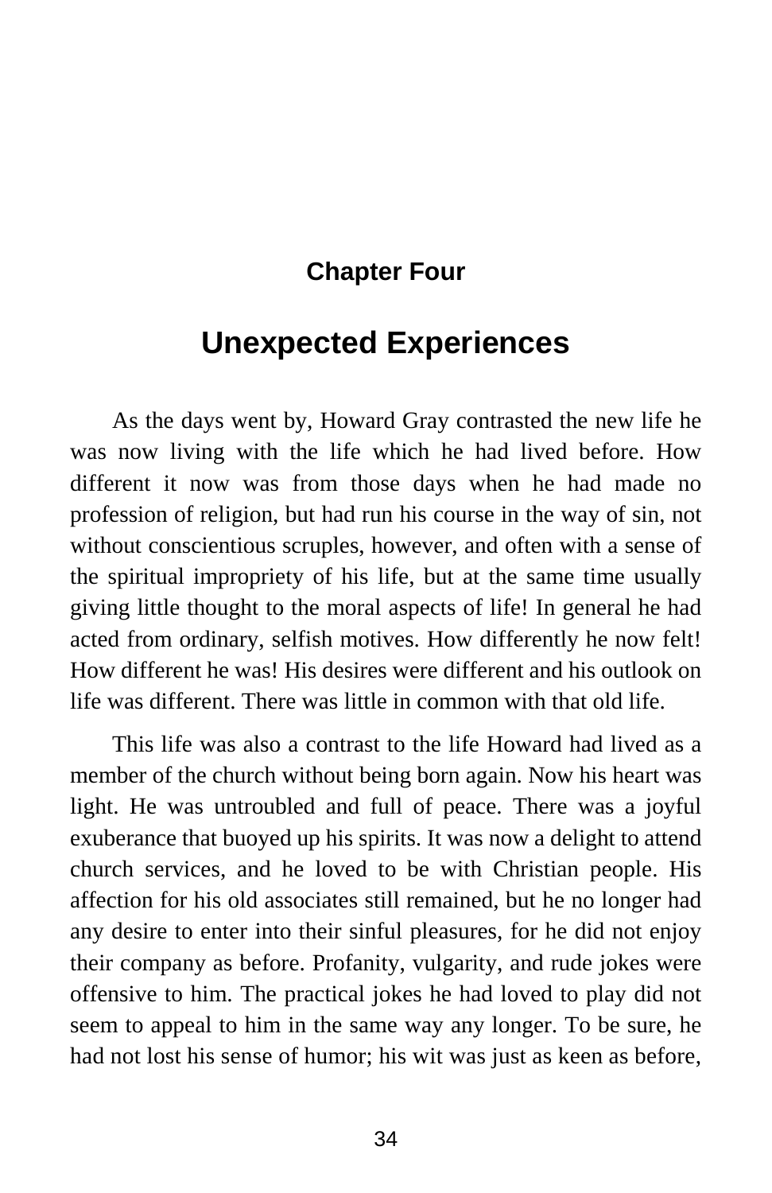## Chapter Four

# Unexpected Experiences

As the days went by, Howard Gray contrasted the new life he was now living with the life which he had lived before. How different it now was from those days when he had made no profession of religion, but had run his course in the way of sin, not without conscientious scruples, however, and often with a sense of the spiritual impropriety of his life, but at the same time usually giving little thought to the moral aspects of life! In general he had acted from ordinary, selfish motives. How differently he now felt! How different he was! His desires were different and his outlook on life was different. There was little in common with that old life.

This life was also a contrast to the life Howard had lived as a member of the church without being born again. Now his heart was light. He was untroubled and full of peace. There was a joyful exuberance that buoyed up his spirits. It was now a delight to attend church services, and he loved to be with Christian people. His affection for his old associates still remained, but he no longer had any desire to enter into their sinful pleasures, for he did not enjoy their company as before. Profanity, vulgarity, and rude jokes were offensive to him. The practical jokes he had loved to play did not seem to appeal to him in the same way any longer. To be sure, he had not lost his sense of humor; his wit was just as keen as before,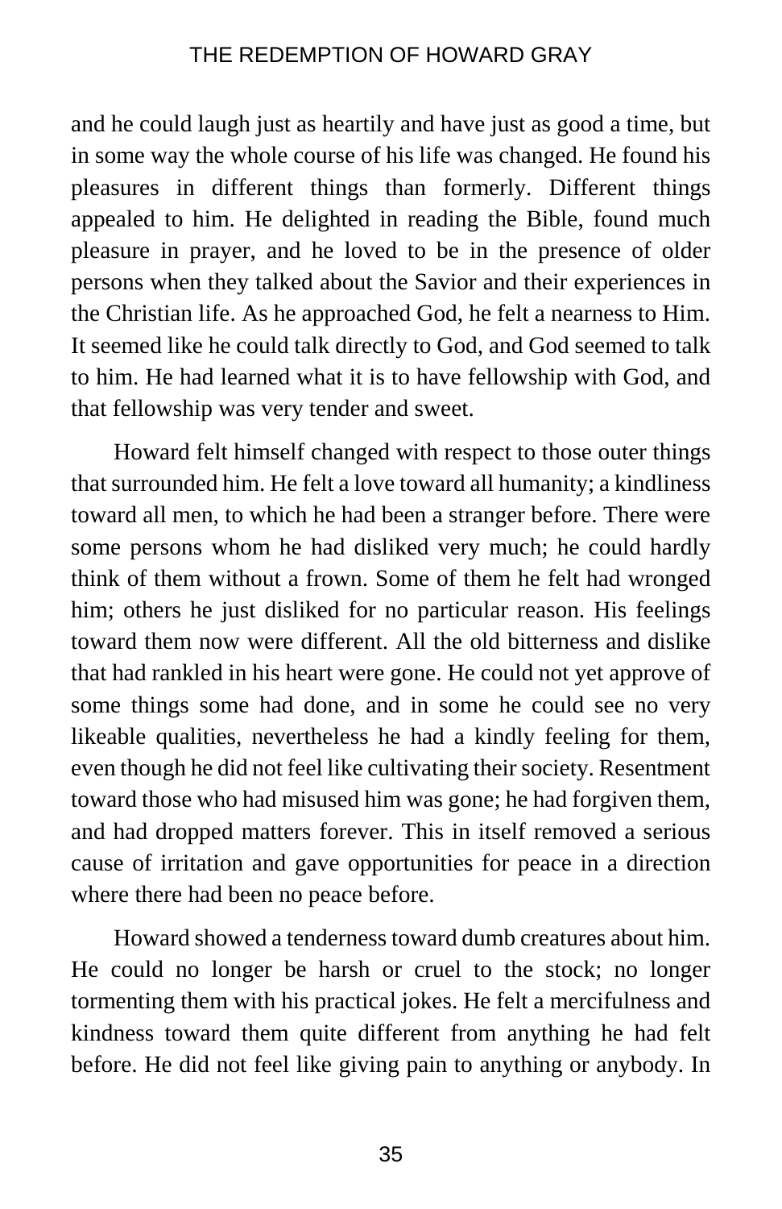and he could laugh just as heartily and have just as good a time, but in some way the whole course of his life was changed. He found his pleasures in different things than formerly. Different things appealed to him. He delighted in reading the Bible, found much pleasure in prayer, and he loved to be in the presence of older persons when they talked about the Savior and their experiences in the Christian life. As he approached God, he felt a nearness to Him. It seemed like he could talk directly to God, and God seemed to talk to him. He had learned what it is to have fellowship with God, and that fellowship was very tender and sweet.

Howard felt himself changed with respect to those outer things that surrounded him. He felt a love toward all humanity; a kindliness toward all men, to which he had been a stranger before. There were some persons whom he had disliked very much; he could hardly think of them without a frown. Some of them he felt had wronged him; others he just disliked for no particular reason. His feelings toward them now were different. All the old bitterness and dislike that had rankled in his heart were gone. He could not yet approve of some things some had done, and in some he could see no very likeable qualities, nevertheless he had a kindly feeling for them, even though he did not feel like cultivating their society. Resentment toward those who had misused him was gone; he had forgiven them, and had dropped matters forever. This in itself removed a serious cause of irritation and gave opportunities for peace in a direction where there had been no peace before.

Howard showed a tenderness toward dumb creatures about him. He could no longer be harsh or cruel to the stock; no longer tormenting them with his practical jokes. He felt a mercifulness and kindness toward them quite different from anything he had felt before. He did not feel like giving pain to anything or anybody. In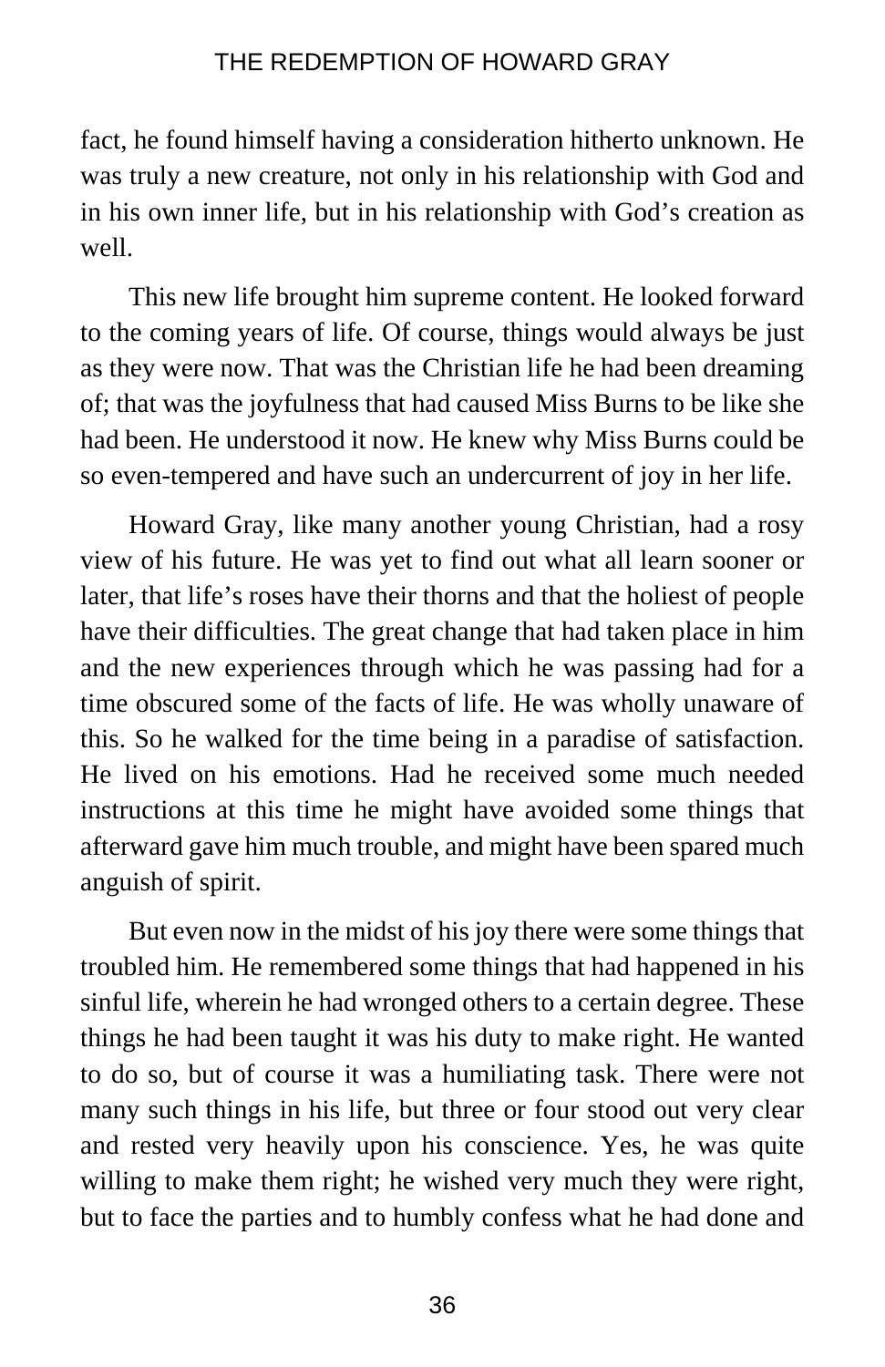fact, he found himself having a consideration hitherto unknown. He was truly a new creature, not only in his relationship with God and in his own inner life, but in his relationship with God's creation as well.

This new life brought him supreme content. He looked forward to the coming years of life. Of course, things would always be just as they were now. That was the Christian life he had been dreaming of; that was the joyfulness that had caused Miss Burns to be like she had been. He understood it now. He knew why Miss Burns could be so even-tempered and have such an undercurrent of joy in her life.

Howard Gray, like many another young Christian, had a rosy view of his future. He was yet to find out what all learn sooner or later, that life's roses have their thorns and that the holiest of people have their difficulties. The great change that had taken place in him and the new experiences through which he was passing had for a time obscured some of the facts of life. He was wholly unaware of this. So he walked for the time being in a paradise of satisfaction. He lived on his emotions. Had he received some much needed instructions at this time he might have avoided some things that afterward gave him much trouble, and might have been spared much anguish of spirit.

But even now in the midst of his joy there were some things that troubled him. He remembered some things that had happened in his sinful life, wherein he had wronged others to a certain degree. These things he had been taught it was his duty to make right. He wanted to do so, but of course it was a humiliating task. There were not many such things in his life, but three or four stood out very clear and rested very heavily upon his conscience. Yes, he was quite willing to make them right; he wished very much they were right, but to face the parties and to humbly confess what he had done and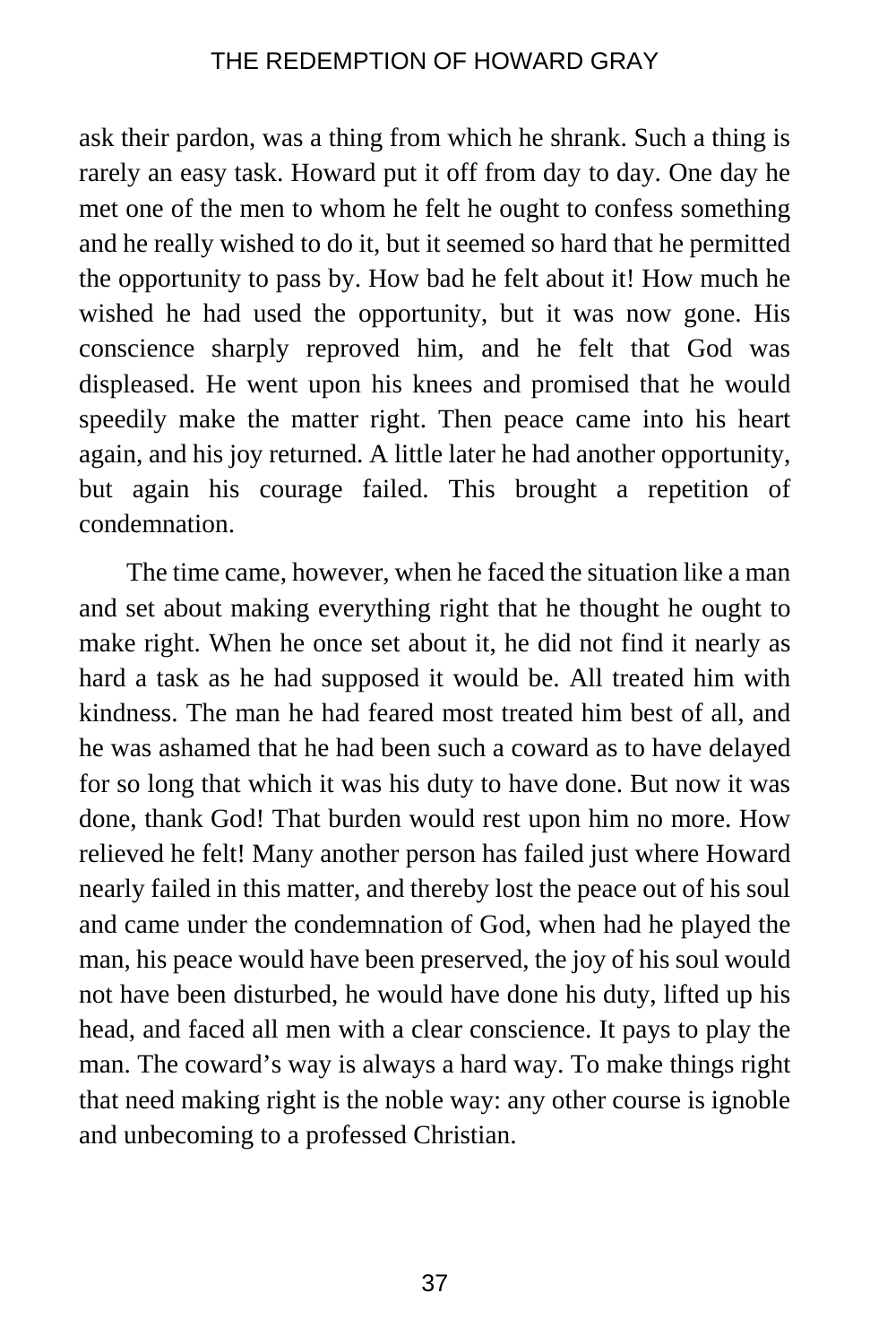ask their pardon, was a thing from which he shrank. Such a thing is rarely an easy task. Howard put it off from day to day. One day he met one of the men to whom he felt he ought to confess something and he really wished to do it, but it seemed so hard that he permitted the opportunity to pass by. How bad he felt about it! How much he wished he had used the opportunity, but it was now gone. His conscience sharply reproved him, and he felt that God was displeased. He went upon his knees and promised that he would speedily make the matter right. Then peace came into his heart again, and his joy returned. A little later he had another opportunity, but again his courage failed. This brought a repetition of condemnation.

The time came, however, when he faced the situation like a man and set about making everything right that he thought he ought to make right. When he once set about it, he did not find it nearly as hard a task as he had supposed it would be. All treated him with kindness. The man he had feared most treated him best of all, and he was ashamed that he had been such a coward as to have delayed for so long that which it was his duty to have done. But now it was done, thank God! That burden would rest upon him no more. How relieved he felt! Many another person has failed just where Howard nearly failed in this matter, and thereby lost the peace out of his soul and came under the condemnation of God, when had he played the man, his peace would have been preserved, the joy of his soul would not have been disturbed, he would have done his duty, lifted up his head, and faced all men with a clear conscience. It pays to play the man. The coward's way is always a hard way. To make things right that need making right is the noble way: any other course is ignoble and unbecoming to a professed Christian.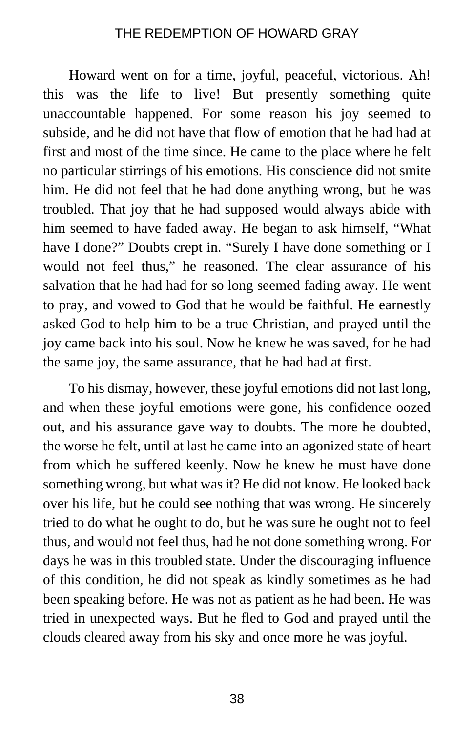Howard went on for a time, joyful, peaceful, victorious. Ah! this was the life to live! But presently something quite unaccountable happened. For some reason his joy seemed to subside, and he did not have that flow of emotion that he had had at first and most of the time since. He came to the place where he felt no particular stirrings of his emotions. His conscience did not smite him. He did not feel that he had done anything wrong, but he was troubled. That joy that he had supposed would always abide with him seemed to have faded away. He began to ask himself, “What have I done?” Doubts crept in. “Surely I have done something or I would not feel thus,” he reasoned. The clear assurance of his salvation that he had had for so long seemed fading away. He went to pray, and vowed to God that he would be faithful. He earnestly asked God to help him to be a true Christian, and prayed until the joy came back into his soul. Now he knew he was saved, for he had the same joy, the same assurance, that he had had at first.

To his dismay, however, these joyful emotions did not last long, and when these joyful emotions were gone, his confidence oozed out, and his assurance gave way to doubts. The more he doubted, the worse he felt, until at last he came into an agonized state of heart from which he suffered keenly. Now he knew he must have done something wrong, but what was it? He did not know. He looked back over his life, but he could see nothing that was wrong. He sincerely tried to do what he ought to do, but he was sure he ought not to feel thus, and would not feel thus, had he not done something wrong. For days he was in this troubled state. Under the discouraging influence of this condition, he did not speak as kindly sometimes as he had been speaking before. He was not as patient as he had been. He was tried in unexpected ways. But he fled to God and prayed until the clouds cleared away from his sky and once more he was joyful.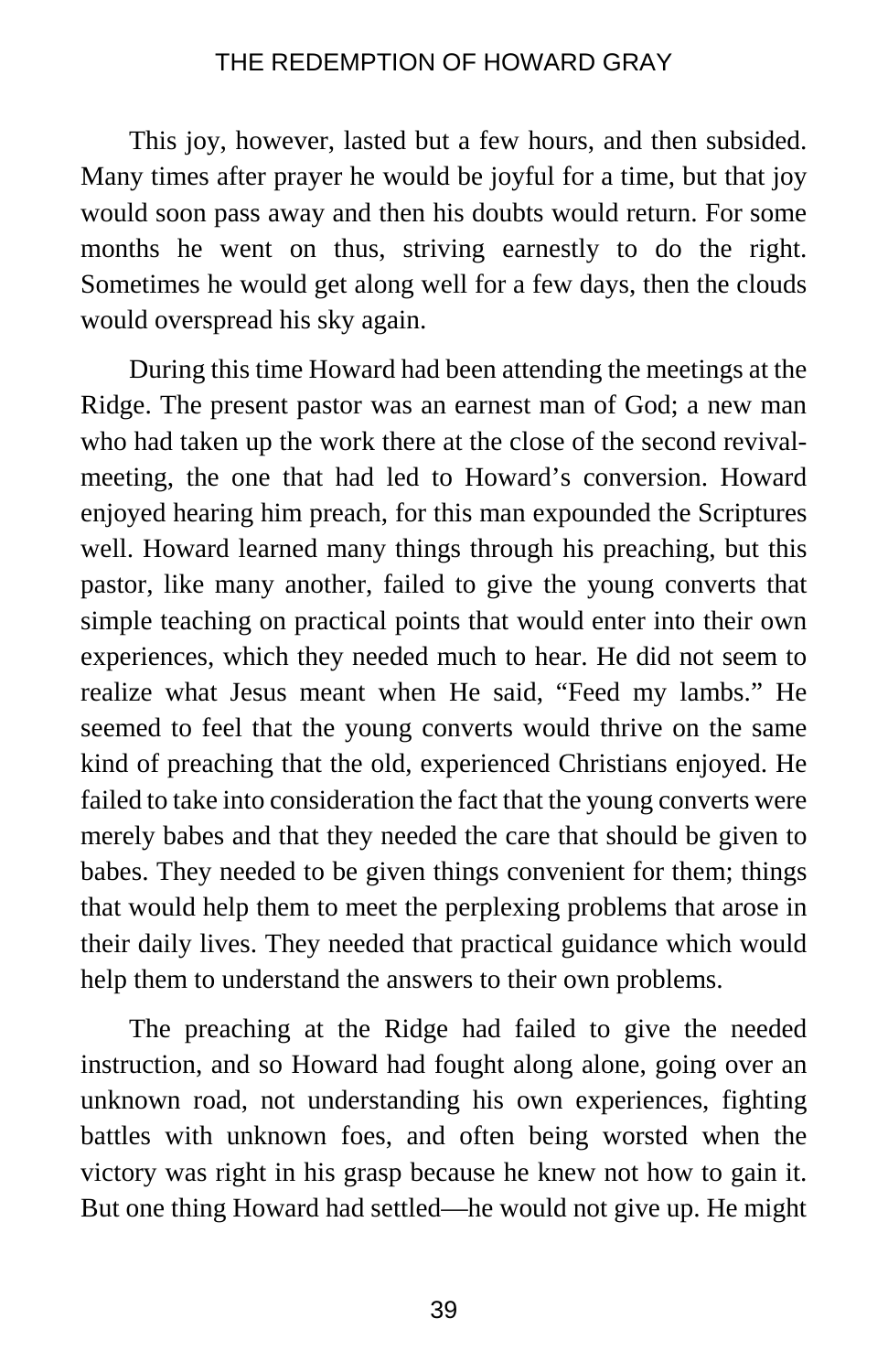This joy, however, lasted but a few hours, and then subsided. Many times after prayer he would be joyful for a time, but that joy would soon pass away and then his doubts would return. For some months he went on thus, striving earnestly to do the right. Sometimes he would get along well for a few days, then the clouds would overspread his sky again.

During this time Howard had been attending the meetings at the Ridge. The present pastor was an earnest man of God; a new man who had taken up the work there at the close of the second revival-meeting, the one that had led to Howard's conversion. Howard enjoyed hearing him preach, for this man expounded the Scriptures well. Howard learned many things through his preaching, but this pastor, like many another, failed to give the young converts that simple teaching on practical points that would enter into their own experiences, which they needed much to hear. He did not seem to realize what Jesus meant when He said, "Feed my lambs." He seemed to feel that the young converts would thrive on the same kind of preaching that the old, experienced Christians enjoyed. He failed to take into consideration the fact that the young converts were merely babes and that they needed the care that should be given to babes. They needed to be given things convenient for them; things that would help them to meet the perplexing problems that arose in their daily lives. They needed that practical guidance which would help them to understand the answers to their own problems.

The preaching at the Ridge had failed to give the needed instruction, and so Howard had fought along alone, going over an unknown road, not understanding his own experiences, fighting battles with unknown foes, and often being worsted when the victory was right in his grasp because he knew not how to gain it. But one thing Howard had settled—he would not give up. He might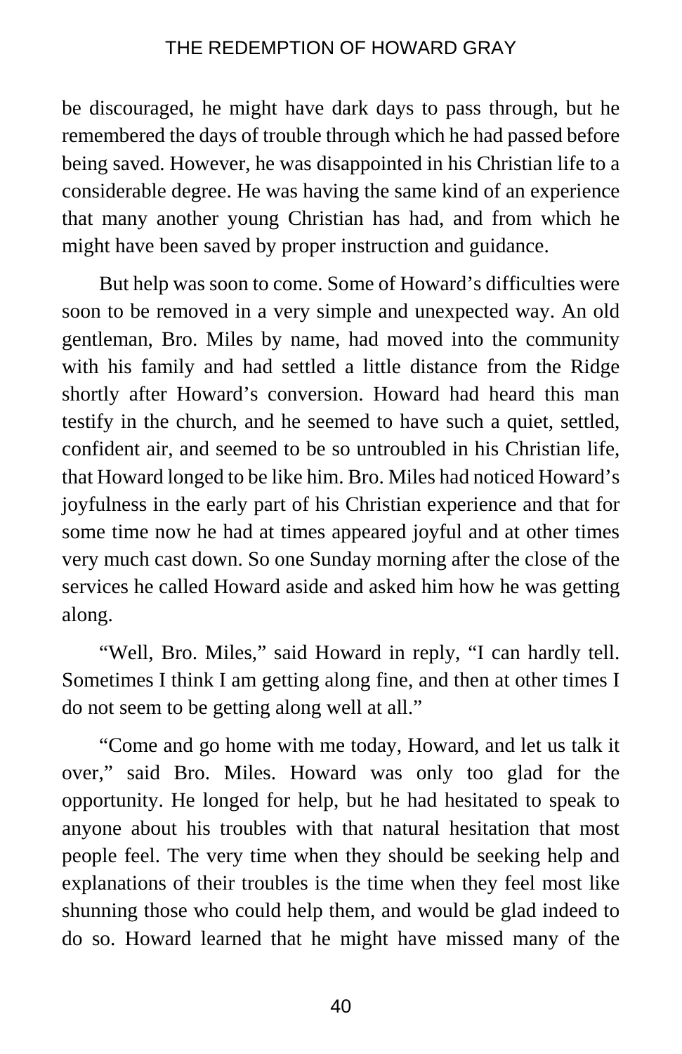be discouraged, he might have dark days to pass through, but he remembered the days of trouble through which he had passed before being saved. However, he was disappointed in his Christian life to a considerable degree. He was having the same kind of an experience that many another young Christian has had, and from which he might have been saved by proper instruction and guidance.

But help was soon to come. Some of Howard's difficulties were soon to be removed in a very simple and unexpected way. An old gentleman, Bro. Miles by name, had moved into the community with his family and had settled a little distance from the Ridge shortly after Howard's conversion. Howard had heard this man testify in the church, and he seemed to have such a quiet, settled, confident air, and seemed to be so untroubled in his Christian life, that Howard longed to be like him. Bro. Miles had noticed Howard's joyfulness in the early part of his Christian experience and that for some time now he had at times appeared joyful and at other times very much cast down. So one Sunday morning after the close of the services he called Howard aside and asked him how he was getting along.

"Well, Bro. Miles," said Howard in reply, "I can hardly tell. Sometimes I think I am getting along fine, and then at other times I do not seem to be getting along well at all."

"Come and go home with me today, Howard, and let us talk it over," said Bro. Miles. Howard was only too glad for the opportunity. He longed for help, but he had hesitated to speak to anyone about his troubles with that natural hesitation that most people feel. The very time when they should be seeking help and explanations of their troubles is the time when they feel most like shunning those who could help them, and would be glad indeed to do so. Howard learned that he might have missed many of the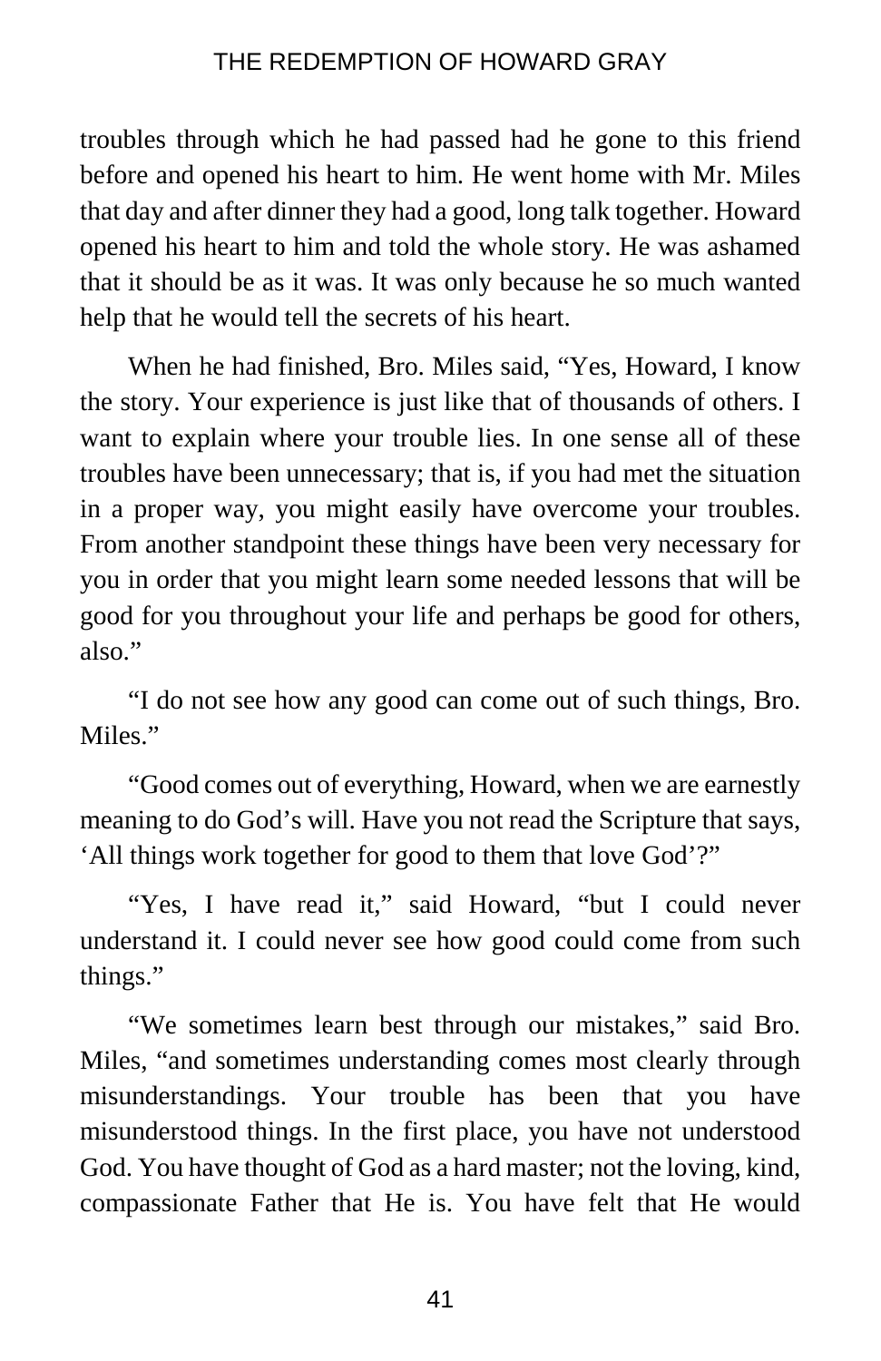troubles through which he had passed had he gone to this friend before and opened his heart to him. He went home with Mr. Miles that day and after dinner they had a good, long talk together. Howard opened his heart to him and told the whole story. He was ashamed that it should be as it was. It was only because he so much wanted help that he would tell the secrets of his heart.

When he had finished, Bro. Miles said, “Yes, Howard, I know the story. Your experience is just like that of thousands of others. I want to explain where your trouble lies. In one sense all of these troubles have been unnecessary; that is, if you had met the situation in a proper way, you might easily have overcome your troubles. From another standpoint these things have been very necessary for you in order that you might learn some needed lessons that will be good for you throughout your life and perhaps be good for others, also.”

“I do not see how any good can come out of such things, Bro. Miles.”

“Good comes out of everything, Howard, when we are earnestly meaning to do God’s will. Have you not read the Scripture that says, ‘All things work together for good to them that love God’?”

“Yes, I have read it,” said Howard, “but I could never understand it. I could never see how good could come from such things.”

“We sometimes learn best through our mistakes,” said Bro. Miles, “and sometimes understanding comes most clearly through misunderstandings. Your trouble has been that you have misunderstood things. In the first place, you have not understood God. You have thought of God as a hard master; not the loving, kind, compassionate Father that He is. You have felt that He would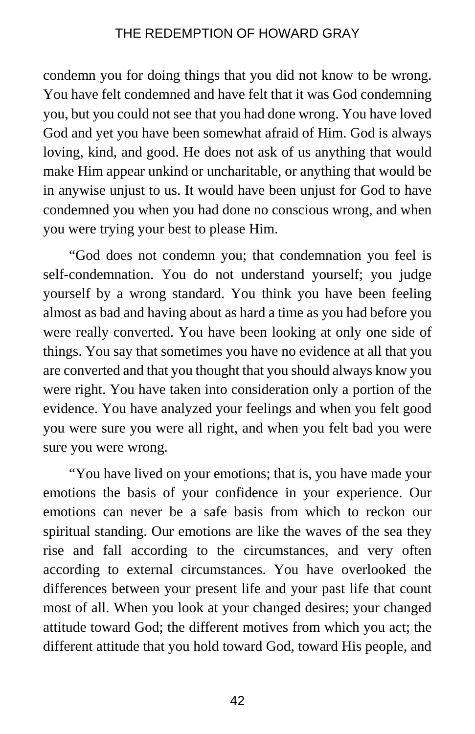condemn you for doing things that you did not know to be wrong. You have felt condemned and have felt that it was God condemning you, but you could not see that you had done wrong. You have loved God and yet you have been somewhat afraid of Him. God is always loving, kind, and good. He does not ask of us anything that would make Him appear unkind or uncharitable, or anything that would be in anywise unjust to us. It would have been unjust for God to have condemned you when you had done no conscious wrong, and when you were trying your best to please Him.

"God does not condemn you; that condemnation you feel is self-condemnation. You do not understand yourself; you judge yourself by a wrong standard. You think you have been feeling almost as bad and having about as hard a time as you had before you were really converted. You have been looking at only one side of things. You say that sometimes you have no evidence at all that you are converted and that you thought that you should always know you were right. You have taken into consideration only a portion of the evidence. You have analyzed your feelings and when you felt good you were sure you were all right, and when you felt bad you were sure you were wrong.

"You have lived on your emotions; that is, you have made your emotions the basis of your confidence in your experience. Our emotions can never be a safe basis from which to reckon our spiritual standing. Our emotions are like the waves of the sea they rise and fall according to the circumstances, and very often according to external circumstances. You have overlooked the differences between your present life and your past life that count most of all. When you look at your changed desires; your changed attitude toward God; the different motives from which you act; the different attitude that you hold toward God, toward His people, and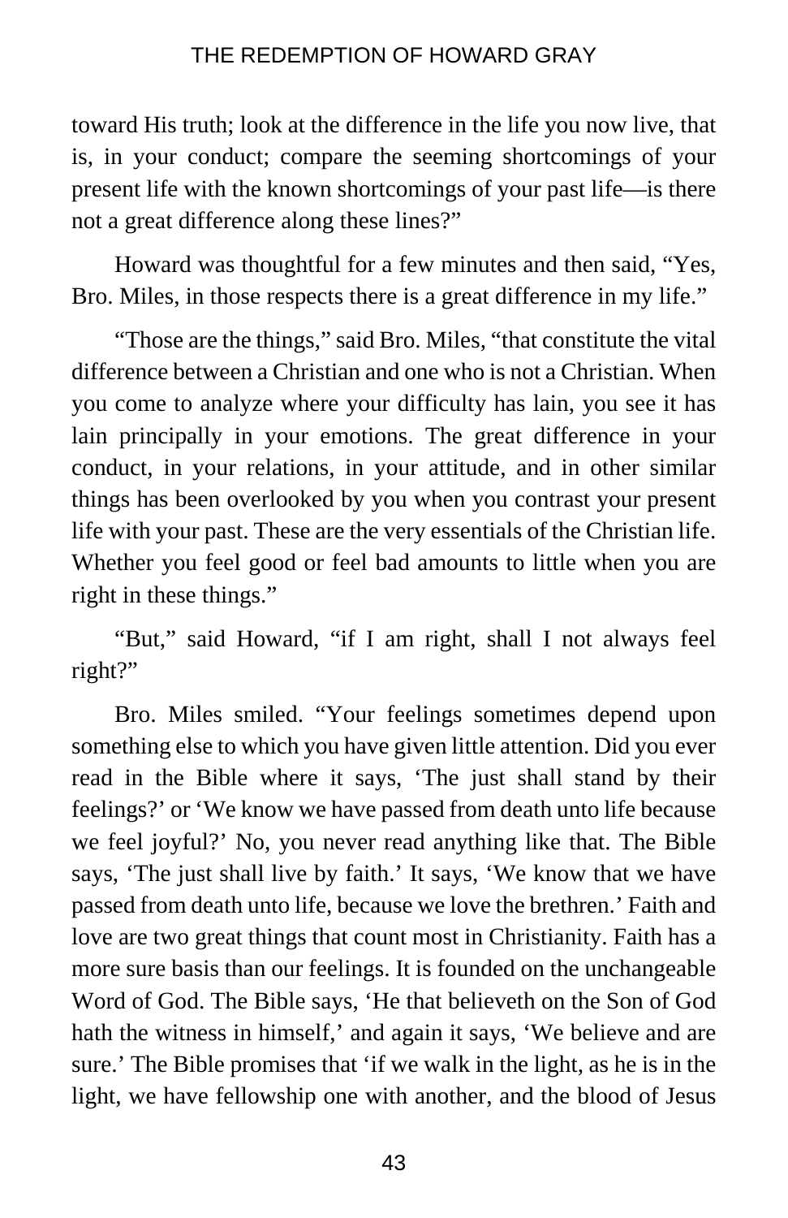toward His truth; look at the difference in the life you now live, that is, in your conduct; compare the seeming shortcomings of your present life with the known shortcomings of your past life—is there not a great difference along these lines?"

Howard was thoughtful for a few minutes and then said, "Yes, Bro. Miles, in those respects there is a great difference in my life."

"Those are the things," said Bro. Miles, "that constitute the vital difference between a Christian and one who is not a Christian. When you come to analyze where your difficulty has lain, you see it has lain principally in your emotions. The great difference in your conduct, in your relations, in your attitude, and in other similar things has been overlooked by you when you contrast your present life with your past. These are the very essentials of the Christian life. Whether you feel good or feel bad amounts to little when you are right in these things."

"But," said Howard, "if I am right, shall I not always feel right?"

Bro. Miles smiled. "Your feelings sometimes depend upon something else to which you have given little attention. Did you ever read in the Bible where it says, 'The just shall stand by their feelings?' or 'We know we have passed from death unto life because we feel joyful?' No, you never read anything like that. The Bible says, 'The just shall live by faith.' It says, 'We know that we have passed from death unto life, because we love the brethren.' Faith and love are two great things that count most in Christianity. Faith has a more sure basis than our feelings. It is founded on the unchangeable Word of God. The Bible says, 'He that believeth on the Son of God hath the witness in himself,' and again it says, 'We believe and are sure.' The Bible promises that 'if we walk in the light, as he is in the light, we have fellowship one with another, and the blood of Jesus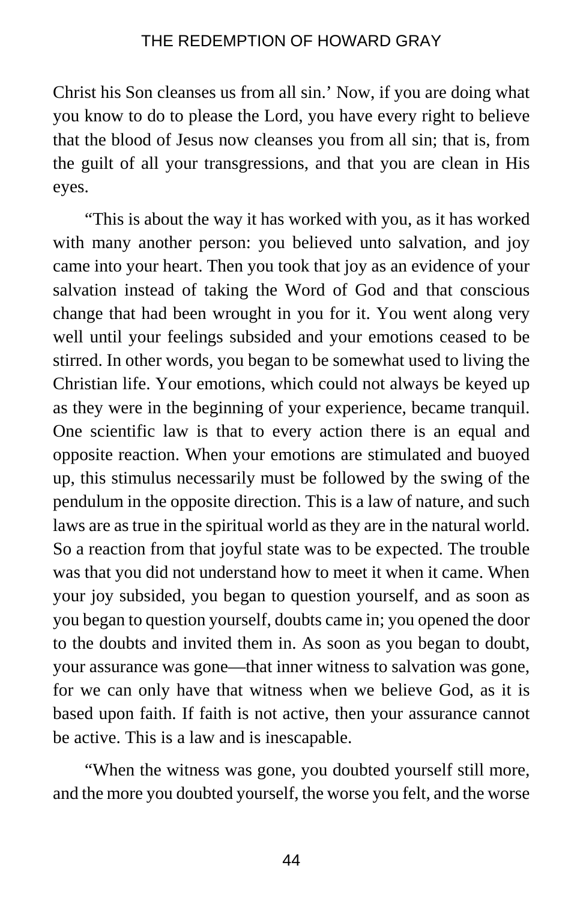Christ his Son cleanses us from all sin.' Now, if you are doing what you know to do to please the Lord, you have every right to believe that the blood of Jesus now cleanses you from all sin; that is, from the guilt of all your transgressions, and that you are clean in His eyes.

"This is about the way it has worked with you, as it has worked with many another person: you believed unto salvation, and joy came into your heart. Then you took that joy as an evidence of your salvation instead of taking the Word of God and that conscious change that had been wrought in you for it. You went along very well until your feelings subsided and your emotions ceased to be stirred. In other words, you began to be somewhat used to living the Christian life. Your emotions, which could not always be keyed up as they were in the beginning of your experience, became tranquil. One scientific law is that to every action there is an equal and opposite reaction. When your emotions are stimulated and buoyed up, this stimulus necessarily must be followed by the swing of the pendulum in the opposite direction. This is a law of nature, and such laws are as true in the spiritual world as they are in the natural world. So a reaction from that joyful state was to be expected. The trouble was that you did not understand how to meet it when it came. When your joy subsided, you began to question yourself, and as soon as you began to question yourself, doubts came in; you opened the door to the doubts and invited them in. As soon as you began to doubt, your assurance was gone—that inner witness to salvation was gone, for we can only have that witness when we believe God, as it is based upon faith. If faith is not active, then your assurance cannot be active. This is a law and is inescapable.

"When the witness was gone, you doubted yourself still more, and the more you doubted yourself, the worse you felt, and the worse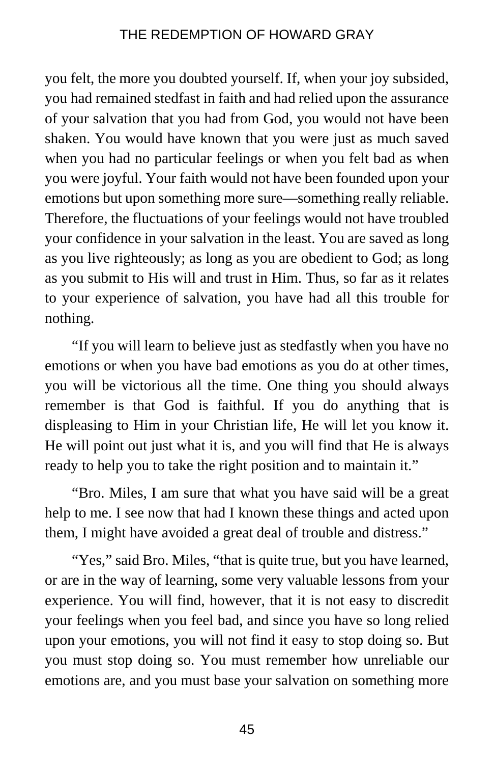you felt, the more you doubted yourself. If, when your joy subsided, you had remained stedfast in faith and had relied upon the assurance of your salvation that you had from God, you would not have been shaken. You would have known that you were just as much saved when you had no particular feelings or when you felt bad as when you were joyful. Your faith would not have been founded upon your emotions but upon something more sure—something really reliable. Therefore, the fluctuations of your feelings would not have troubled your confidence in your salvation in the least. You are saved as long as you live righteously; as long as you are obedient to God; as long as you submit to His will and trust in Him. Thus, so far as it relates to your experience of salvation, you have had all this trouble for nothing.

"If you will learn to believe just as stedfastly when you have no emotions or when you have bad emotions as you do at other times, you will be victorious all the time. One thing you should always remember is that God is faithful. If you do anything that is displeasing to Him in your Christian life, He will let you know it. He will point out just what it is, and you will find that He is always ready to help you to take the right position and to maintain it."

"Bro. Miles, I am sure that what you have said will be a great help to me. I see now that had I known these things and acted upon them, I might have avoided a great deal of trouble and distress."

"Yes," said Bro. Miles, "that is quite true, but you have learned, or are in the way of learning, some very valuable lessons from your experience. You will find, however, that it is not easy to discredit your feelings when you feel bad, and since you have so long relied upon your emotions, you will not find it easy to stop doing so. But you must stop doing so. You must remember how unreliable our emotions are, and you must base your salvation on something more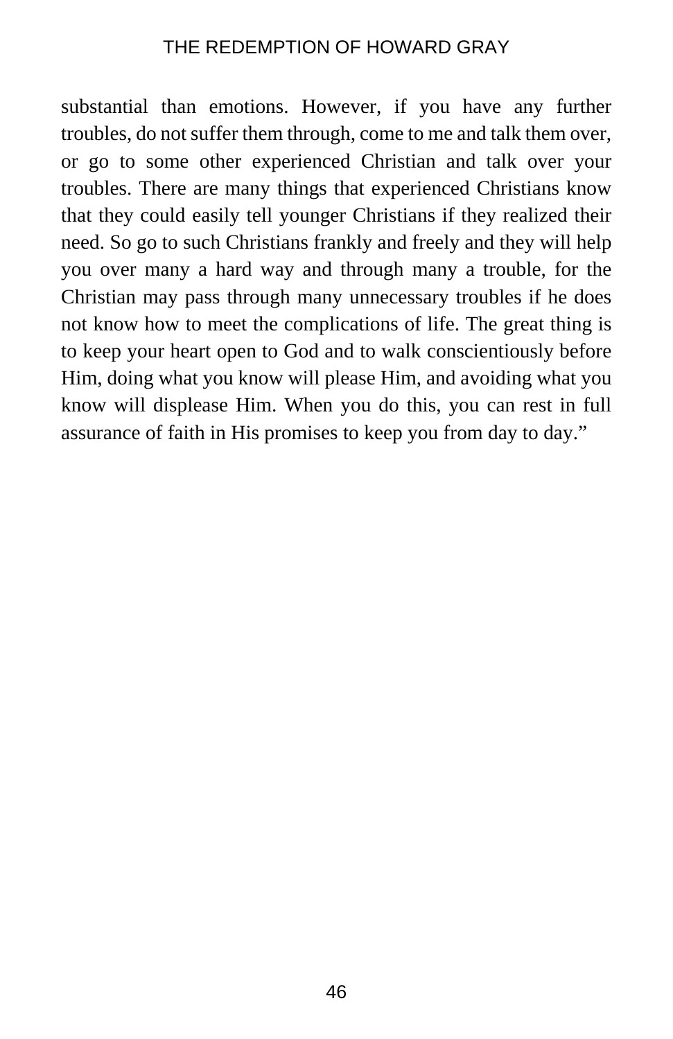substantial than emotions. However, if you have any further troubles, do not suffer them through, come to me and talk them over, or go to some other experienced Christian and talk over your troubles. There are many things that experienced Christians know that they could easily tell younger Christians if they realized their need. So go to such Christians frankly and freely and they will help you over many a hard way and through many a trouble, for the Christian may pass through many unnecessary troubles if he does not know how to meet the complications of life. The great thing is to keep your heart open to God and to walk conscientiously before Him, doing what you know will please Him, and avoiding what you know will displease Him. When you do this, you can rest in full assurance of faith in His promises to keep you from day to day."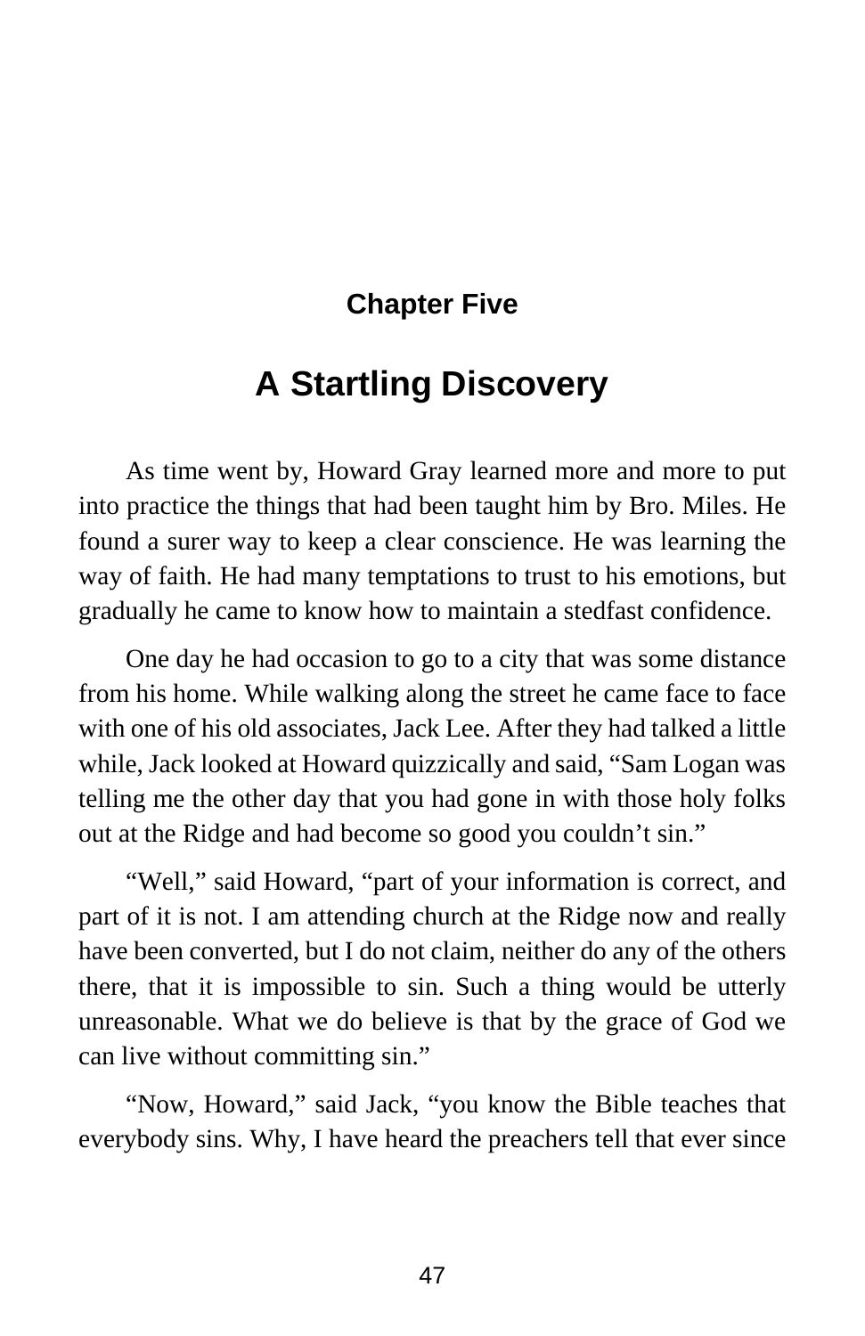## Chapter Five

# A Startling Discovery

As time went by, Howard Gray learned more and more to put into practice the things that had been taught him by Bro. Miles. He found a surer way to keep a clear conscience. He was learning the way of faith. He had many temptations to trust to his emotions, but gradually he came to know how to maintain a stedfast confidence.

One day he had occasion to go to a city that was some distance from his home. While walking along the street he came face to face with one of his old associates, Jack Lee. After they had talked a little while, Jack looked at Howard quizzically and said, "Sam Logan was telling me the other day that you had gone in with those holy folks out at the Ridge and had become so good you couldn't sin."

"Well," said Howard, "part of your information is correct, and part of it is not. I am attending church at the Ridge now and really have been converted, but I do not claim, neither do any of the others there, that it is impossible to sin. Such a thing would be utterly unreasonable. What we do believe is that by the grace of God we can live without committing sin."

"Now, Howard," said Jack, "you know the Bible teaches that everybody sins. Why, I have heard the preachers tell that ever since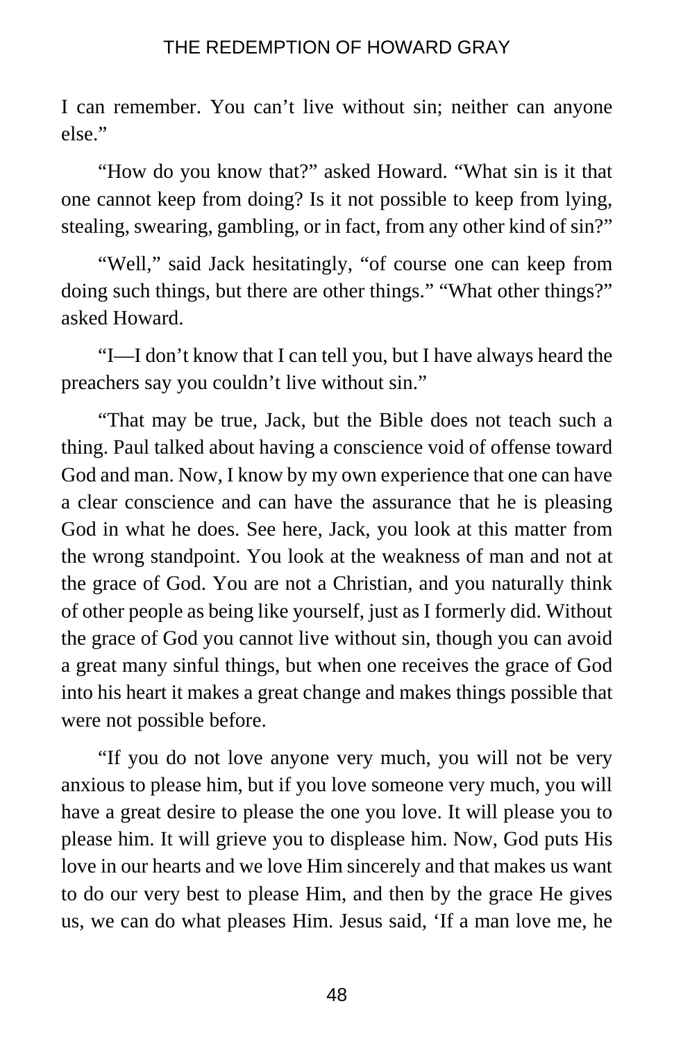I can remember. You can't live without sin; neither can anyone else."

"How do you know that?" asked Howard. "What sin is it that one cannot keep from doing? Is it not possible to keep from lying, stealing, swearing, gambling, or in fact, from any other kind of sin?"

"Well," said Jack hesitatingly, "of course one can keep from doing such things, but there are other things." "What other things?" asked Howard.

"I—I don't know that I can tell you, but I have always heard the preachers say you couldn't live without sin."

"That may be true, Jack, but the Bible does not teach such a thing. Paul talked about having a conscience void of offense toward God and man. Now, I know by my own experience that one can have a clear conscience and can have the assurance that he is pleasing God in what he does. See here, Jack, you look at this matter from the wrong standpoint. You look at the weakness of man and not at the grace of God. You are not a Christian, and you naturally think of other people as being like yourself, just as I formerly did. Without the grace of God you cannot live without sin, though you can avoid a great many sinful things, but when one receives the grace of God into his heart it makes a great change and makes things possible that were not possible before.

"If you do not love anyone very much, you will not be very anxious to please him, but if you love someone very much, you will have a great desire to please the one you love. It will please you to please him. It will grieve you to displease him. Now, God puts His love in our hearts and we love Him sincerely and that makes us want to do our very best to please Him, and then by the grace He gives us, we can do what pleases Him. Jesus said, 'If a man love me, he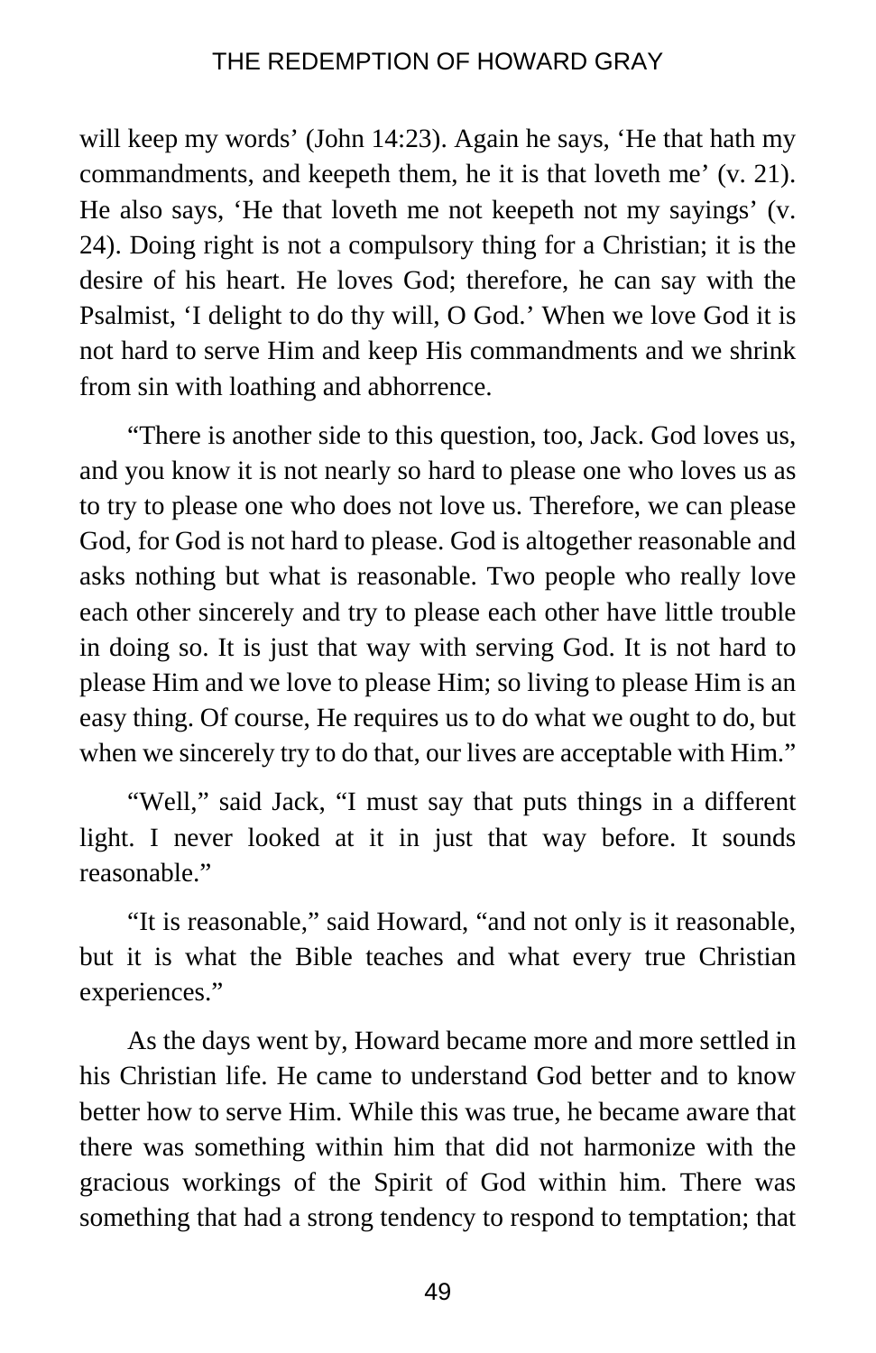will keep my words' (John 14:23). Again he says, 'He that hath my commandments, and keepeth them, he it is that loveth me' (v. 21). He also says, 'He that loveth me not keepeth not my sayings' (v. 24). Doing right is not a compulsory thing for a Christian; it is the desire of his heart. He loves God; therefore, he can say with the Psalmist, 'I delight to do thy will, O God.' When we love God it is not hard to serve Him and keep His commandments and we shrink from sin with loathing and abhorrence.

"There is another side to this question, too, Jack. God loves us, and you know it is not nearly so hard to please one who loves us as to try to please one who does not love us. Therefore, we can please God, for God is not hard to please. God is altogether reasonable and asks nothing but what is reasonable. Two people who really love each other sincerely and try to please each other have little trouble in doing so. It is just that way with serving God. It is not hard to please Him and we love to please Him; so living to please Him is an easy thing. Of course, He requires us to do what we ought to do, but when we sincerely try to do that, our lives are acceptable with Him."

"Well," said Jack, "I must say that puts things in a different light. I never looked at it in just that way before. It sounds reasonable."

"It is reasonable," said Howard, "and not only is it reasonable, but it is what the Bible teaches and what every true Christian experiences."

As the days went by, Howard became more and more settled in his Christian life. He came to understand God better and to know better how to serve Him. While this was true, he became aware that there was something within him that did not harmonize with the gracious workings of the Spirit of God within him. There was something that had a strong tendency to respond to temptation; that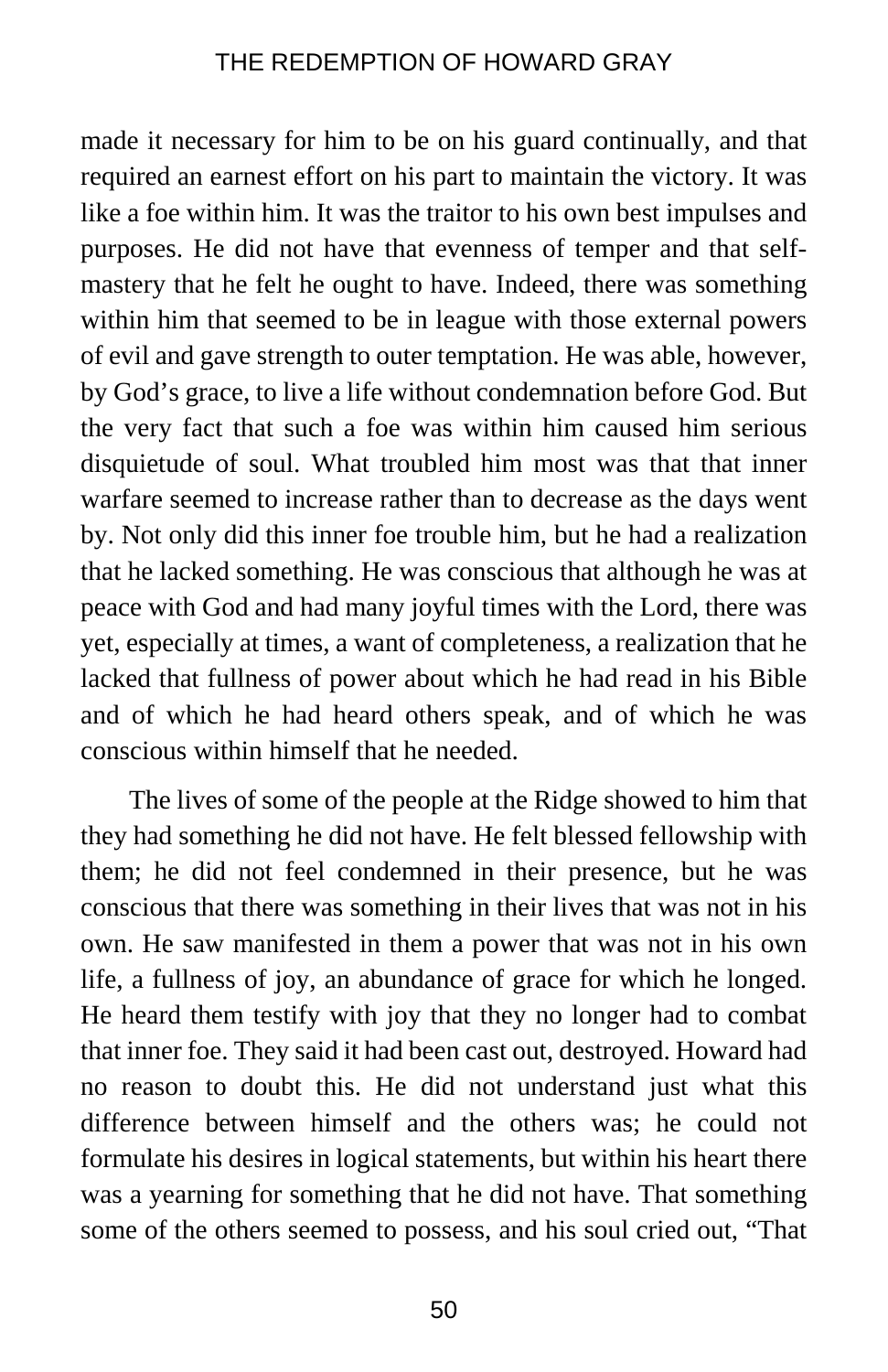made it necessary for him to be on his guard continually, and that required an earnest effort on his part to maintain the victory. It was like a foe within him. It was the traitor to his own best impulses and purposes. He did not have that evenness of temper and that self-mastery that he felt he ought to have. Indeed, there was something within him that seemed to be in league with those external powers of evil and gave strength to outer temptation. He was able, however, by God's grace, to live a life without condemnation before God. But the very fact that such a foe was within him caused him serious disquietude of soul. What troubled him most was that that inner warfare seemed to increase rather than to decrease as the days went by. Not only did this inner foe trouble him, but he had a realization that he lacked something. He was conscious that although he was at peace with God and had many joyful times with the Lord, there was yet, especially at times, a want of completeness, a realization that he lacked that fullness of power about which he had read in his Bible and of which he had heard others speak, and of which he was conscious within himself that he needed.

The lives of some of the people at the Ridge showed to him that they had something he did not have. He felt blessed fellowship with them; he did not feel condemned in their presence, but he was conscious that there was something in their lives that was not in his own. He saw manifested in them a power that was not in his own life, a fullness of joy, an abundance of grace for which he longed. He heard them testify with joy that they no longer had to combat that inner foe. They said it had been cast out, destroyed. Howard had no reason to doubt this. He did not understand just what this difference between himself and the others was; he could not formulate his desires in logical statements, but within his heart there was a yearning for something that he did not have. That something some of the others seemed to possess, and his soul cried out, "That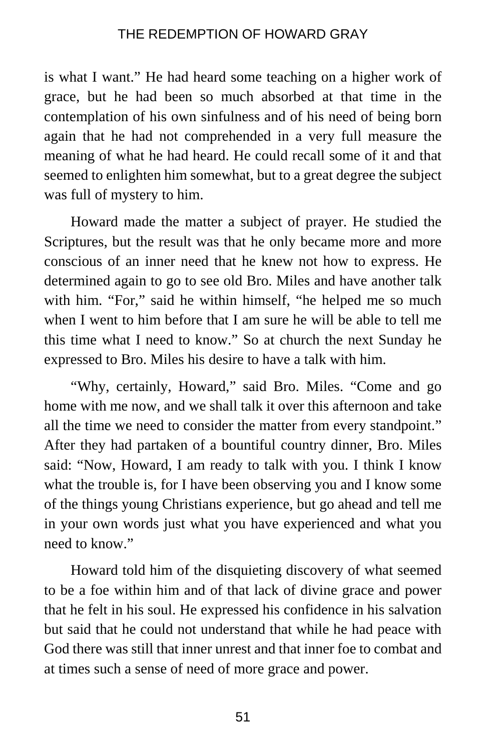is what I want." He had heard some teaching on a higher work of grace, but he had been so much absorbed at that time in the contemplation of his own sinfulness and of his need of being born again that he had not comprehended in a very full measure the meaning of what he had heard. He could recall some of it and that seemed to enlighten him somewhat, but to a great degree the subject was full of mystery to him.

Howard made the matter a subject of prayer. He studied the Scriptures, but the result was that he only became more and more conscious of an inner need that he knew not how to express. He determined again to go to see old Bro. Miles and have another talk with him. "For," said he within himself, "he helped me so much when I went to him before that I am sure he will be able to tell me this time what I need to know." So at church the next Sunday he expressed to Bro. Miles his desire to have a talk with him.

"Why, certainly, Howard," said Bro. Miles. "Come and go home with me now, and we shall talk it over this afternoon and take all the time we need to consider the matter from every standpoint." After they had partaken of a bountiful country dinner, Bro. Miles said: "Now, Howard, I am ready to talk with you. I think I know what the trouble is, for I have been observing you and I know some of the things young Christians experience, but go ahead and tell me in your own words just what you have experienced and what you need to know."

Howard told him of the disquieting discovery of what seemed to be a foe within him and of that lack of divine grace and power that he felt in his soul. He expressed his confidence in his salvation but said that he could not understand that while he had peace with God there was still that inner unrest and that inner foe to combat and at times such a sense of need of more grace and power.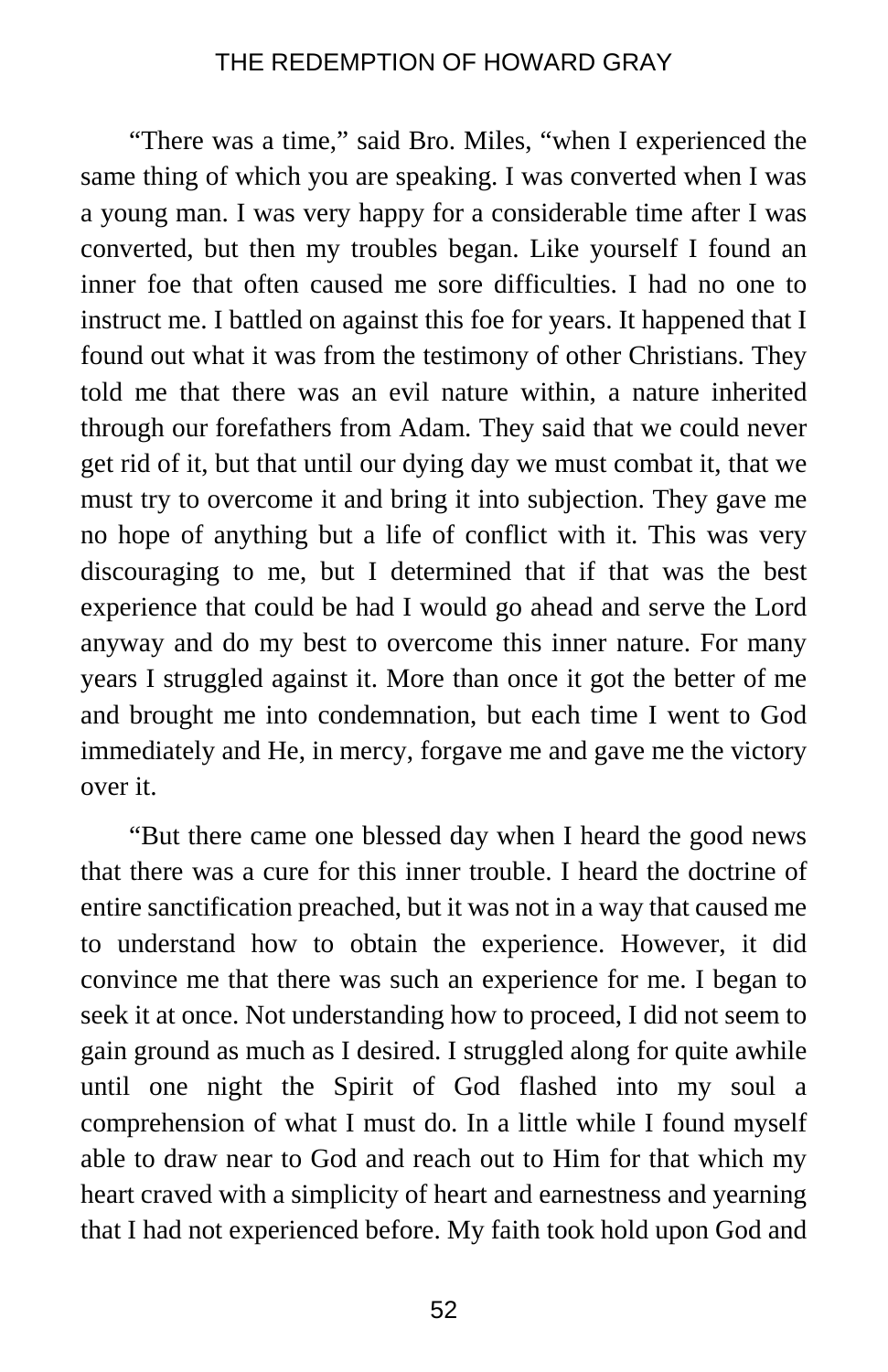"There was a time," said Bro. Miles, "when I experienced the same thing of which you are speaking. I was converted when I was a young man. I was very happy for a considerable time after I was converted, but then my troubles began. Like yourself I found an inner foe that often caused me sore difficulties. I had no one to instruct me. I battled on against this foe for years. It happened that I found out what it was from the testimony of other Christians. They told me that there was an evil nature within, a nature inherited through our forefathers from Adam. They said that we could never get rid of it, but that until our dying day we must combat it, that we must try to overcome it and bring it into subjection. They gave me no hope of anything but a life of conflict with it. This was very discouraging to me, but I determined that if that was the best experience that could be had I would go ahead and serve the Lord anyway and do my best to overcome this inner nature. For many years I struggled against it. More than once it got the better of me and brought me into condemnation, but each time I went to God immediately and He, in mercy, forgave me and gave me the victory over it.

"But there came one blessed day when I heard the good news that there was a cure for this inner trouble. I heard the doctrine of entire sanctification preached, but it was not in a way that caused me to understand how to obtain the experience. However, it did convince me that there was such an experience for me. I began to seek it at once. Not understanding how to proceed, I did not seem to gain ground as much as I desired. I struggled along for quite awhile until one night the Spirit of God flashed into my soul a comprehension of what I must do. In a little while I found myself able to draw near to God and reach out to Him for that which my heart craved with a simplicity of heart and earnestness and yearning that I had not experienced before. My faith took hold upon God and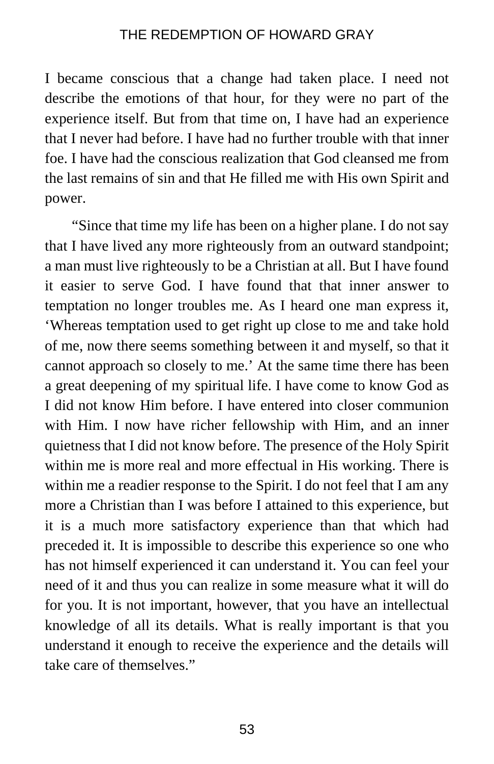I became conscious that a change had taken place. I need not describe the emotions of that hour, for they were no part of the experience itself. But from that time on, I have had an experience that I never had before. I have had no further trouble with that inner foe. I have had the conscious realization that God cleansed me from the last remains of sin and that He filled me with His own Spirit and power.

"Since that time my life has been on a higher plane. I do not say that I have lived any more righteously from an outward standpoint; a man must live righteously to be a Christian at all. But I have found it easier to serve God. I have found that that inner answer to temptation no longer troubles me. As I heard one man express it, 'Whereas temptation used to get right up close to me and take hold of me, now there seems something between it and myself, so that it cannot approach so closely to me.' At the same time there has been a great deepening of my spiritual life. I have come to know God as I did not know Him before. I have entered into closer communion with Him. I now have richer fellowship with Him, and an inner quietness that I did not know before. The presence of the Holy Spirit within me is more real and more effectual in His working. There is within me a readier response to the Spirit. I do not feel that I am any more a Christian than I was before I attained to this experience, but it is a much more satisfactory experience than that which had preceded it. It is impossible to describe this experience so one who has not himself experienced it can understand it. You can feel your need of it and thus you can realize in some measure what it will do for you. It is not important, however, that you have an intellectual knowledge of all its details. What is really important is that you understand it enough to receive the experience and the details will take care of themselves."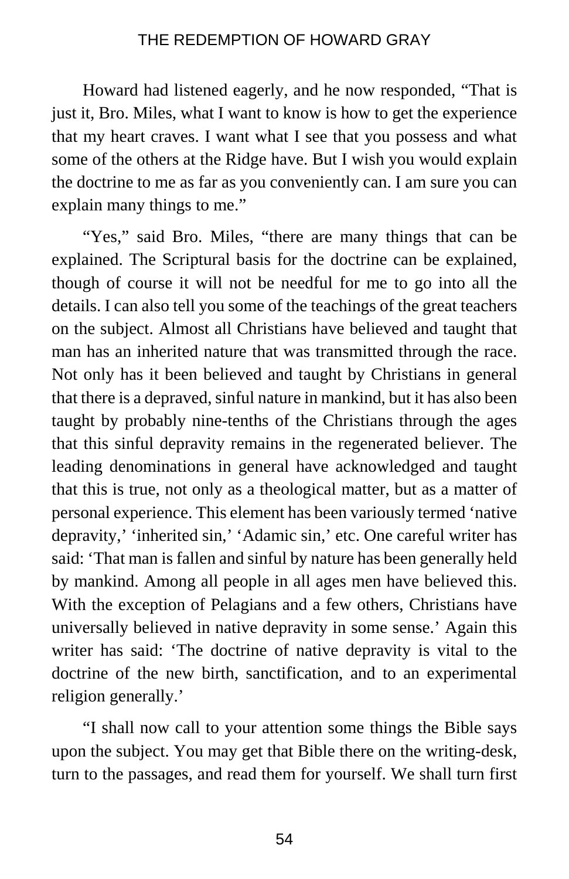Howard had listened eagerly, and he now responded, “That is just it, Bro. Miles, what I want to know is how to get the experience that my heart craves. I want what I see that you possess and what some of the others at the Ridge have. But I wish you would explain the doctrine to me as far as you conveniently can. I am sure you can explain many things to me.”

“Yes,” said Bro. Miles, “there are many things that can be explained. The Scriptural basis for the doctrine can be explained, though of course it will not be needful for me to go into all the details. I can also tell you some of the teachings of the great teachers on the subject. Almost all Christians have believed and taught that man has an inherited nature that was transmitted through the race. Not only has it been believed and taught by Christians in general that there is a depraved, sinful nature in mankind, but it has also been taught by probably nine-tenths of the Christians through the ages that this sinful depravity remains in the regenerated believer. The leading denominations in general have acknowledged and taught that this is true, not only as a theological matter, but as a matter of personal experience. This element has been variously termed ‘native depravity,’ ‘inherited sin,’ ‘Adamic sin,’ etc. One careful writer has said: ‘That man is fallen and sinful by nature has been generally held by mankind. Among all people in all ages men have believed this. With the exception of Pelagians and a few others, Christians have universally believed in native depravity in some sense.’ Again this writer has said: ‘The doctrine of native depravity is vital to the doctrine of the new birth, sanctification, and to an experimental religion generally.’

“I shall now call to your attention some things the Bible says upon the subject. You may get that Bible there on the writing-desk, turn to the passages, and read them for yourself. We shall turn first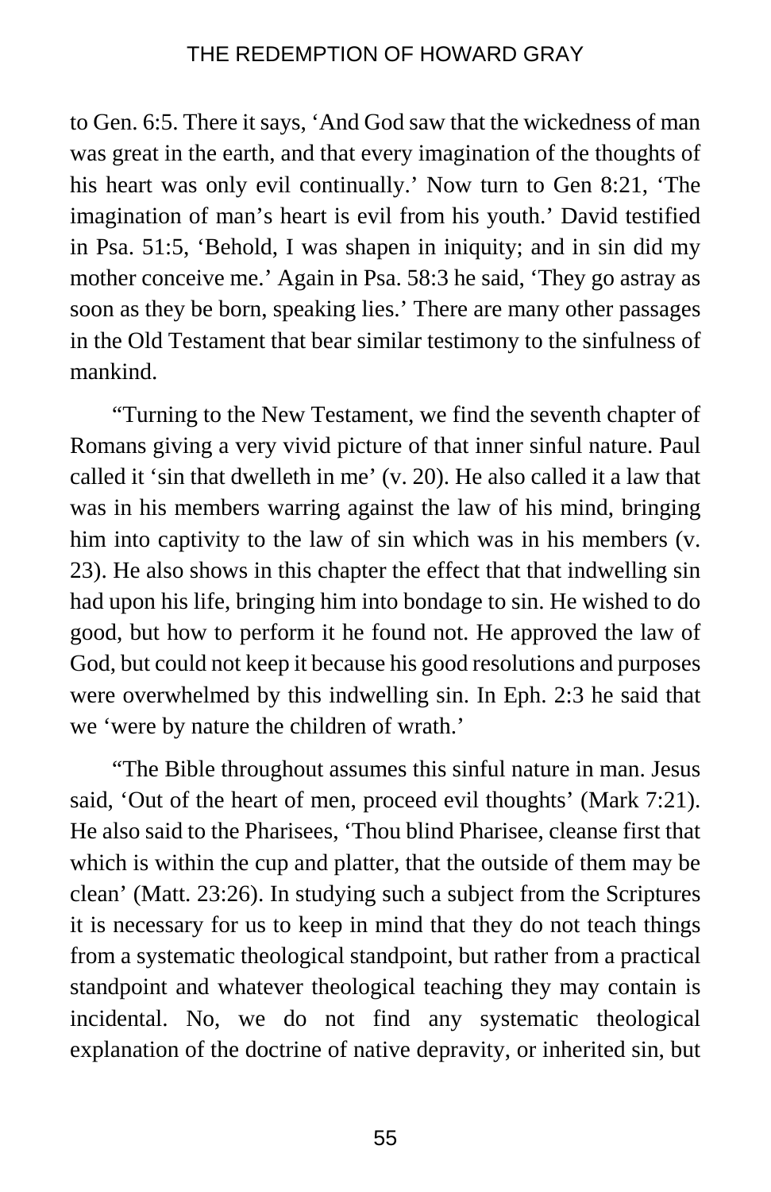to Gen. 6:5. There it says, 'And God saw that the wickedness of man was great in the earth, and that every imagination of the thoughts of his heart was only evil continually.' Now turn to Gen 8:21, 'The imagination of man's heart is evil from his youth.' David testified in Psa. 51:5, 'Behold, I was shapen in iniquity; and in sin did my mother conceive me.' Again in Psa. 58:3 he said, 'They go astray as soon as they be born, speaking lies.' There are many other passages in the Old Testament that bear similar testimony to the sinfulness of mankind.

"Turning to the New Testament, we find the seventh chapter of Romans giving a very vivid picture of that inner sinful nature. Paul called it 'sin that dwelleth in me' (v. 20). He also called it a law that was in his members warring against the law of his mind, bringing him into captivity to the law of sin which was in his members (v. 23). He also shows in this chapter the effect that that indwelling sin had upon his life, bringing him into bondage to sin. He wished to do good, but how to perform it he found not. He approved the law of God, but could not keep it because his good resolutions and purposes were overwhelmed by this indwelling sin. In Eph. 2:3 he said that we 'were by nature the children of wrath.'

"The Bible throughout assumes this sinful nature in man. Jesus said, 'Out of the heart of men, proceed evil thoughts' (Mark 7:21). He also said to the Pharisees, 'Thou blind Pharisee, cleanse first that which is within the cup and platter, that the outside of them may be clean' (Matt. 23:26). In studying such a subject from the Scriptures it is necessary for us to keep in mind that they do not teach things from a systematic theological standpoint, but rather from a practical standpoint and whatever theological teaching they may contain is incidental. No, we do not find any systematic theological explanation of the doctrine of native depravity, or inherited sin, but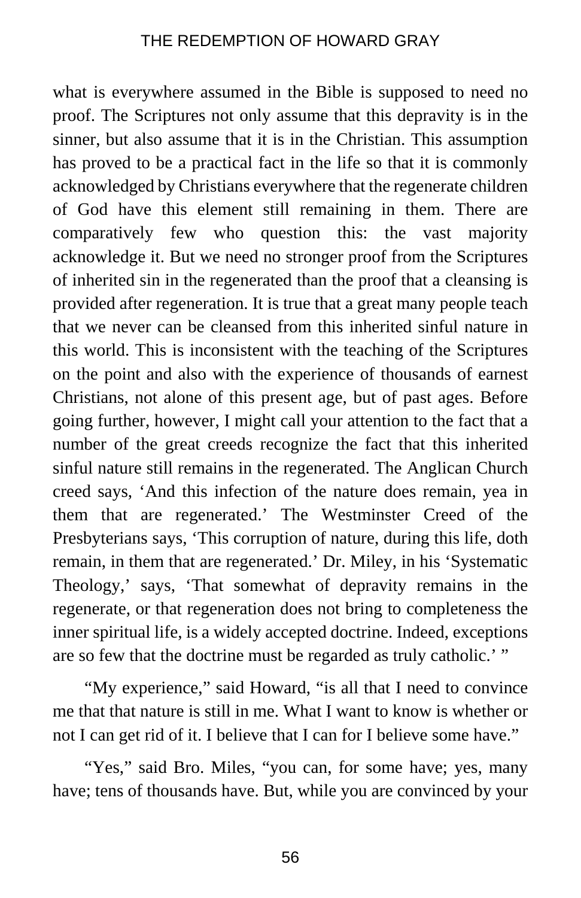what is everywhere assumed in the Bible is supposed to need no proof. The Scriptures not only assume that this depravity is in the sinner, but also assume that it is in the Christian. This assumption has proved to be a practical fact in the life so that it is commonly acknowledged by Christians everywhere that the regenerate children of God have this element still remaining in them. There are comparatively few who question this: the vast majority acknowledge it. But we need no stronger proof from the Scriptures of inherited sin in the regenerated than the proof that a cleansing is provided after regeneration. It is true that a great many people teach that we never can be cleansed from this inherited sinful nature in this world. This is inconsistent with the teaching of the Scriptures on the point and also with the experience of thousands of earnest Christians, not alone of this present age, but of past ages. Before going further, however, I might call your attention to the fact that a number of the great creeds recognize the fact that this inherited sinful nature still remains in the regenerated. The Anglican Church creed says, 'And this infection of the nature does remain, yea in them that are regenerated.' The Westminster Creed of the Presbyterians says, 'This corruption of nature, during this life, doth remain, in them that are regenerated.' Dr. Miley, in his 'Systematic Theology,' says, 'That somewhat of depravity remains in the regenerate, or that regeneration does not bring to completeness the inner spiritual life, is a widely accepted doctrine. Indeed, exceptions are so few that the doctrine must be regarded as truly catholic.' "

"My experience," said Howard, "is all that I need to convince me that that nature is still in me. What I want to know is whether or not I can get rid of it. I believe that I can for I believe some have."

"Yes," said Bro. Miles, "you can, for some have; yes, many have; tens of thousands have. But, while you are convinced by your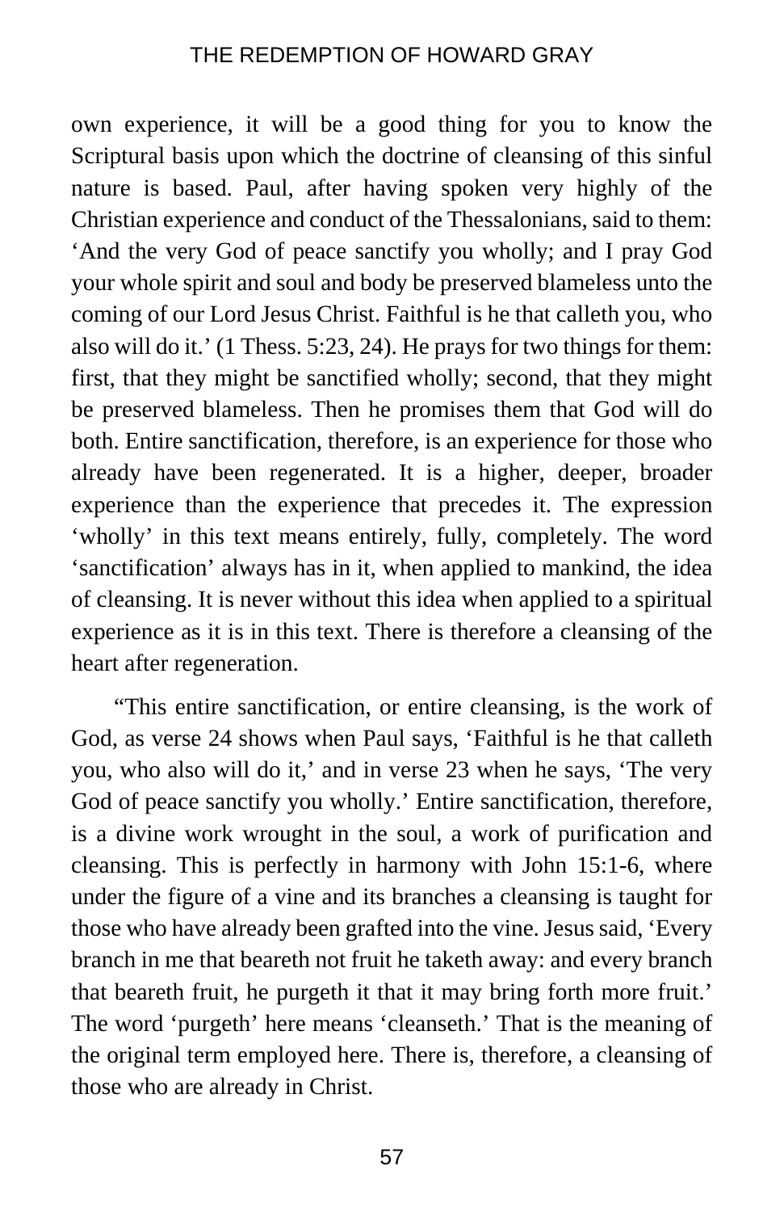own experience, it will be a good thing for you to know the Scriptural basis upon which the doctrine of cleansing of this sinful nature is based. Paul, after having spoken very highly of the Christian experience and conduct of the Thessalonians, said to them: 'And the very God of peace sanctify you wholly; and I pray God your whole spirit and soul and body be preserved blameless unto the coming of our Lord Jesus Christ. Faithful is he that calleth you, who also will do it.' (1 Thess. 5:23, 24). He prays for two things for them: first, that they might be sanctified wholly; second, that they might be preserved blameless. Then he promises them that God will do both. Entire sanctification, therefore, is an experience for those who already have been regenerated. It is a higher, deeper, broader experience than the experience that precedes it. The expression 'wholly' in this text means entirely, fully, completely. The word 'sanctification' always has in it, when applied to mankind, the idea of cleansing. It is never without this idea when applied to a spiritual experience as it is in this text. There is therefore a cleansing of the heart after regeneration.

"This entire sanctification, or entire cleansing, is the work of God, as verse 24 shows when Paul says, 'Faithful is he that calleth you, who also will do it,' and in verse 23 when he says, 'The very God of peace sanctify you wholly.' Entire sanctification, therefore, is a divine work wrought in the soul, a work of purification and cleansing. This is perfectly in harmony with John 15:1-6, where under the figure of a vine and its branches a cleansing is taught for those who have already been grafted into the vine. Jesus said, 'Every branch in me that beareth not fruit he taketh away: and every branch that beareth fruit, he purgeth it that it may bring forth more fruit.' The word 'purgeth' here means 'cleanseth.' That is the meaning of the original term employed here. There is, therefore, a cleansing of those who are already in Christ.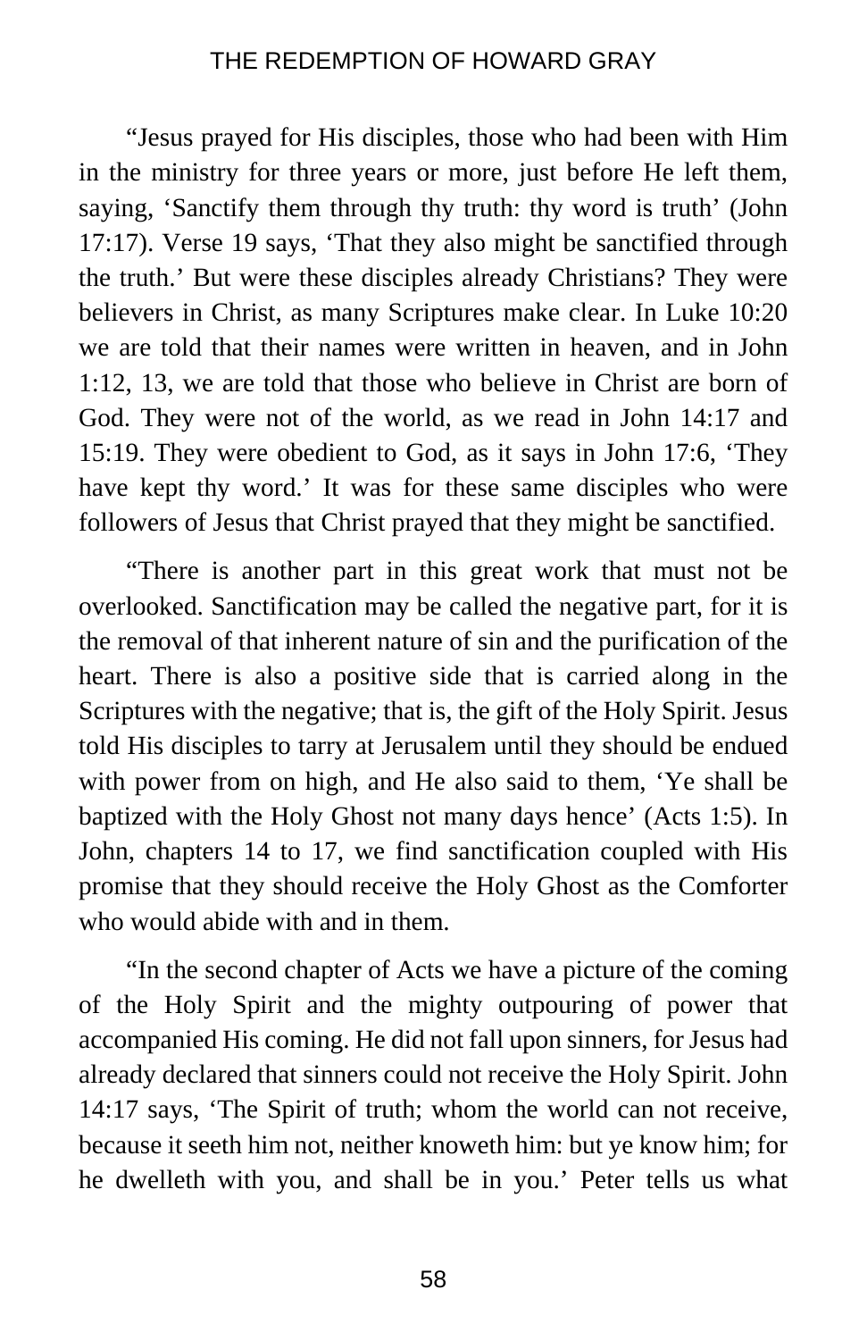"Jesus prayed for His disciples, those who had been with Him in the ministry for three years or more, just before He left them, saying, 'Sanctify them through thy truth: thy word is truth' (John 17:17). Verse 19 says, 'That they also might be sanctified through the truth.' But were these disciples already Christians? They were believers in Christ, as many Scriptures make clear. In Luke 10:20 we are told that their names were written in heaven, and in John 1:12, 13, we are told that those who believe in Christ are born of God. They were not of the world, as we read in John 14:17 and 15:19. They were obedient to God, as it says in John 17:6, 'They have kept thy word.' It was for these same disciples who were followers of Jesus that Christ prayed that they might be sanctified.

"There is another part in this great work that must not be overlooked. Sanctification may be called the negative part, for it is the removal of that inherent nature of sin and the purification of the heart. There is also a positive side that is carried along in the Scriptures with the negative; that is, the gift of the Holy Spirit. Jesus told His disciples to tarry at Jerusalem until they should be endued with power from on high, and He also said to them, 'Ye shall be baptized with the Holy Ghost not many days hence' (Acts 1:5). In John, chapters 14 to 17, we find sanctification coupled with His promise that they should receive the Holy Ghost as the Comforter who would abide with and in them.

"In the second chapter of Acts we have a picture of the coming of the Holy Spirit and the mighty outpouring of power that accompanied His coming. He did not fall upon sinners, for Jesus had already declared that sinners could not receive the Holy Spirit. John 14:17 says, 'The Spirit of truth; whom the world can not receive, because it seeth him not, neither knoweth him: but ye know him; for he dwelleth with you, and shall be in you.' Peter tells us what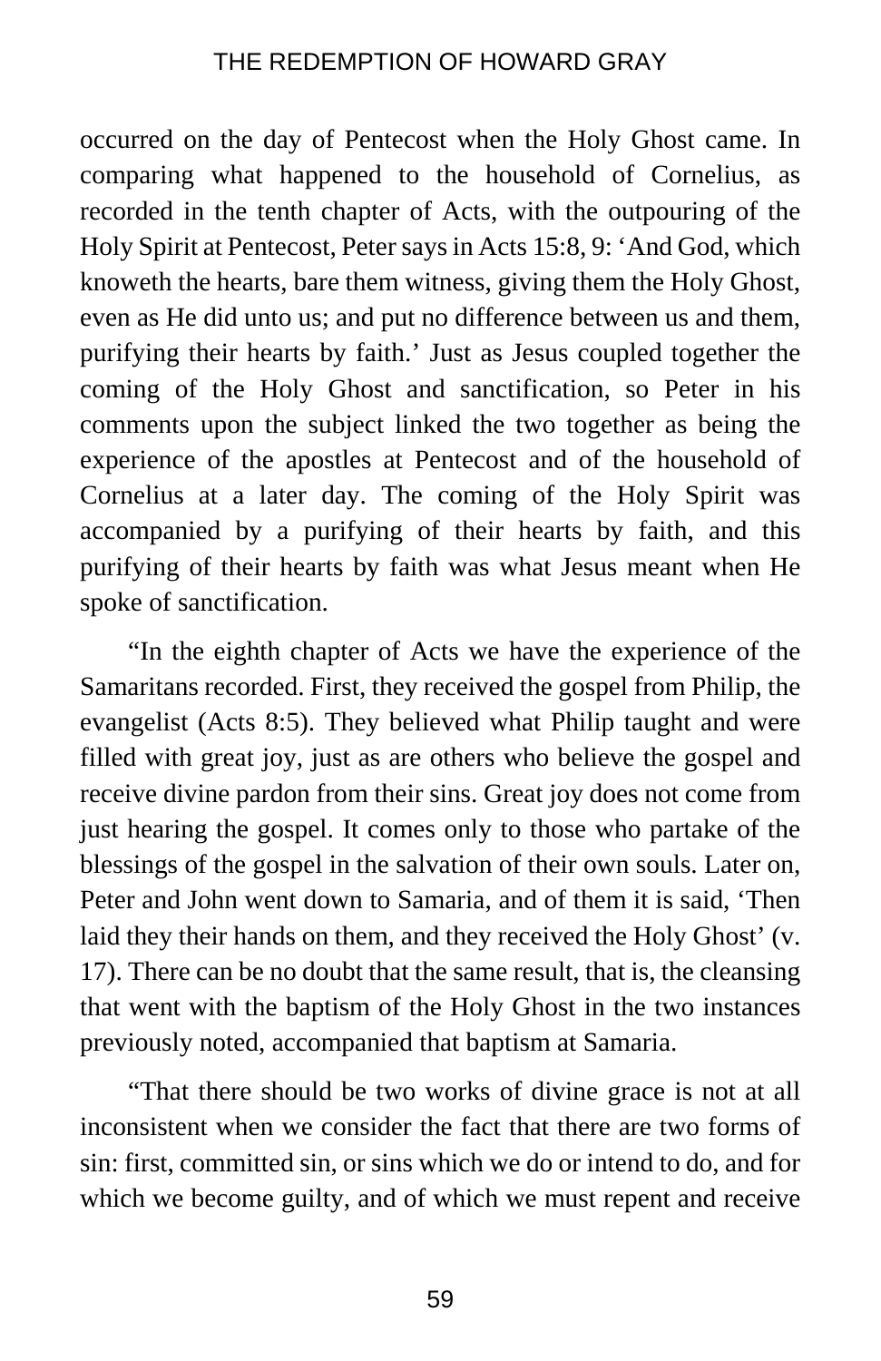occurred on the day of Pentecost when the Holy Ghost came. In comparing what happened to the household of Cornelius, as recorded in the tenth chapter of Acts, with the outpouring of the Holy Spirit at Pentecost, Peter says in Acts 15:8, 9: 'And God, which knoweth the hearts, bare them witness, giving them the Holy Ghost, even as He did unto us; and put no difference between us and them, purifying their hearts by faith.' Just as Jesus coupled together the coming of the Holy Ghost and sanctification, so Peter in his comments upon the subject linked the two together as being the experience of the apostles at Pentecost and of the household of Cornelius at a later day. The coming of the Holy Spirit was accompanied by a purifying of their hearts by faith, and this purifying of their hearts by faith was what Jesus meant when He spoke of sanctification.

"In the eighth chapter of Acts we have the experience of the Samaritans recorded. First, they received the gospel from Philip, the evangelist (Acts 8:5). They believed what Philip taught and were filled with great joy, just as are others who believe the gospel and receive divine pardon from their sins. Great joy does not come from just hearing the gospel. It comes only to those who partake of the blessings of the gospel in the salvation of their own souls. Later on, Peter and John went down to Samaria, and of them it is said, 'Then laid they their hands on them, and they received the Holy Ghost' (v. 17). There can be no doubt that the same result, that is, the cleansing that went with the baptism of the Holy Ghost in the two instances previously noted, accompanied that baptism at Samaria.

"That there should be two works of divine grace is not at all inconsistent when we consider the fact that there are two forms of sin: first, committed sin, or sins which we do or intend to do, and for which we become guilty, and of which we must repent and receive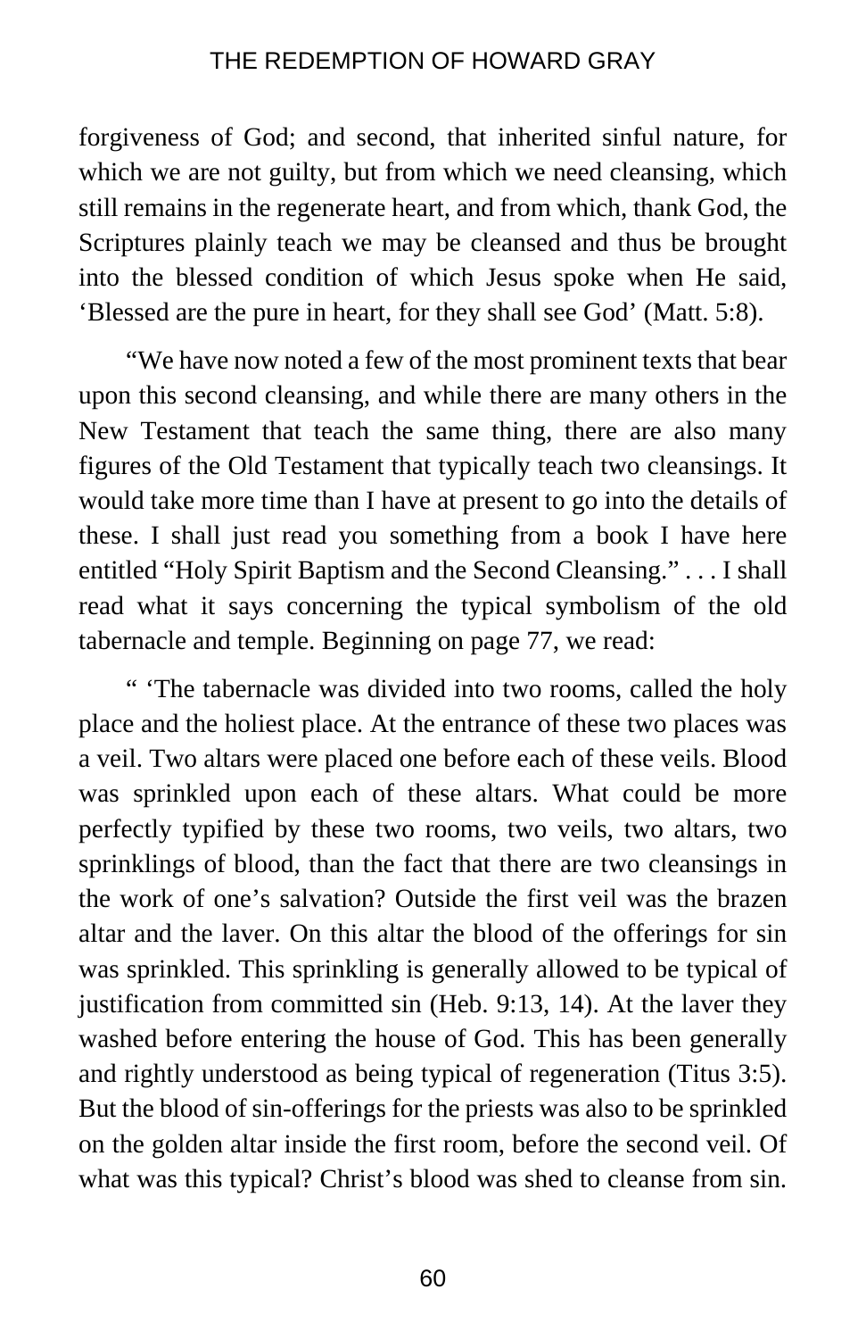forgiveness of God; and second, that inherited sinful nature, for which we are not guilty, but from which we need cleansing, which still remains in the regenerate heart, and from which, thank God, the Scriptures plainly teach we may be cleansed and thus be brought into the blessed condition of which Jesus spoke when He said, 'Blessed are the pure in heart, for they shall see God' (Matt. 5:8).

"We have now noted a few of the most prominent texts that bear upon this second cleansing, and while there are many others in the New Testament that teach the same thing, there are also many figures of the Old Testament that typically teach two cleansings. It would take more time than I have at present to go into the details of these. I shall just read you something from a book I have here entitled "Holy Spirit Baptism and the Second Cleansing." . . . I shall read what it says concerning the typical symbolism of the old tabernacle and temple. Beginning on page 77, we read:

" 'The tabernacle was divided into two rooms, called the holy place and the holiest place. At the entrance of these two places was a veil. Two altars were placed one before each of these veils. Blood was sprinkled upon each of these altars. What could be more perfectly typified by these two rooms, two veils, two altars, two sprinklings of blood, than the fact that there are two cleansings in the work of one's salvation? Outside the first veil was the brazen altar and the laver. On this altar the blood of the offerings for sin was sprinkled. This sprinkling is generally allowed to be typical of justification from committed sin (Heb. 9:13, 14). At the laver they washed before entering the house of God. This has been generally and rightly understood as being typical of regeneration (Titus 3:5). But the blood of sin-offerings for the priests was also to be sprinkled on the golden altar inside the first room, before the second veil. Of what was this typical? Christ's blood was shed to cleanse from sin.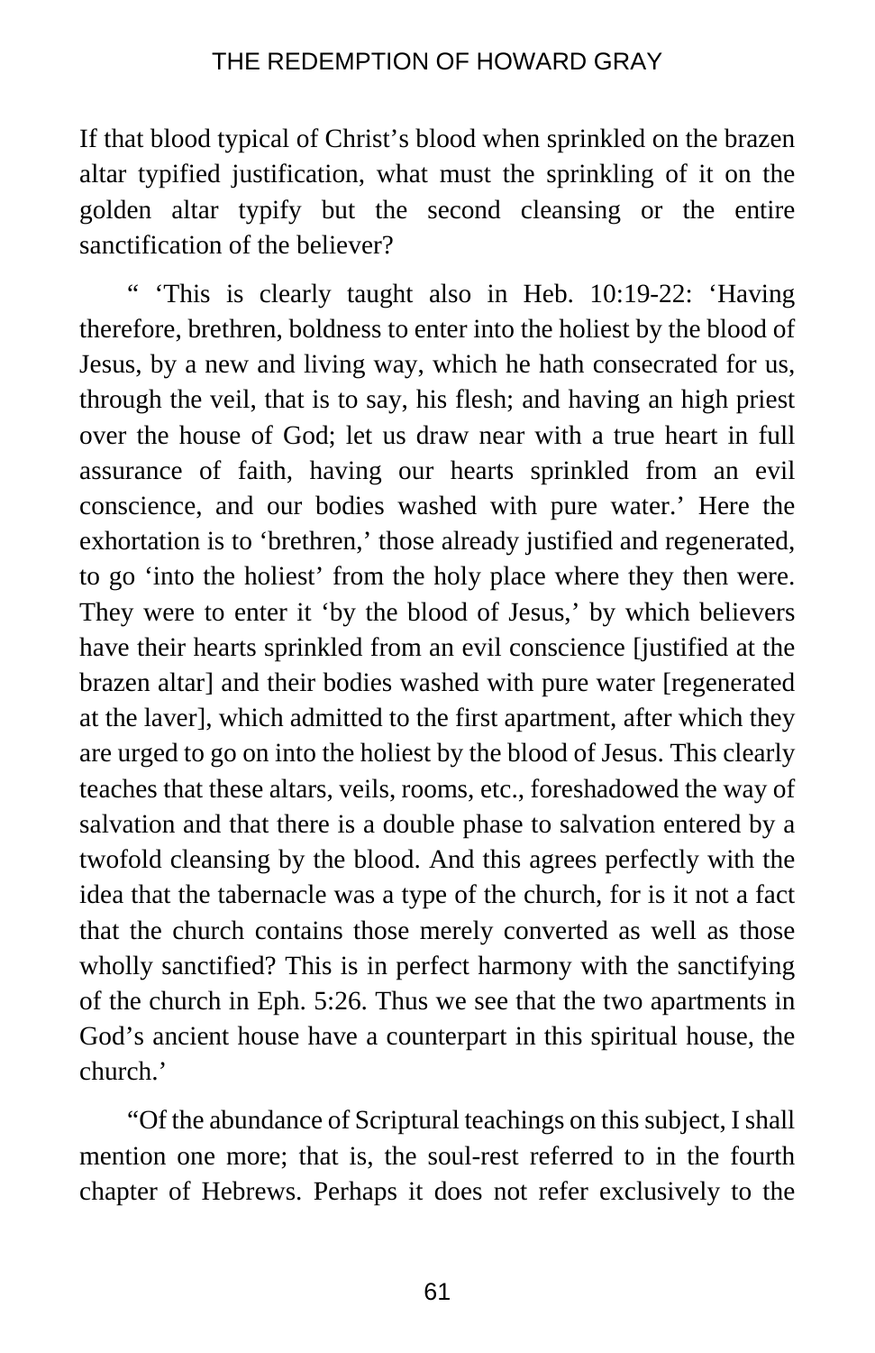If that blood typical of Christ's blood when sprinkled on the brazen altar typified justification, what must the sprinkling of it on the golden altar typify but the second cleansing or the entire sanctification of the believer?

" 'This is clearly taught also in Heb. 10:19-22: 'Having therefore, brethren, boldness to enter into the holiest by the blood of Jesus, by a new and living way, which he hath consecrated for us, through the veil, that is to say, his flesh; and having an high priest over the house of God; let us draw near with a true heart in full assurance of faith, having our hearts sprinkled from an evil conscience, and our bodies washed with pure water.' Here the exhortation is to 'brethren,' those already justified and regenerated, to go 'into the holiest' from the holy place where they then were. They were to enter it 'by the blood of Jesus,' by which believers have their hearts sprinkled from an evil conscience [justified at the brazen altar] and their bodies washed with pure water [regenerated at the laver], which admitted to the first apartment, after which they are urged to go on into the holiest by the blood of Jesus. This clearly teaches that these altars, veils, rooms, etc., foreshadowed the way of salvation and that there is a double phase to salvation entered by a twofold cleansing by the blood. And this agrees perfectly with the idea that the tabernacle was a type of the church, for is it not a fact that the church contains those merely converted as well as those wholly sanctified? This is in perfect harmony with the sanctifying of the church in Eph. 5:26. Thus we see that the two apartments in God's ancient house have a counterpart in this spiritual house, the church.'

"Of the abundance of Scriptural teachings on this subject, I shall mention one more; that is, the soul-rest referred to in the fourth chapter of Hebrews. Perhaps it does not refer exclusively to the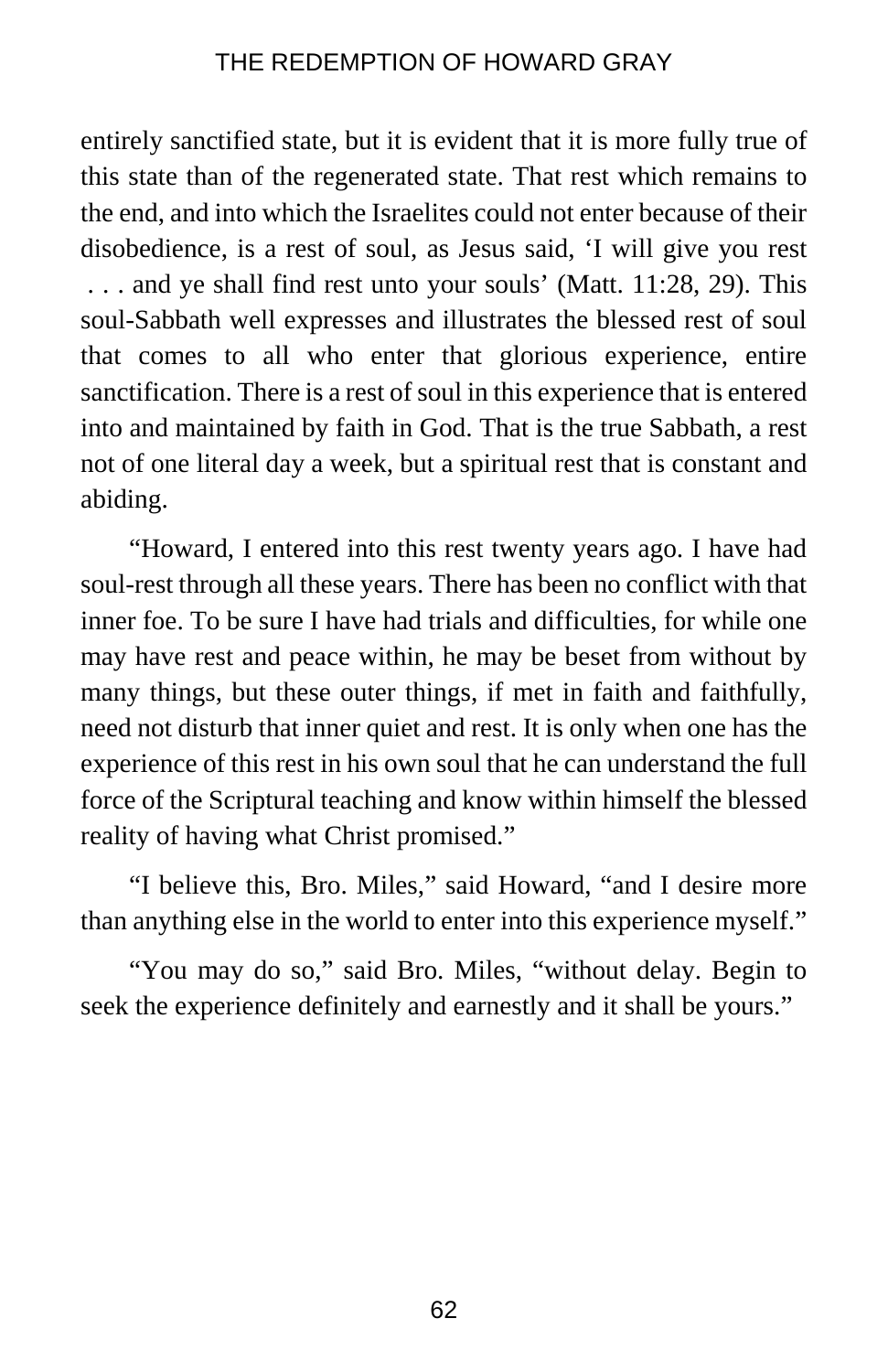entirely sanctified state, but it is evident that it is more fully true of this state than of the regenerated state. That rest which remains to the end, and into which the Israelites could not enter because of their disobedience, is a rest of soul, as Jesus said, 'I will give you rest . . . and ye shall find rest unto your souls' (Matt. 11:28, 29). This soul-Sabbath well expresses and illustrates the blessed rest of soul that comes to all who enter that glorious experience, entire sanctification. There is a rest of soul in this experience that is entered into and maintained by faith in God. That is the true Sabbath, a rest not of one literal day a week, but a spiritual rest that is constant and abiding.

"Howard, I entered into this rest twenty years ago. I have had soul-rest through all these years. There has been no conflict with that inner foe. To be sure I have had trials and difficulties, for while one may have rest and peace within, he may be beset from without by many things, but these outer things, if met in faith and faithfully, need not disturb that inner quiet and rest. It is only when one has the experience of this rest in his own soul that he can understand the full force of the Scriptural teaching and know within himself the blessed reality of having what Christ promised."

"I believe this, Bro. Miles," said Howard, "and I desire more than anything else in the world to enter into this experience myself."

"You may do so," said Bro. Miles, "without delay. Begin to seek the experience definitely and earnestly and it shall be yours."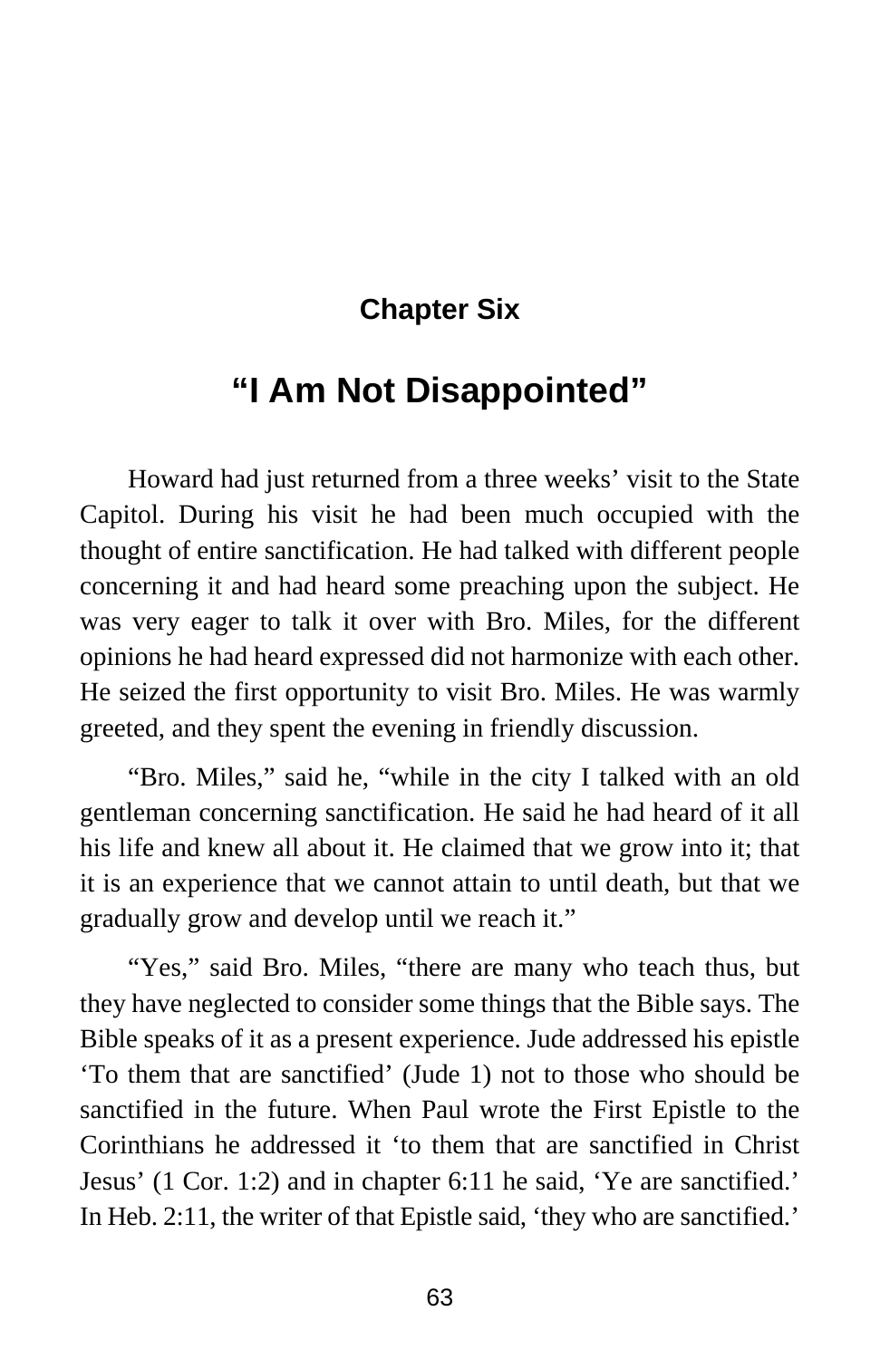## Chapter Six

# "I Am Not Disappointed"

Howard had just returned from a three weeks' visit to the State Capitol. During his visit he had been much occupied with the thought of entire sanctification. He had talked with different people concerning it and had heard some preaching upon the subject. He was very eager to talk it over with Bro. Miles, for the different opinions he had heard expressed did not harmonize with each other. He seized the first opportunity to visit Bro. Miles. He was warmly greeted, and they spent the evening in friendly discussion.

"Bro. Miles," said he, "while in the city I talked with an old gentleman concerning sanctification. He said he had heard of it all his life and knew all about it. He claimed that we grow into it; that it is an experience that we cannot attain to until death, but that we gradually grow and develop until we reach it."

"Yes," said Bro. Miles, "there are many who teach thus, but they have neglected to consider some things that the Bible says. The Bible speaks of it as a present experience. Jude addressed his epistle 'To them that are sanctified' (Jude 1) not to those who should be sanctified in the future. When Paul wrote the First Epistle to the Corinthians he addressed it 'to them that are sanctified in Christ Jesus' (1 Cor. 1:2) and in chapter 6:11 he said, 'Ye are sanctified.' In Heb. 2:11, the writer of that Epistle said, 'they who are sanctified.'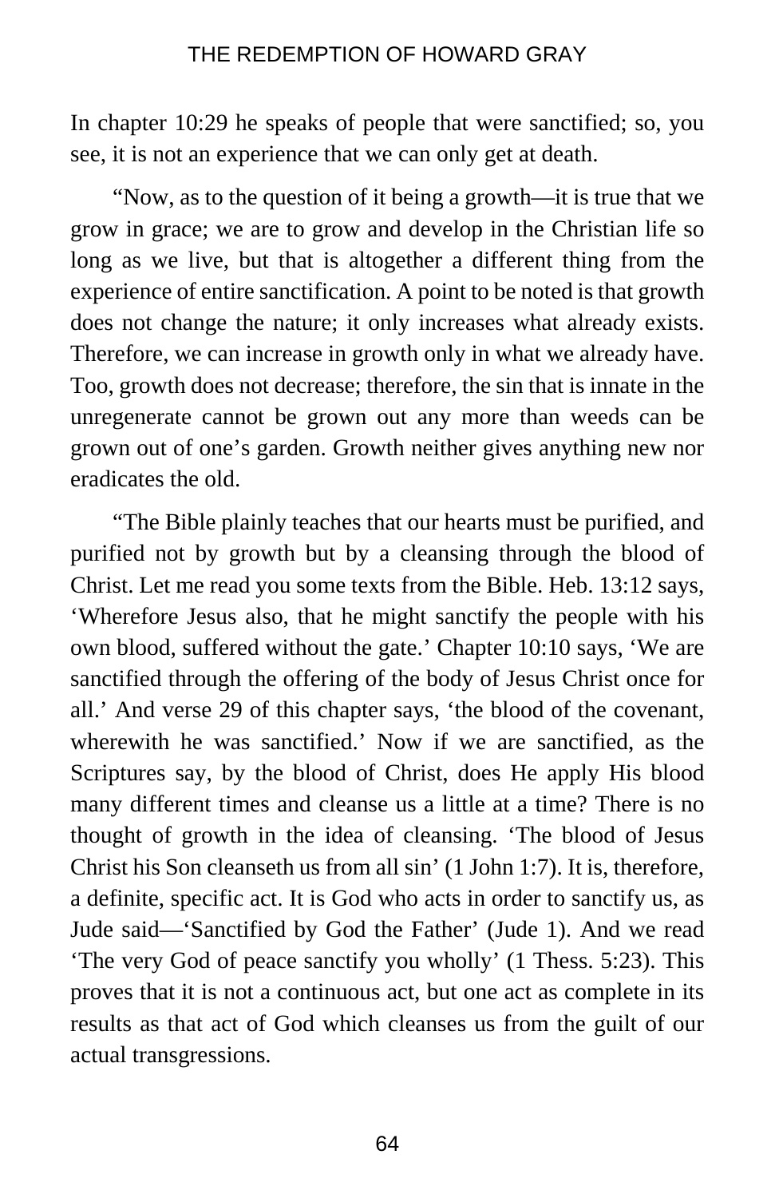In chapter 10:29 he speaks of people that were sanctified; so, you see, it is not an experience that we can only get at death.

"Now, as to the question of it being a growth—it is true that we grow in grace; we are to grow and develop in the Christian life so long as we live, but that is altogether a different thing from the experience of entire sanctification. A point to be noted is that growth does not change the nature; it only increases what already exists. Therefore, we can increase in growth only in what we already have. Too, growth does not decrease; therefore, the sin that is innate in the unregenerate cannot be grown out any more than weeds can be grown out of one's garden. Growth neither gives anything new nor eradicates the old.

"The Bible plainly teaches that our hearts must be purified, and purified not by growth but by a cleansing through the blood of Christ. Let me read you some texts from the Bible. Heb. 13:12 says, 'Wherefore Jesus also, that he might sanctify the people with his own blood, suffered without the gate.' Chapter 10:10 says, 'We are sanctified through the offering of the body of Jesus Christ once for all.' And verse 29 of this chapter says, 'the blood of the covenant, wherewith he was sanctified.' Now if we are sanctified, as the Scriptures say, by the blood of Christ, does He apply His blood many different times and cleanse us a little at a time? There is no thought of growth in the idea of cleansing. 'The blood of Jesus Christ his Son cleanseth us from all sin' (1 John 1:7). It is, therefore, a definite, specific act. It is God who acts in order to sanctify us, as Jude said—'Sanctified by God the Father' (Jude 1). And we read 'The very God of peace sanctify you wholly' (1 Thess. 5:23). This proves that it is not a continuous act, but one act as complete in its results as that act of God which cleanses us from the guilt of our actual transgressions.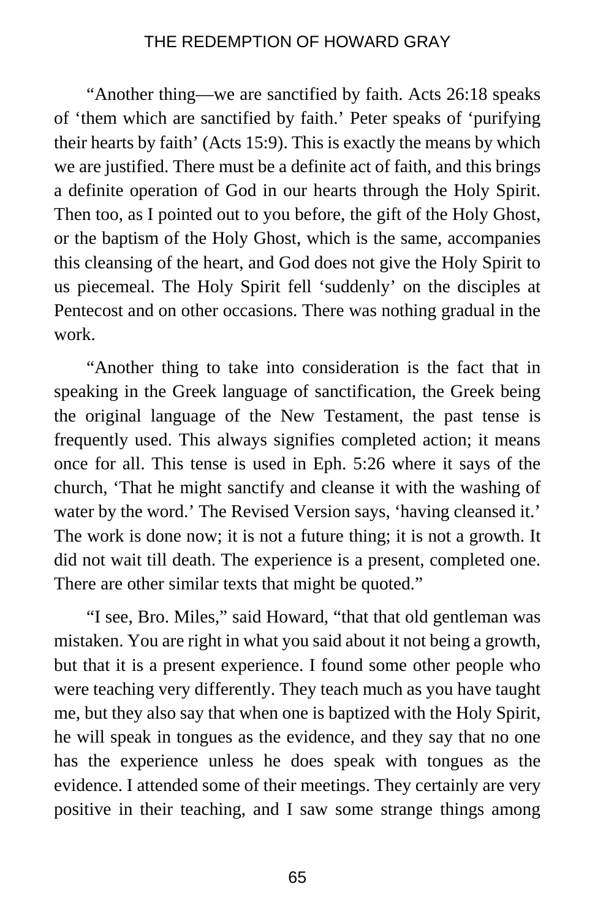“Another thing—we are sanctified by faith. Acts 26:18 speaks of ‘them which are sanctified by faith.’ Peter speaks of ‘purifying their hearts by faith’ (Acts 15:9). This is exactly the means by which we are justified. There must be a definite act of faith, and this brings a definite operation of God in our hearts through the Holy Spirit. Then too, as I pointed out to you before, the gift of the Holy Ghost, or the baptism of the Holy Ghost, which is the same, accompanies this cleansing of the heart, and God does not give the Holy Spirit to us piecemeal. The Holy Spirit fell ‘suddenly’ on the disciples at Pentecost and on other occasions. There was nothing gradual in the work.

“Another thing to take into consideration is the fact that in speaking in the Greek language of sanctification, the Greek being the original language of the New Testament, the past tense is frequently used. This always signifies completed action; it means once for all. This tense is used in Eph. 5:26 where it says of the church, ‘That he might sanctify and cleanse it with the washing of water by the word.’ The Revised Version says, ‘having cleansed it.’ The work is done now; it is not a future thing; it is not a growth. It did not wait till death. The experience is a present, completed one. There are other similar texts that might be quoted.”

“I see, Bro. Miles,” said Howard, “that that old gentleman was mistaken. You are right in what you said about it not being a growth, but that it is a present experience. I found some other people who were teaching very differently. They teach much as you have taught me, but they also say that when one is baptized with the Holy Spirit, he will speak in tongues as the evidence, and they say that no one has the experience unless he does speak with tongues as the evidence. I attended some of their meetings. They certainly are very positive in their teaching, and I saw some strange things among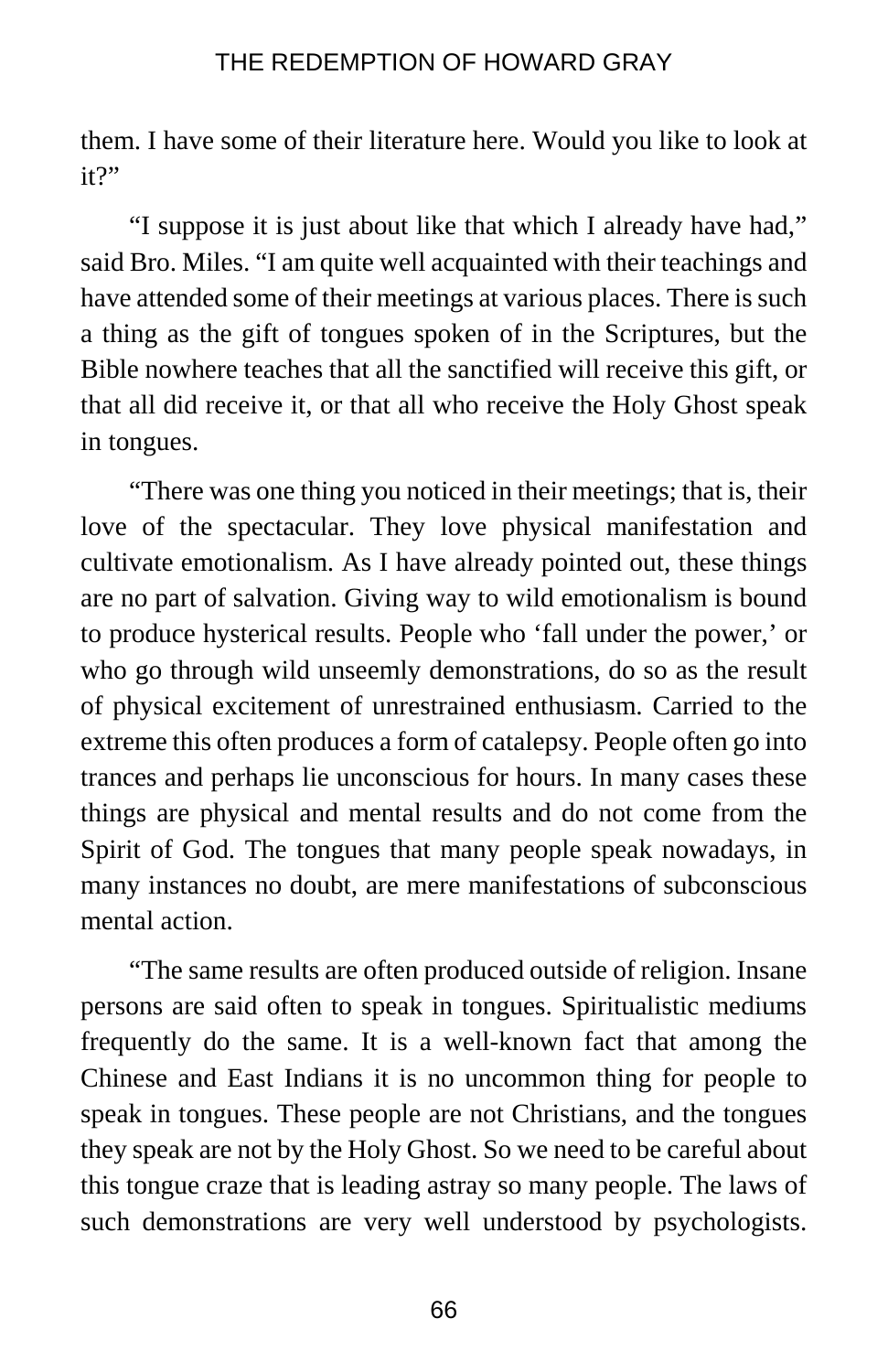them. I have some of their literature here. Would you like to look at it?"

"I suppose it is just about like that which I already have had," said Bro. Miles. "I am quite well acquainted with their teachings and have attended some of their meetings at various places. There is such a thing as the gift of tongues spoken of in the Scriptures, but the Bible nowhere teaches that all the sanctified will receive this gift, or that all did receive it, or that all who receive the Holy Ghost speak in tongues.

"There was one thing you noticed in their meetings; that is, their love of the spectacular. They love physical manifestation and cultivate emotionalism. As I have already pointed out, these things are no part of salvation. Giving way to wild emotionalism is bound to produce hysterical results. People who 'fall under the power,' or who go through wild unseemly demonstrations, do so as the result of physical excitement of unrestrained enthusiasm. Carried to the extreme this often produces a form of catalepsy. People often go into trances and perhaps lie unconscious for hours. In many cases these things are physical and mental results and do not come from the Spirit of God. The tongues that many people speak nowadays, in many instances no doubt, are mere manifestations of subconscious mental action.

"The same results are often produced outside of religion. Insane persons are said often to speak in tongues. Spiritualistic mediums frequently do the same. It is a well-known fact that among the Chinese and East Indians it is no uncommon thing for people to speak in tongues. These people are not Christians, and the tongues they speak are not by the Holy Ghost. So we need to be careful about this tongue craze that is leading astray so many people. The laws of such demonstrations are very well understood by psychologists.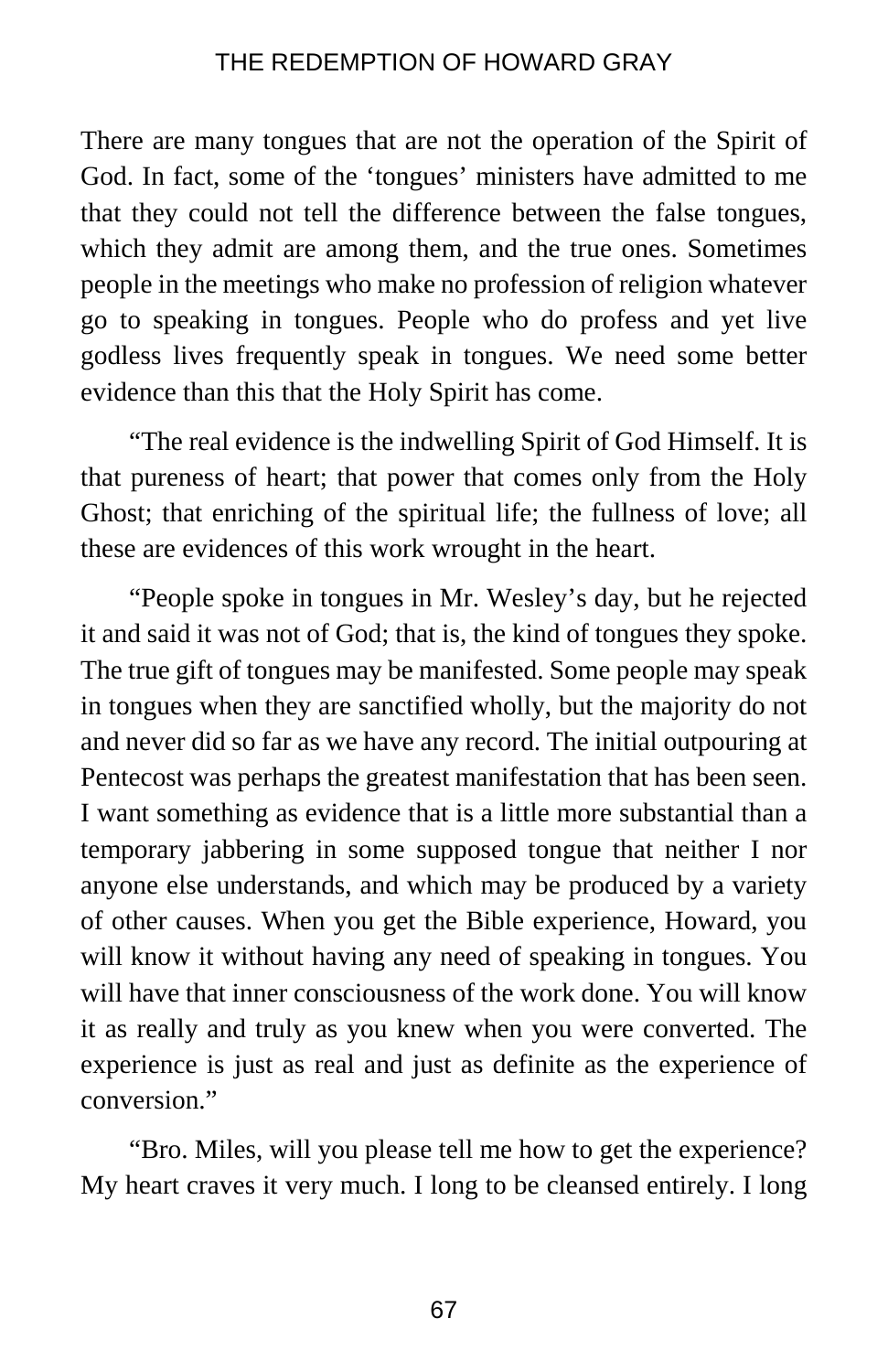There are many tongues that are not the operation of the Spirit of God. In fact, some of the 'tongues' ministers have admitted to me that they could not tell the difference between the false tongues, which they admit are among them, and the true ones. Sometimes people in the meetings who make no profession of religion whatever go to speaking in tongues. People who do profess and yet live godless lives frequently speak in tongues. We need some better evidence than this that the Holy Spirit has come.

"The real evidence is the indwelling Spirit of God Himself. It is that pureness of heart; that power that comes only from the Holy Ghost; that enriching of the spiritual life; the fullness of love; all these are evidences of this work wrought in the heart.

"People spoke in tongues in Mr. Wesley's day, but he rejected it and said it was not of God; that is, the kind of tongues they spoke. The true gift of tongues may be manifested. Some people may speak in tongues when they are sanctified wholly, but the majority do not and never did so far as we have any record. The initial outpouring at Pentecost was perhaps the greatest manifestation that has been seen. I want something as evidence that is a little more substantial than a temporary jabbering in some supposed tongue that neither I nor anyone else understands, and which may be produced by a variety of other causes. When you get the Bible experience, Howard, you will know it without having any need of speaking in tongues. You will have that inner consciousness of the work done. You will know it as really and truly as you knew when you were converted. The experience is just as real and just as definite as the experience of conversion."

"Bro. Miles, will you please tell me how to get the experience? My heart craves it very much. I long to be cleansed entirely. I long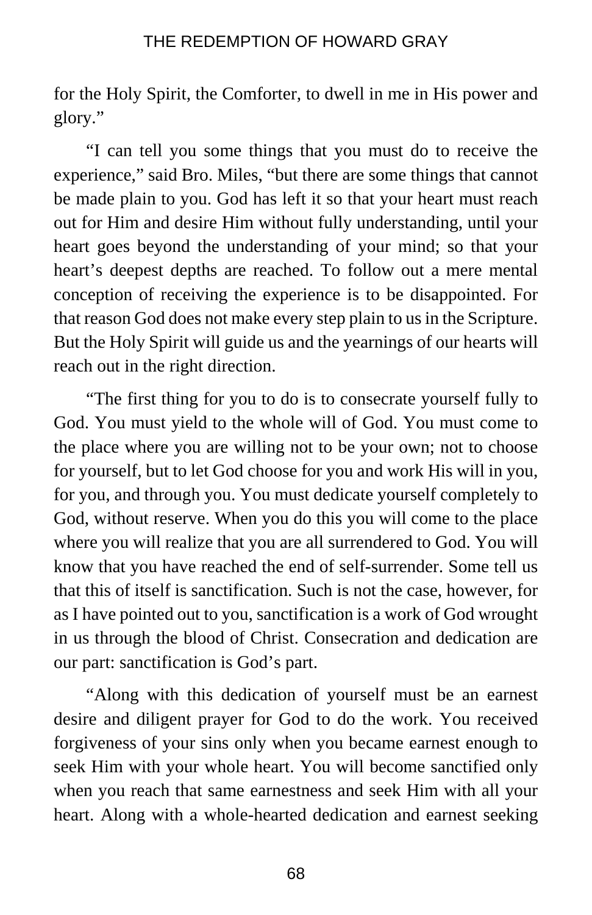for the Holy Spirit, the Comforter, to dwell in me in His power and glory."

"I can tell you some things that you must do to receive the experience," said Bro. Miles, "but there are some things that cannot be made plain to you. God has left it so that your heart must reach out for Him and desire Him without fully understanding, until your heart goes beyond the understanding of your mind; so that your heart's deepest depths are reached. To follow out a mere mental conception of receiving the experience is to be disappointed. For that reason God does not make every step plain to us in the Scripture. But the Holy Spirit will guide us and the yearnings of our hearts will reach out in the right direction.

"The first thing for you to do is to consecrate yourself fully to God. You must yield to the whole will of God. You must come to the place where you are willing not to be your own; not to choose for yourself, but to let God choose for you and work His will in you, for you, and through you. You must dedicate yourself completely to God, without reserve. When you do this you will come to the place where you will realize that you are all surrendered to God. You will know that you have reached the end of self-surrender. Some tell us that this of itself is sanctification. Such is not the case, however, for as I have pointed out to you, sanctification is a work of God wrought in us through the blood of Christ. Consecration and dedication are our part: sanctification is God's part.

"Along with this dedication of yourself must be an earnest desire and diligent prayer for God to do the work. You received forgiveness of your sins only when you became earnest enough to seek Him with your whole heart. You will become sanctified only when you reach that same earnestness and seek Him with all your heart. Along with a whole-hearted dedication and earnest seeking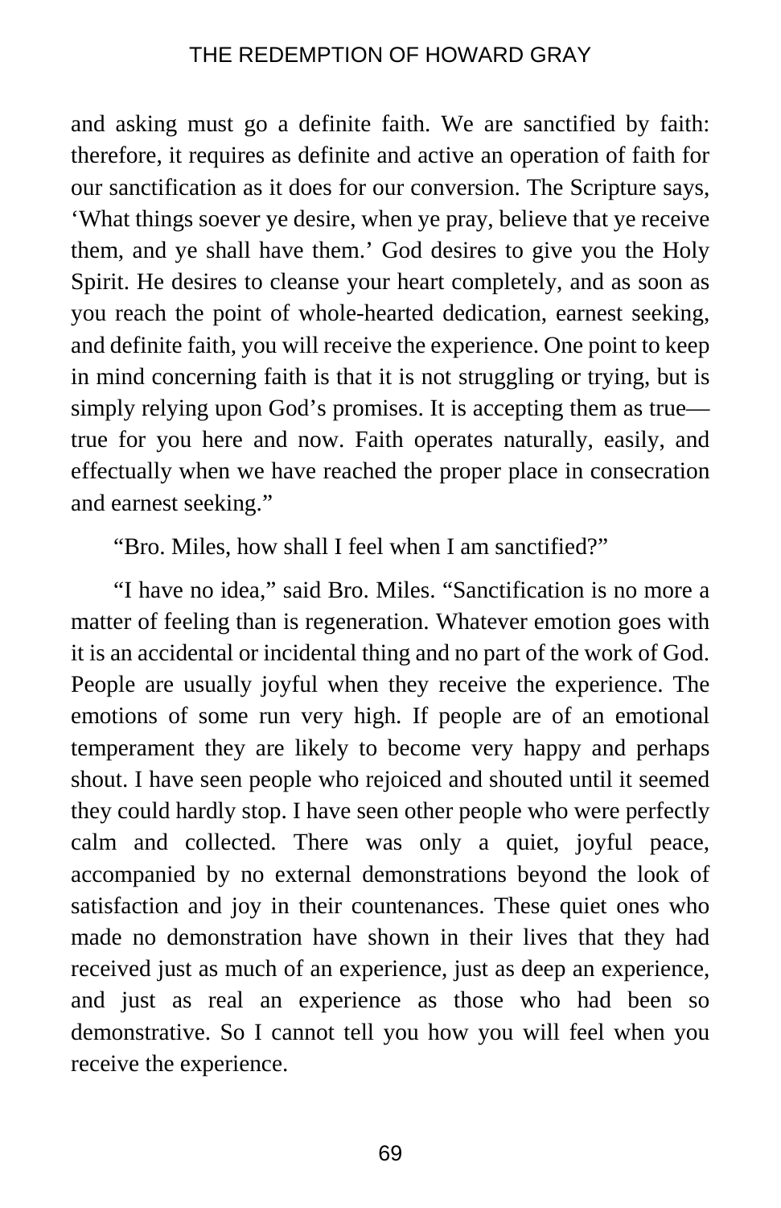and asking must go a definite faith. We are sanctified by faith: therefore, it requires as definite and active an operation of faith for our sanctification as it does for our conversion. The Scripture says, 'What things soever ye desire, when ye pray, believe that ye receive them, and ye shall have them.' God desires to give you the Holy Spirit. He desires to cleanse your heart completely, and as soon as you reach the point of whole-hearted dedication, earnest seeking, and definite faith, you will receive the experience. One point to keep in mind concerning faith is that it is not struggling or trying, but is simply relying upon God's promises. It is accepting them as true—true for you here and now. Faith operates naturally, easily, and effectually when we have reached the proper place in consecration and earnest seeking."

"Bro. Miles, how shall I feel when I am sanctified?"

"I have no idea," said Bro. Miles. "Sanctification is no more a matter of feeling than is regeneration. Whatever emotion goes with it is an accidental or incidental thing and no part of the work of God. People are usually joyful when they receive the experience. The emotions of some run very high. If people are of an emotional temperament they are likely to become very happy and perhaps shout. I have seen people who rejoiced and shouted until it seemed they could hardly stop. I have seen other people who were perfectly calm and collected. There was only a quiet, joyful peace, accompanied by no external demonstrations beyond the look of satisfaction and joy in their countenances. These quiet ones who made no demonstration have shown in their lives that they had received just as much of an experience, just as deep an experience, and just as real an experience as those who had been so demonstrative. So I cannot tell you how you will feel when you receive the experience.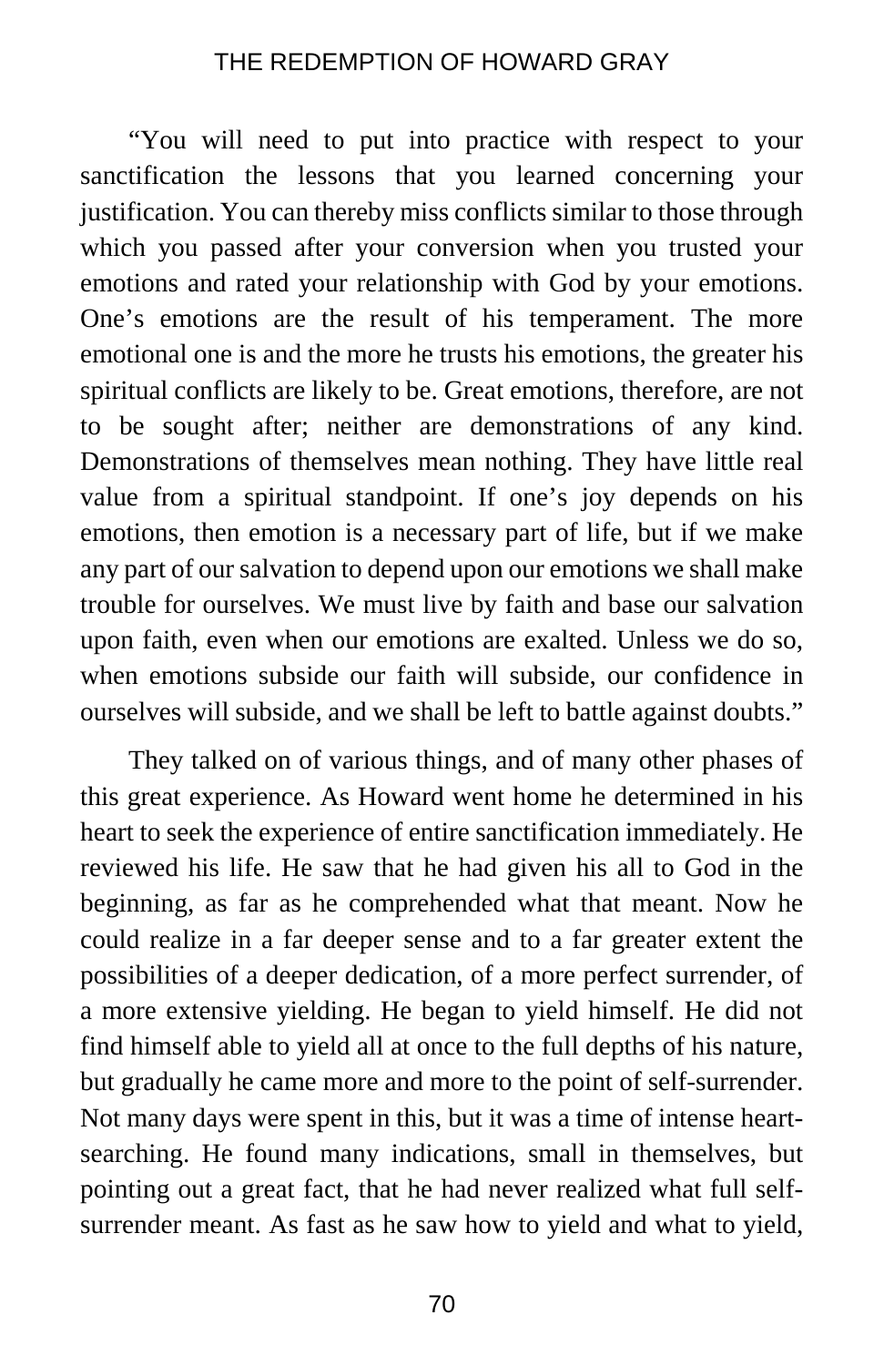"You will need to put into practice with respect to your sanctification the lessons that you learned concerning your justification. You can thereby miss conflicts similar to those through which you passed after your conversion when you trusted your emotions and rated your relationship with God by your emotions. One's emotions are the result of his temperament. The more emotional one is and the more he trusts his emotions, the greater his spiritual conflicts are likely to be. Great emotions, therefore, are not to be sought after; neither are demonstrations of any kind. Demonstrations of themselves mean nothing. They have little real value from a spiritual standpoint. If one's joy depends on his emotions, then emotion is a necessary part of life, but if we make any part of our salvation to depend upon our emotions we shall make trouble for ourselves. We must live by faith and base our salvation upon faith, even when our emotions are exalted. Unless we do so, when emotions subside our faith will subside, our confidence in ourselves will subside, and we shall be left to battle against doubts."

They talked on of various things, and of many other phases of this great experience. As Howard went home he determined in his heart to seek the experience of entire sanctification immediately. He reviewed his life. He saw that he had given his all to God in the beginning, as far as he comprehended what that meant. Now he could realize in a far deeper sense and to a far greater extent the possibilities of a deeper dedication, of a more perfect surrender, of a more extensive yielding. He began to yield himself. He did not find himself able to yield all at once to the full depths of his nature, but gradually he came more and more to the point of self-surrender. Not many days were spent in this, but it was a time of intense heart-searching. He found many indications, small in themselves, but pointing out a great fact, that he had never realized what full self-surrender meant. As fast as he saw how to yield and what to yield,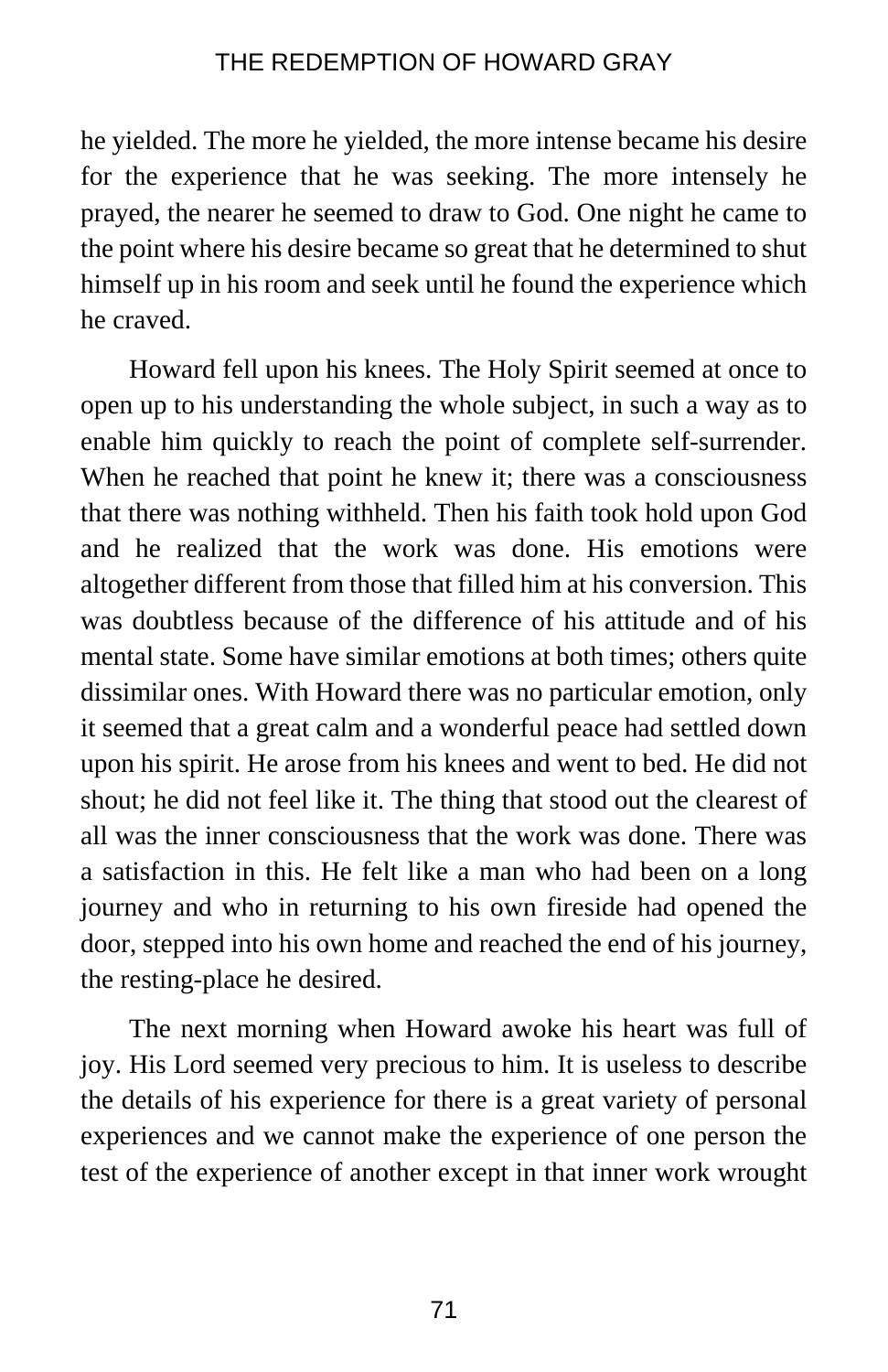he yielded. The more he yielded, the more intense became his desire for the experience that he was seeking. The more intensely he prayed, the nearer he seemed to draw to God. One night he came to the point where his desire became so great that he determined to shut himself up in his room and seek until he found the experience which he craved.

Howard fell upon his knees. The Holy Spirit seemed at once to open up to his understanding the whole subject, in such a way as to enable him quickly to reach the point of complete self-surrender. When he reached that point he knew it; there was a consciousness that there was nothing withheld. Then his faith took hold upon God and he realized that the work was done. His emotions were altogether different from those that filled him at his conversion. This was doubtless because of the difference of his attitude and of his mental state. Some have similar emotions at both times; others quite dissimilar ones. With Howard there was no particular emotion, only it seemed that a great calm and a wonderful peace had settled down upon his spirit. He arose from his knees and went to bed. He did not shout; he did not feel like it. The thing that stood out the clearest of all was the inner consciousness that the work was done. There was a satisfaction in this. He felt like a man who had been on a long journey and who in returning to his own fireside had opened the door, stepped into his own home and reached the end of his journey, the resting-place he desired.

The next morning when Howard awoke his heart was full of joy. His Lord seemed very precious to him. It is useless to describe the details of his experience for there is a great variety of personal experiences and we cannot make the experience of one person the test of the experience of another except in that inner work wrought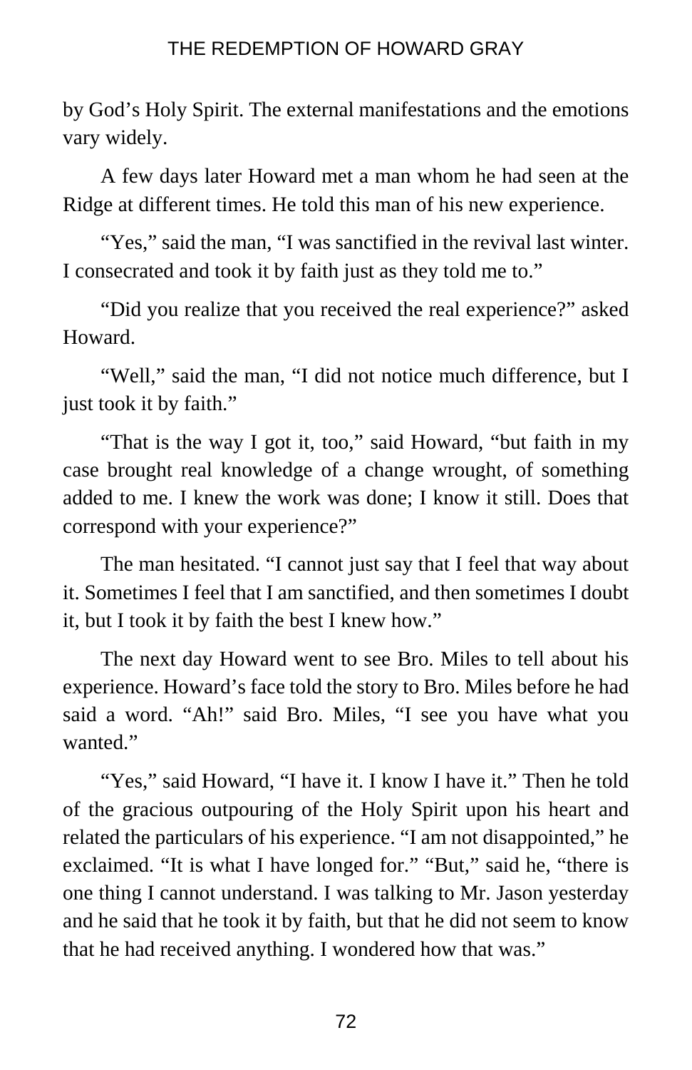by God's Holy Spirit. The external manifestations and the emotions vary widely.

A few days later Howard met a man whom he had seen at the Ridge at different times. He told this man of his new experience.

"Yes," said the man, "I was sanctified in the revival last winter. I consecrated and took it by faith just as they told me to."

"Did you realize that you received the real experience?" asked Howard.

"Well," said the man, "I did not notice much difference, but I just took it by faith."

"That is the way I got it, too," said Howard, "but faith in my case brought real knowledge of a change wrought, of something added to me. I knew the work was done; I know it still. Does that correspond with your experience?"

The man hesitated. "I cannot just say that I feel that way about it. Sometimes I feel that I am sanctified, and then sometimes I doubt it, but I took it by faith the best I knew how."

The next day Howard went to see Bro. Miles to tell about his experience. Howard's face told the story to Bro. Miles before he had said a word. "Ah!" said Bro. Miles, "I see you have what you wanted."

"Yes," said Howard, "I have it. I know I have it." Then he told of the gracious outpouring of the Holy Spirit upon his heart and related the particulars of his experience. "I am not disappointed," he exclaimed. "It is what I have longed for." "But," said he, "there is one thing I cannot understand. I was talking to Mr. Jason yesterday and he said that he took it by faith, but that he did not seem to know that he had received anything. I wondered how that was."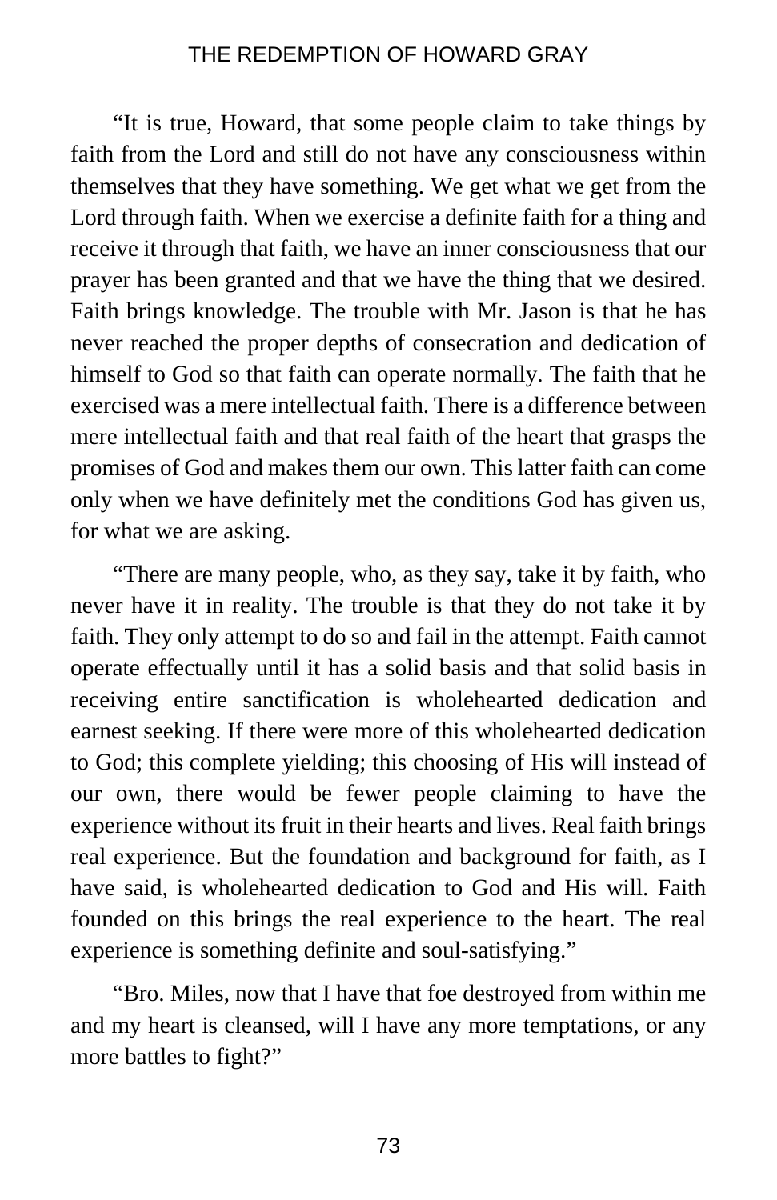"It is true, Howard, that some people claim to take things by faith from the Lord and still do not have any consciousness within themselves that they have something. We get what we get from the Lord through faith. When we exercise a definite faith for a thing and receive it through that faith, we have an inner consciousness that our prayer has been granted and that we have the thing that we desired. Faith brings knowledge. The trouble with Mr. Jason is that he has never reached the proper depths of consecration and dedication of himself to God so that faith can operate normally. The faith that he exercised was a mere intellectual faith. There is a difference between mere intellectual faith and that real faith of the heart that grasps the promises of God and makes them our own. This latter faith can come only when we have definitely met the conditions God has given us, for what we are asking.

"There are many people, who, as they say, take it by faith, who never have it in reality. The trouble is that they do not take it by faith. They only attempt to do so and fail in the attempt. Faith cannot operate effectually until it has a solid basis and that solid basis in receiving entire sanctification is wholehearted dedication and earnest seeking. If there were more of this wholehearted dedication to God; this complete yielding; this choosing of His will instead of our own, there would be fewer people claiming to have the experience without its fruit in their hearts and lives. Real faith brings real experience. But the foundation and background for faith, as I have said, is wholehearted dedication to God and His will. Faith founded on this brings the real experience to the heart. The real experience is something definite and soul-satisfying."

"Bro. Miles, now that I have that foe destroyed from within me and my heart is cleansed, will I have any more temptations, or any more battles to fight?"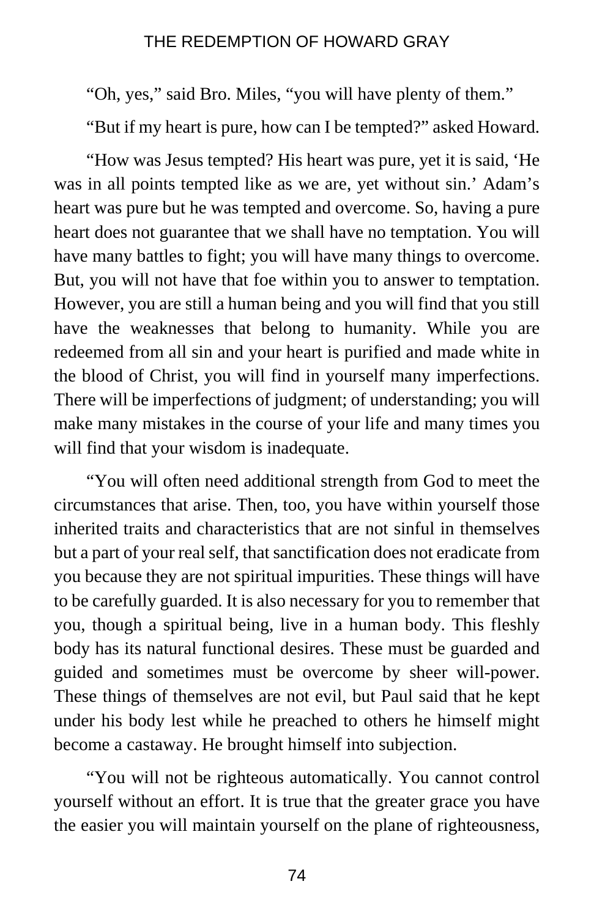"Oh, yes," said Bro. Miles, "you will have plenty of them."

"But if my heart is pure, how can I be tempted?" asked Howard.

"How was Jesus tempted? His heart was pure, yet it is said, 'He was in all points tempted like as we are, yet without sin.' Adam's heart was pure but he was tempted and overcome. So, having a pure heart does not guarantee that we shall have no temptation. You will have many battles to fight; you will have many things to overcome. But, you will not have that foe within you to answer to temptation. However, you are still a human being and you will find that you still have the weaknesses that belong to humanity. While you are redeemed from all sin and your heart is purified and made white in the blood of Christ, you will find in yourself many imperfections. There will be imperfections of judgment; of understanding; you will make many mistakes in the course of your life and many times you will find that your wisdom is inadequate.

"You will often need additional strength from God to meet the circumstances that arise. Then, too, you have within yourself those inherited traits and characteristics that are not sinful in themselves but a part of your real self, that sanctification does not eradicate from you because they are not spiritual impurities. These things will have to be carefully guarded. It is also necessary for you to remember that you, though a spiritual being, live in a human body. This fleshly body has its natural functional desires. These must be guarded and guided and sometimes must be overcome by sheer will-power. These things of themselves are not evil, but Paul said that he kept under his body lest while he preached to others he himself might become a castaway. He brought himself into subjection.

"You will not be righteous automatically. You cannot control yourself without an effort. It is true that the greater grace you have the easier you will maintain yourself on the plane of righteousness,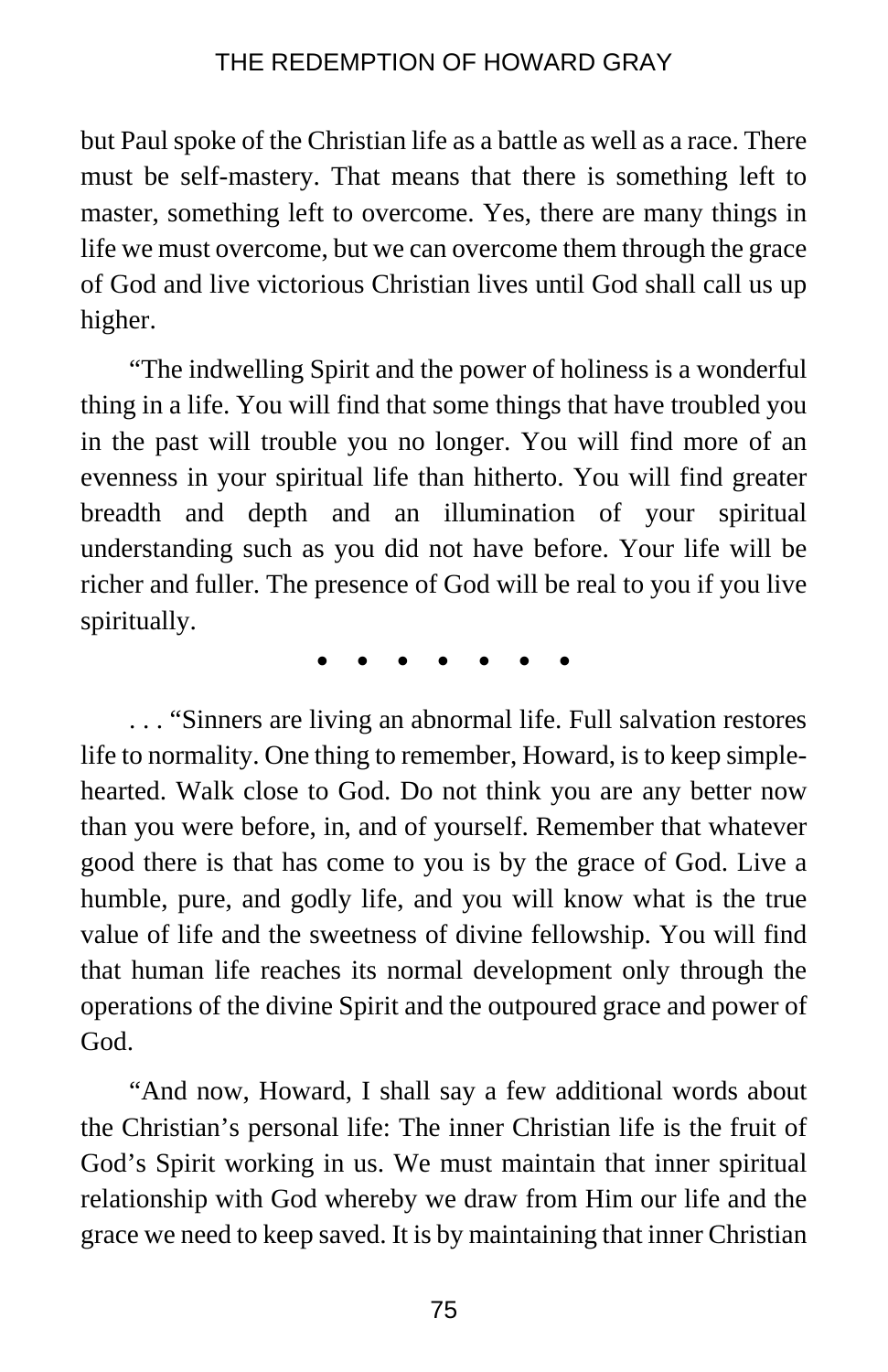but Paul spoke of the Christian life as a battle as well as a race. There must be self-mastery. That means that there is something left to master, something left to overcome. Yes, there are many things in life we must overcome, but we can overcome them through the grace of God and live victorious Christian lives until God shall call us up higher.

"The indwelling Spirit and the power of holiness is a wonderful thing in a life. You will find that some things that have troubled you in the past will trouble you no longer. You will find more of an evenness in your spiritual life than hitherto. You will find greater breadth and depth and an illumination of your spiritual understanding such as you did not have before. Your life will be richer and fuller. The presence of God will be real to you if you live spiritually.

• • • • • • •

. . . "Sinners are living an abnormal life. Full salvation restores life to normality. One thing to remember, Howard, is to keep simple-hearted. Walk close to God. Do not think you are any better now than you were before, in, and of yourself. Remember that whatever good there is that has come to you is by the grace of God. Live a humble, pure, and godly life, and you will know what is the true value of life and the sweetness of divine fellowship. You will find that human life reaches its normal development only through the operations of the divine Spirit and the outpoured grace and power of God.

"And now, Howard, I shall say a few additional words about the Christian's personal life: The inner Christian life is the fruit of God's Spirit working in us. We must maintain that inner spiritual relationship with God whereby we draw from Him our life and the grace we need to keep saved. It is by maintaining that inner Christian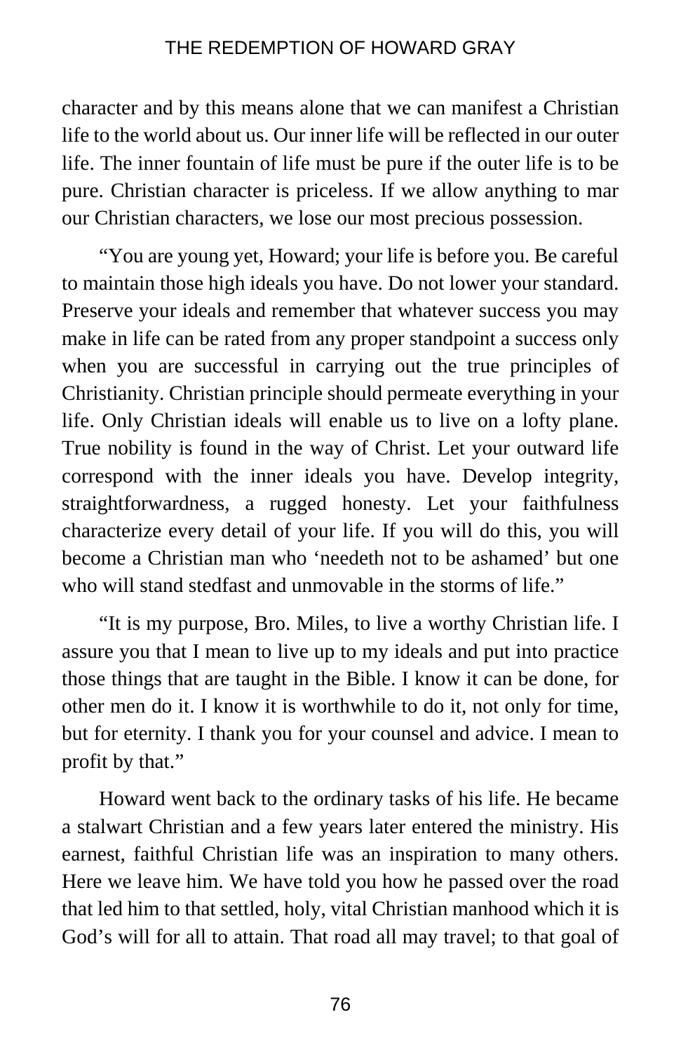character and by this means alone that we can manifest a Christian life to the world about us. Our inner life will be reflected in our outer life. The inner fountain of life must be pure if the outer life is to be pure. Christian character is priceless. If we allow anything to mar our Christian characters, we lose our most precious possession.

"You are young yet, Howard; your life is before you. Be careful to maintain those high ideals you have. Do not lower your standard. Preserve your ideals and remember that whatever success you may make in life can be rated from any proper standpoint a success only when you are successful in carrying out the true principles of Christianity. Christian principle should permeate everything in your life. Only Christian ideals will enable us to live on a lofty plane. True nobility is found in the way of Christ. Let your outward life correspond with the inner ideals you have. Develop integrity, straightforwardness, a rugged honesty. Let your faithfulness characterize every detail of your life. If you will do this, you will become a Christian man who 'needeth not to be ashamed' but one who will stand stedfast and unmovable in the storms of life."

"It is my purpose, Bro. Miles, to live a worthy Christian life. I assure you that I mean to live up to my ideals and put into practice those things that are taught in the Bible. I know it can be done, for other men do it. I know it is worthwhile to do it, not only for time, but for eternity. I thank you for your counsel and advice. I mean to profit by that."

Howard went back to the ordinary tasks of his life. He became a stalwart Christian and a few years later entered the ministry. His earnest, faithful Christian life was an inspiration to many others. Here we leave him. We have told you how he passed over the road that led him to that settled, holy, vital Christian manhood which it is God's will for all to attain. That road all may travel; to that goal of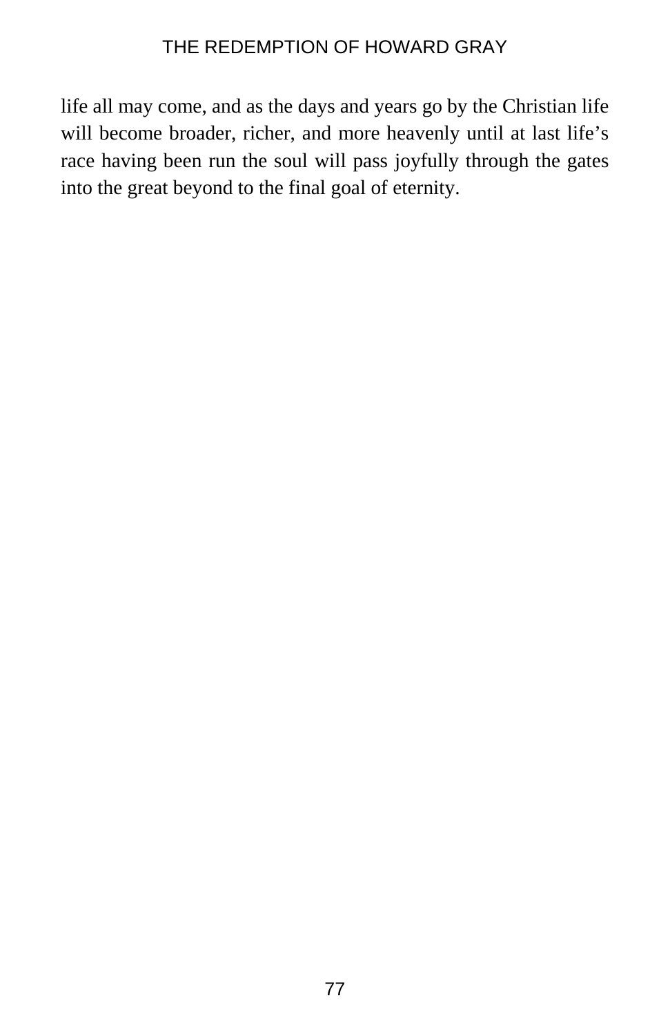life all may come, and as the days and years go by the Christian life will become broader, richer, and more heavenly until at last life's race having been run the soul will pass joyfully through the gates into the great beyond to the final goal of eternity.